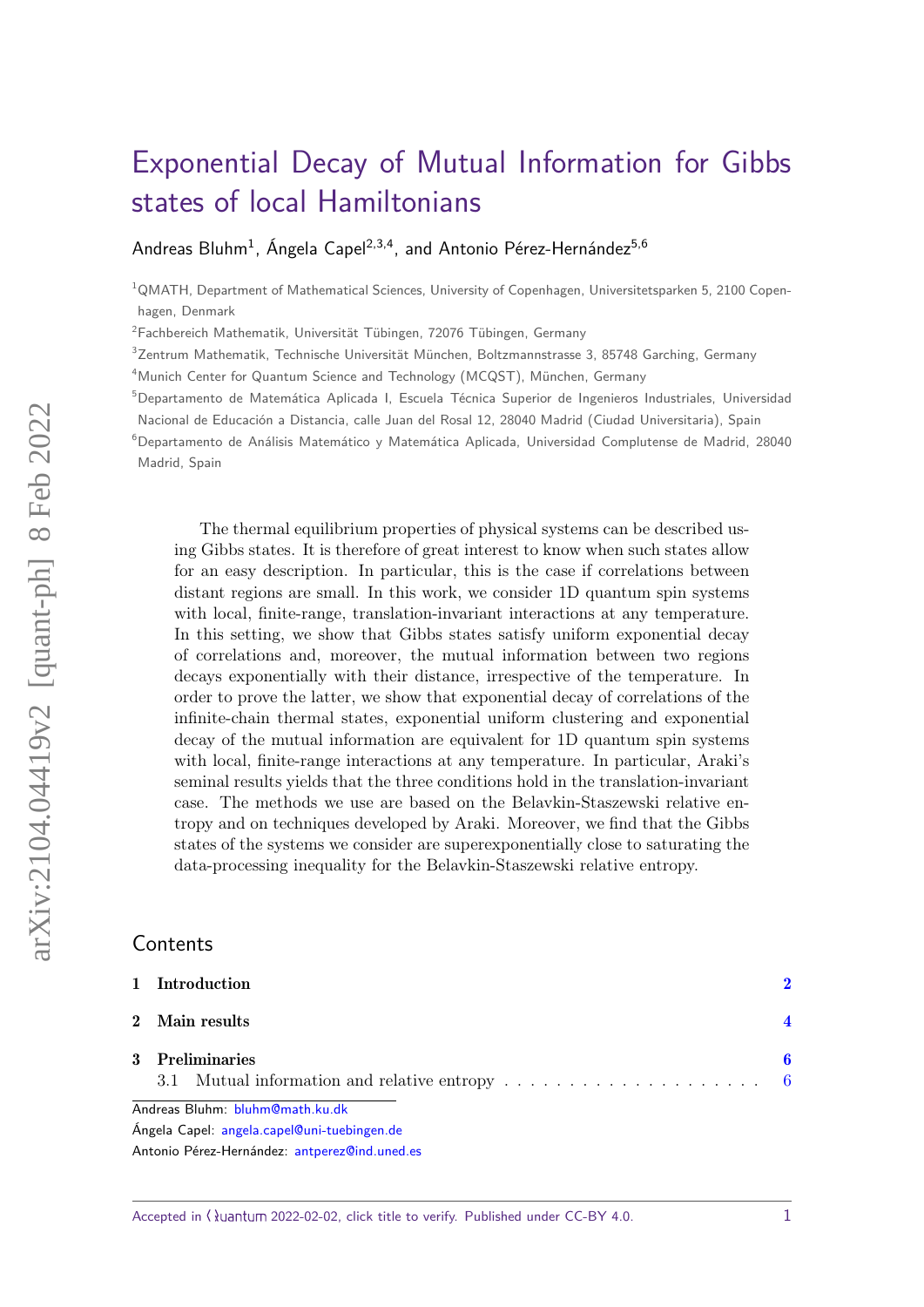# Exponential Decay of Mutual Information for Gibbs states of local Hamiltonians

Andreas Bluhm[1], Ángela Capel[2,3,4], and Antonio Pérez-Hernández[5,6]

[1]QMATH, Department of Mathematical Sciences, University of Copenhagen, Universitetsparken 5, 2100 Copenhagen, Denmark

[2]Fachbereich Mathematik, Universität Tübingen, 72076 Tübingen, Germany

[3]Zentrum Mathematik, Technische Universität München, Boltzmannstrasse 3, 85748 Garching, Germany

[4]Munich Center for Quantum Science and Technology (MCQST), München, Germany

[5]Departamento de Matemática Aplicada I, Escuela Técnica Superior de Ingenieros Industriales, Universidad Nacional de Educación a Distancia, calle Juan del Rosal 12, 28040 Madrid (Ciudad Universitaria), Spain

[6]Departamento de Análisis Matemático y Matemática Aplicada, Universidad Complutense de Madrid, 28040 Madrid, Spain

The thermal equilibrium properties of physical systems can be described using Gibbs states. It is therefore of great interest to know when such states allow for an easy description. In particular, this is the case if correlations between distant regions are small. In this work, we consider 1D quantum spin systems with local, finite-range, translation-invariant interactions at any temperature. In this setting, we show that Gibbs states satisfy uniform exponential decay of correlations and, moreover, the mutual information between two regions decays exponentially with their distance, irrespective of the temperature. In order to prove the latter, we show that exponential decay of correlations of the infinite-chain thermal states, exponential uniform clustering and exponential decay of the mutual information are equivalent for 1D quantum spin systems with local, finite-range interactions at any temperature. In particular, Araki's seminal results yields that the three conditions hold in the translation-invariant case. The methods we use are based on the Belavkin-Staszewski relative entropy and on techniques developed by Araki. Moreover, we find that the Gibbs states of the systems we consider are superexponentially close to saturating the data-processing inequality for the Belavkin-Staszewski relative entropy.

## Contents

1 Introduction 2

2 Main results 4

3 Preliminaries 6

3.1 Mutual information and relative entropy 6

Andreas Bluhm: bluhm@math.ku.dk

Ángela Capel: angela.capel@uni-tuebingen.de

Antonio Pérez-Hernández: antperez@ind.uned.es

Accepted in Quantum 2022-02-02, click title to verify. Published under CC-BY 4.0.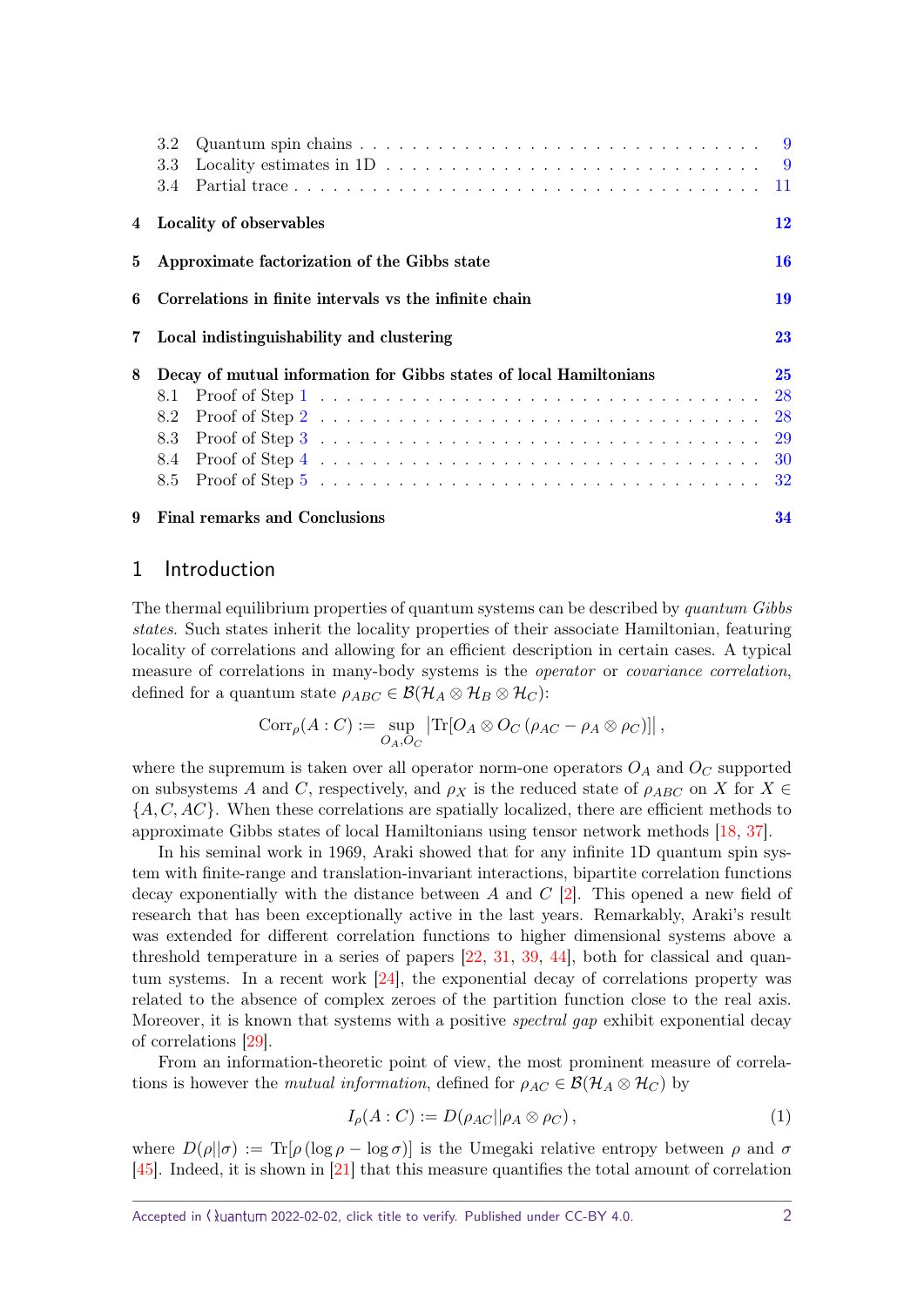3.2 Quantum spin chains . . . . . . . . . . . . . . . . . . . . . . . . . . . . . . . . 9
3.3 Locality estimates in 1D . . . . . . . . . . . . . . . . . . . . . . . . . . . . . 9
3.4 Partial trace . . . . . . . . . . . . . . . . . . . . . . . . . . . . . . . . . . . 11

**4 Locality of observables** **12**

**5 Approximate factorization of the Gibbs state** **16**

**6 Correlations in finite intervals vs the infinite chain** **19**

**7 Local indistinguishability and clustering** **23**

**8 Decay of mutual information for Gibbs states of local Hamiltonians** **25**
8.1 Proof of Step 1 . . . . . . . . . . . . . . . . . . . . . . . . . . . . . . . . . . 28
8.2 Proof of Step 2 . . . . . . . . . . . . . . . . . . . . . . . . . . . . . . . . . . 28
8.3 Proof of Step 3 . . . . . . . . . . . . . . . . . . . . . . . . . . . . . . . . . . 29
8.4 Proof of Step 4 . . . . . . . . . . . . . . . . . . . . . . . . . . . . . . . . . . 30
8.5 Proof of Step 5 . . . . . . . . . . . . . . . . . . . . . . . . . . . . . . . . . . 32

**9 Final remarks and Conclusions** **34**

## 1 Introduction

The thermal equilibrium properties of quantum systems can be described by *quantum Gibbs states*. Such states inherit the locality properties of their associate Hamiltonian, featuring locality of correlations and allowing for an efficient description in certain cases. A typical measure of correlations in many-body systems is the *operator* or *covariance correlation*, defined for a quantum state $\rho_{ABC} \in \mathcal{B}(\mathcal{H}_A \otimes \mathcal{H}_B \otimes \mathcal{H}_C)$:

$$\operatorname{Corr}_\rho(A:C) := \sup_{O_A, O_C} \left| \operatorname{Tr}[O_A \otimes O_C \left(\rho_{AC} - \rho_A \otimes \rho_C\right)] \right| ,$$

where the supremum is taken over all operator norm-one operators $O_A$ and $O_C$ supported on subsystems $A$ and $C$, respectively, and $\rho_X$ is the reduced state of $\rho_{ABC}$ on $X$ for $X \in \{A, C, AC\}$. When these correlations are spatially localized, there are efficient methods to approximate Gibbs states of local Hamiltonians using tensor network methods [18, 37].

In his seminal work in 1969, Araki showed that for any infinite 1D quantum spin system with finite-range and translation-invariant interactions, bipartite correlation functions decay exponentially with the distance between $A$ and $C$ [2]. This opened a new field of research that has been exceptionally active in the last years. Remarkably, Araki's result was extended for different correlation functions to higher dimensional systems above a threshold temperature in a series of papers [22, 31, 39, 44], both for classical and quantum systems. In a recent work [24], the exponential decay of correlations property was related to the absence of complex zeroes of the partition function close to the real axis. Moreover, it is known that systems with a positive *spectral gap* exhibit exponential decay of correlations [29].

From an information-theoretic point of view, the most prominent measure of correlations is however the *mutual information*, defined for $\rho_{AC} \in \mathcal{B}(\mathcal{H}_A \otimes \mathcal{H}_C)$ by

$$I_\rho(A:C) := D(\rho_{AC}||\rho_A \otimes \rho_C) , \tag{1}$$

where $D(\rho||\sigma) := \operatorname{Tr}[\rho (\log \rho - \log \sigma)]$ is the Umegaki relative entropy between $\rho$ and $\sigma$ [45]. Indeed, it is shown in [21] that this measure quantifies the total amount of correlation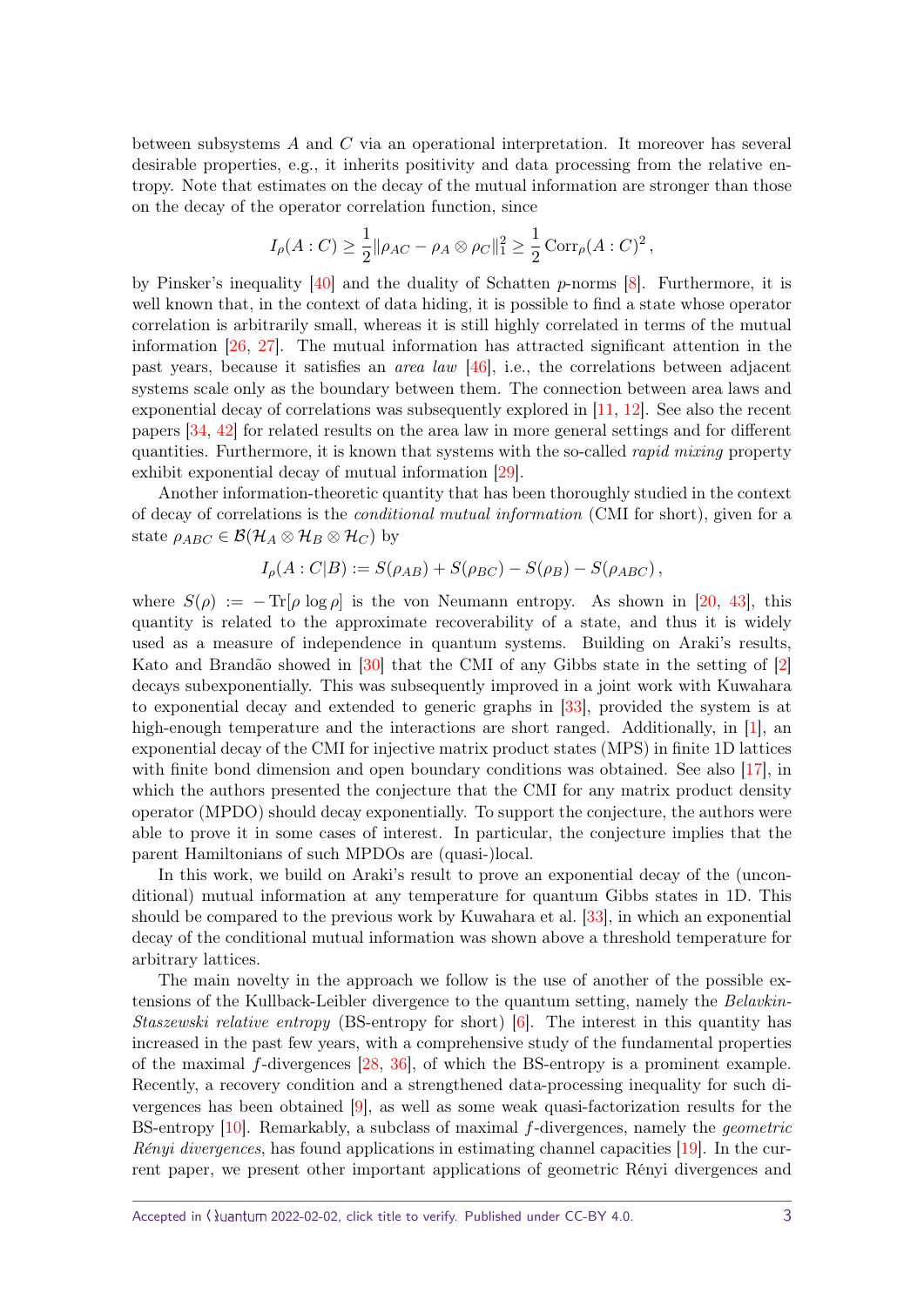between subsystems $A$ and $C$ via an operational interpretation. It moreover has several desirable properties, e.g., it inherits positivity and data processing from the relative entropy. Note that estimates on the decay of the mutual information are stronger than those on the decay of the operator correlation function, since

$$I_\rho(A:C) \geq \frac{1}{2}\|\rho_{AC} - \rho_A \otimes \rho_C\|_1^2 \geq \frac{1}{2}\operatorname{Corr}_\rho(A:C)^2 ,$$

by Pinsker's inequality [40] and the duality of Schatten $p$-norms [8]. Furthermore, it is well known that, in the context of data hiding, it is possible to find a state whose operator correlation is arbitrarily small, whereas it is still highly correlated in terms of the mutual information [26, 27]. The mutual information has attracted significant attention in the past years, because it satisfies an *area law* [46], i.e., the correlations between adjacent systems scale only as the boundary between them. The connection between area laws and exponential decay of correlations was subsequently explored in [11, 12]. See also the recent papers [34, 42] for related results on the area law in more general settings and for different quantities. Furthermore, it is known that systems with the so-called *rapid mixing* property exhibit exponential decay of mutual information [29].

Another information-theoretic quantity that has been thoroughly studied in the context of decay of correlations is the *conditional mutual information* (CMI for short), given for a state $\rho_{ABC} \in \mathcal{B}(\mathcal{H}_A \otimes \mathcal{H}_B \otimes \mathcal{H}_C)$ by

$$I_\rho(A:C|B) := S(\rho_{AB}) + S(\rho_{BC}) - S(\rho_B) - S(\rho_{ABC}) ,$$

where $S(\rho) := -\operatorname{Tr}[\rho \log \rho]$ is the von Neumann entropy. As shown in [20, 43], this quantity is related to the approximate recoverability of a state, and thus it is widely used as a measure of independence in quantum systems. Building on Araki's results, Kato and Brandão showed in [30] that the CMI of any Gibbs state in the setting of [2] decays subexponentially. This was subsequently improved in a joint work with Kuwahara to exponential decay and extended to generic graphs in [33], provided the system is at high-enough temperature and the interactions are short ranged. Additionally, in [1], an exponential decay of the CMI for injective matrix product states (MPS) in finite 1D lattices with finite bond dimension and open boundary conditions was obtained. See also [17], in which the authors presented the conjecture that the CMI for any matrix product density operator (MPDO) should decay exponentially. To support the conjecture, the authors were able to prove it in some cases of interest. In particular, the conjecture implies that the parent Hamiltonians of such MPDOs are (quasi-)local.

In this work, we build on Araki's result to prove an exponential decay of the (unconditional) mutual information at any temperature for quantum Gibbs states in 1D. This should be compared to the previous work by Kuwahara et al. [33], in which an exponential decay of the conditional mutual information was shown above a threshold temperature for arbitrary lattices.

The main novelty in the approach we follow is the use of another of the possible extensions of the Kullback-Leibler divergence to the quantum setting, namely the *Belavkin-Staszewski relative entropy* (BS-entropy for short) [6]. The interest in this quantity has increased in the past few years, with a comprehensive study of the fundamental properties of the maximal $f$-divergences [28, 36], of which the BS-entropy is a prominent example. Recently, a recovery condition and a strengthened data-processing inequality for such divergences has been obtained [9], as well as some weak quasi-factorization results for the BS-entropy [10]. Remarkably, a subclass of maximal $f$-divergences, namely the *geometric Rényi divergences*, has found applications in estimating channel capacities [19]. In the current paper, we present other important applications of geometric Rényi divergences and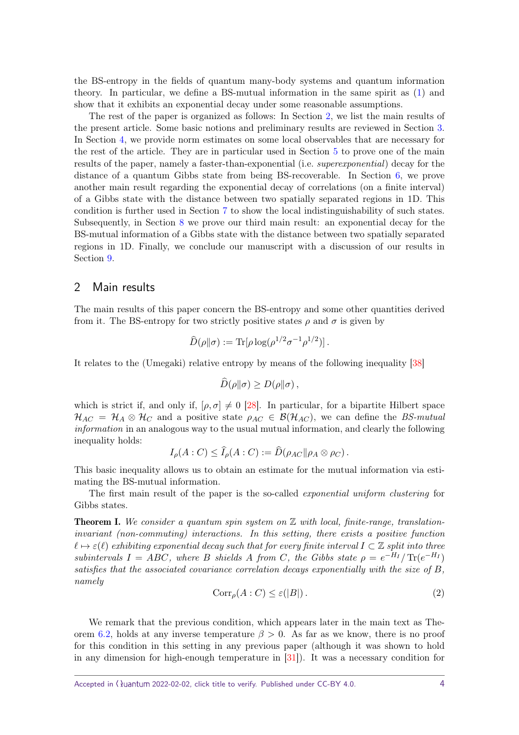the BS-entropy in the fields of quantum many-body systems and quantum information theory. In particular, we define a BS-mutual information in the same spirit as (1) and show that it exhibits an exponential decay under some reasonable assumptions.

The rest of the paper is organized as follows: In Section 2, we list the main results of the present article. Some basic notions and preliminary results are reviewed in Section 3. In Section 4, we provide norm estimates on some local observables that are necessary for the rest of the article. They are in particular used in Section 5 to prove one of the main results of the paper, namely a faster-than-exponential (i.e. *superexponential*) decay for the distance of a quantum Gibbs state from being BS-recoverable. In Section 6, we prove another main result regarding the exponential decay of correlations (on a finite interval) of a Gibbs state with the distance between two spatially separated regions in 1D. This condition is further used in Section 7 to show the local indistinguishability of such states. Subsequently, in Section 8 we prove our third main result: an exponential decay for the BS-mutual information of a Gibbs state with the distance between two spatially separated regions in 1D. Finally, we conclude our manuscript with a discussion of our results in Section 9.

## 2 Main results

The main results of this paper concern the BS-entropy and some other quantities derived from it. The BS-entropy for two strictly positive states $\rho$ and $\sigma$ is given by

$$\widehat{D}(\rho\|\sigma) := \operatorname{Tr}[\rho \log(\rho^{1/2}\sigma^{-1}\rho^{1/2})] .$$

It relates to the (Umegaki) relative entropy by means of the following inequality [38]

$$\widehat{D}(\rho\|\sigma) \geq D(\rho\|\sigma) ,$$

which is strict if, and only if, $[\rho, \sigma] \neq 0$ [28]. In particular, for a bipartite Hilbert space $\mathcal{H}_{AC} = \mathcal{H}_A \otimes \mathcal{H}_C$ and a positive state $\rho_{AC} \in \mathcal{B}(\mathcal{H}_{AC})$, we can define the *BS-mutual information* in an analogous way to the usual mutual information, and clearly the following inequality holds:

$$I_\rho(A : C) \leq \widehat{I}_\rho(A : C) := \widehat{D}(\rho_{AC}\|\rho_A \otimes \rho_C) .$$

This basic inequality allows us to obtain an estimate for the mutual information via estimating the BS-mutual information.

The first main result of the paper is the so-called *exponential uniform clustering* for Gibbs states.

**Theorem I.** *We consider a quantum spin system on $\mathbb{Z}$ with local, finite-range, translation-invariant (non-commuting) interactions. In this setting, there exists a positive function $\ell \mapsto \varepsilon(\ell)$ exhibiting exponential decay such that for every finite interval $I \subset \mathbb{Z}$ split into three subintervals $I = ABC$, where $B$ shields $A$ from $C$, the Gibbs state $\rho = e^{-H_I} / \operatorname{Tr}(e^{-H_I})$ satisfies that the associated covariance correlation decays exponentially with the size of $B$, namely*

$$\operatorname{Corr}_\rho(A : C) \leq \varepsilon(|B|) . \tag{2}$$

We remark that the previous condition, which appears later in the main text as Theorem 6.2, holds at any inverse temperature $\beta > 0$. As far as we know, there is no proof for this condition in this setting in any previous paper (although it was shown to hold in any dimension for high-enough temperature in [31]). It was a necessary condition for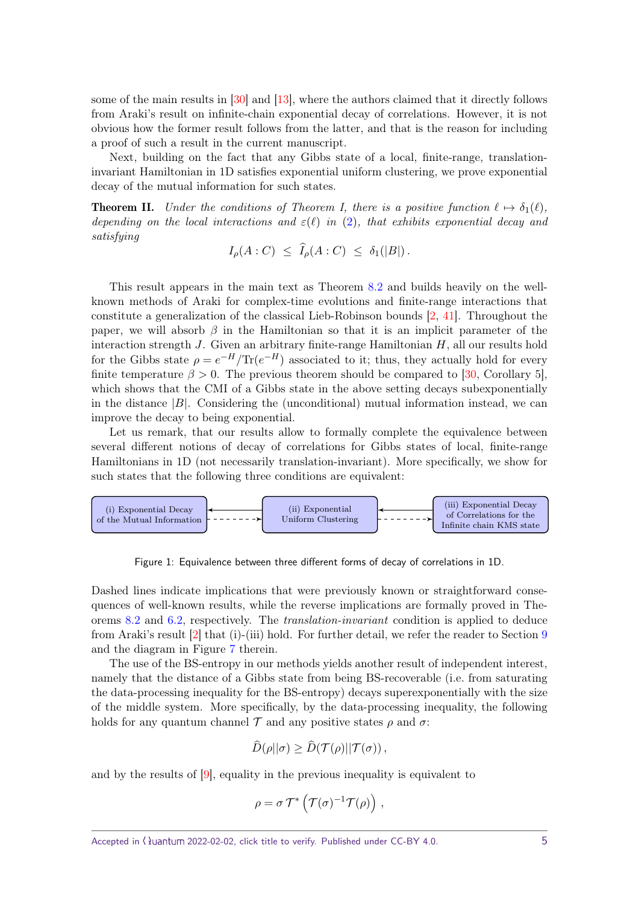some of the main results in [30] and [13], where the authors claimed that it directly follows from Araki's result on infinite-chain exponential decay of correlations. However, it is not obvious how the former result follows from the latter, and that is the reason for including a proof of such a result in the current manuscript.

Next, building on the fact that any Gibbs state of a local, finite-range, translation-invariant Hamiltonian in 1D satisfies exponential uniform clustering, we prove exponential decay of the mutual information for such states.

**Theorem II.** *Under the conditions of Theorem I, there is a positive function $\ell \mapsto \delta_1(\ell)$, depending on the local interactions and $\varepsilon(\ell)$ in (2), that exhibits exponential decay and satisfying*

$$I_\rho(A:C) \;\leq\; \widehat{I}_\rho(A:C) \;\leq\; \delta_1(|B|)\,.$$

This result appears in the main text as Theorem 8.2 and builds heavily on the well-known methods of Araki for complex-time evolutions and finite-range interactions that constitute a generalization of the classical Lieb-Robinson bounds [2, 41]. Throughout the paper, we will absorb $\beta$ in the Hamiltonian so that it is an implicit parameter of the interaction strength $J$. Given an arbitrary finite-range Hamiltonian $H$, all our results hold for the Gibbs state $\rho = e^{-H}/\mathrm{Tr}(e^{-H})$ associated to it; thus, they actually hold for every finite temperature $\beta > 0$. The previous theorem should be compared to [30, Corollary 5], which shows that the CMI of a Gibbs state in the above setting decays subexponentially in the distance $|B|$. Considering the (unconditional) mutual information instead, we can improve the decay to being exponential.

Let us remark, that our results allow to formally complete the equivalence between several different notions of decay of correlations for Gibbs states of local, finite-range Hamiltonians in 1D (not necessarily translation-invariant). More specifically, we show for such states that the following three conditions are equivalent:

(i) Exponential Decay of the Mutual Information ⇄ (ii) Exponential Uniform Clustering ⇄ (iii) Exponential Decay of Correlations for the Infinite chain KMS state

Figure 1: Equivalence between three different forms of decay of correlations in 1D.

Dashed lines indicate implications that were previously known or straightforward consequences of well-known results, while the reverse implications are formally proved in Theorems 8.2 and 6.2, respectively. The *translation-invariant* condition is applied to deduce from Araki's result [2] that (i)-(iii) hold. For further detail, we refer the reader to Section 9 and the diagram in Figure 7 therein.

The use of the BS-entropy in our methods yields another result of independent interest, namely that the distance of a Gibbs state from being BS-recoverable (i.e. from saturating the data-processing inequality for the BS-entropy) decays superexponentially with the size of the middle system. More specifically, by the data-processing inequality, the following holds for any quantum channel $\mathcal{T}$ and any positive states $\rho$ and $\sigma$:

$$\widehat{D}(\rho||\sigma) \geq \widehat{D}(\mathcal{T}(\rho)||\mathcal{T}(\sigma))\,,$$

and by the results of [9], equality in the previous inequality is equivalent to

$$\rho = \sigma\, \mathcal{T}^* \left( \mathcal{T}(\sigma)^{-1} \mathcal{T}(\rho) \right)\,,$$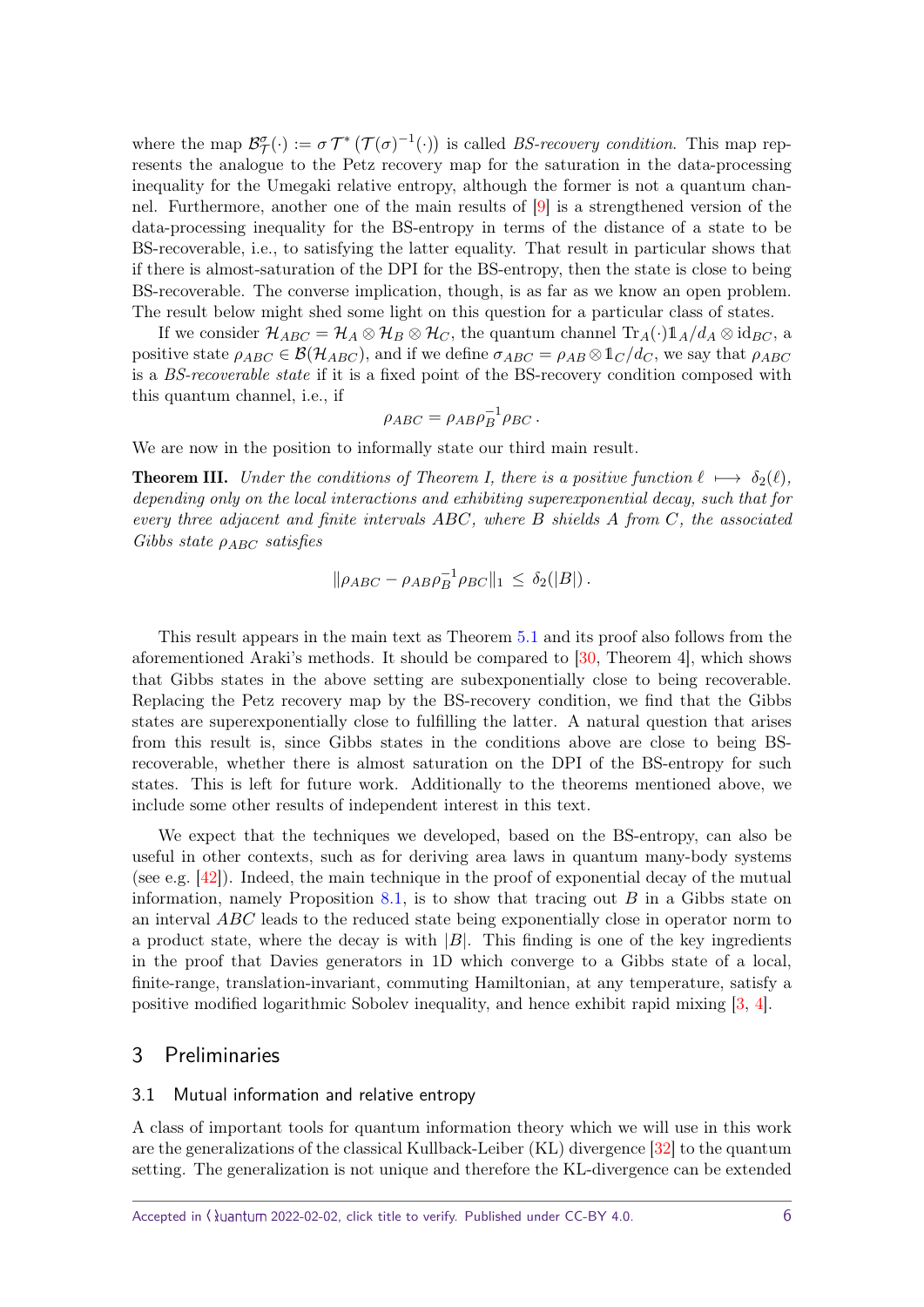where the map $\mathcal{B}^{\sigma}_{\mathcal{T}}(\cdot) := \sigma\, \mathcal{T}^* \left(\mathcal{T}(\sigma)^{-1}(\cdot)\right)$ is called *BS-recovery condition*. This map represents the analogue to the Petz recovery map for the saturation in the data-processing inequality for the Umegaki relative entropy, although the former is not a quantum channel. Furthermore, another one of the main results of [9] is a strengthened version of the data-processing inequality for the BS-entropy in terms of the distance of a state to be BS-recoverable, i.e., to satisfying the latter equality. That result in particular shows that if there is almost-saturation of the DPI for the BS-entropy, then the state is close to being BS-recoverable. The converse implication, though, is as far as we know an open problem. The result below might shed some light on this question for a particular class of states.

If we consider $\mathcal{H}_{ABC} = \mathcal{H}_A \otimes \mathcal{H}_B \otimes \mathcal{H}_C$, the quantum channel $\operatorname{Tr}_A(\cdot)\mathbb{1}_A/d_A \otimes \mathrm{id}_{BC}$, a positive state $\rho_{ABC} \in \mathcal{B}(\mathcal{H}_{ABC})$, and if we define $\sigma_{ABC} = \rho_{AB} \otimes \mathbb{1}_C/d_C$, we say that $\rho_{ABC}$ is a *BS-recoverable state* if it is a fixed point of the BS-recovery condition composed with this quantum channel, i.e., if

$$\rho_{ABC} = \rho_{AB}\rho_B^{-1}\rho_{BC}\,.$$

We are now in the position to informally state our third main result.

**Theorem III.** *Under the conditions of Theorem I, there is a positive function $\ell \longmapsto \delta_2(\ell)$, depending only on the local interactions and exhibiting superexponential decay, such that for every three adjacent and finite intervals $ABC$, where $B$ shields $A$ from $C$, the associated Gibbs state $\rho_{ABC}$ satisfies*

$$\|\rho_{ABC} - \rho_{AB}\rho_B^{-1}\rho_{BC}\|_1 \,\leq\, \delta_2(|B|)\,.$$

This result appears in the main text as Theorem 5.1 and its proof also follows from the aforementioned Araki's methods. It should be compared to [30, Theorem 4], which shows that Gibbs states in the above setting are subexponentially close to being recoverable. Replacing the Petz recovery map by the BS-recovery condition, we find that the Gibbs states are superexponentially close to fulfilling the latter. A natural question that arises from this result is, since Gibbs states in the conditions above are close to being BS-recoverable, whether there is almost saturation on the DPI of the BS-entropy for such states. This is left for future work. Additionally to the theorems mentioned above, we include some other results of independent interest in this text.

We expect that the techniques we developed, based on the BS-entropy, can also be useful in other contexts, such as for deriving area laws in quantum many-body systems (see e.g. [42]). Indeed, the main technique in the proof of exponential decay of the mutual information, namely Proposition 8.1, is to show that tracing out $B$ in a Gibbs state on an interval $ABC$ leads to the reduced state being exponentially close in operator norm to a product state, where the decay is with $|B|$. This finding is one of the key ingredients in the proof that Davies generators in 1D which converge to a Gibbs state of a local, finite-range, translation-invariant, commuting Hamiltonian, at any temperature, satisfy a positive modified logarithmic Sobolev inequality, and hence exhibit rapid mixing [3, 4].

## 3 Preliminaries

### 3.1 Mutual information and relative entropy

A class of important tools for quantum information theory which we will use in this work are the generalizations of the classical Kullback-Leiber (KL) divergence [32] to the quantum setting. The generalization is not unique and therefore the KL-divergence can be extended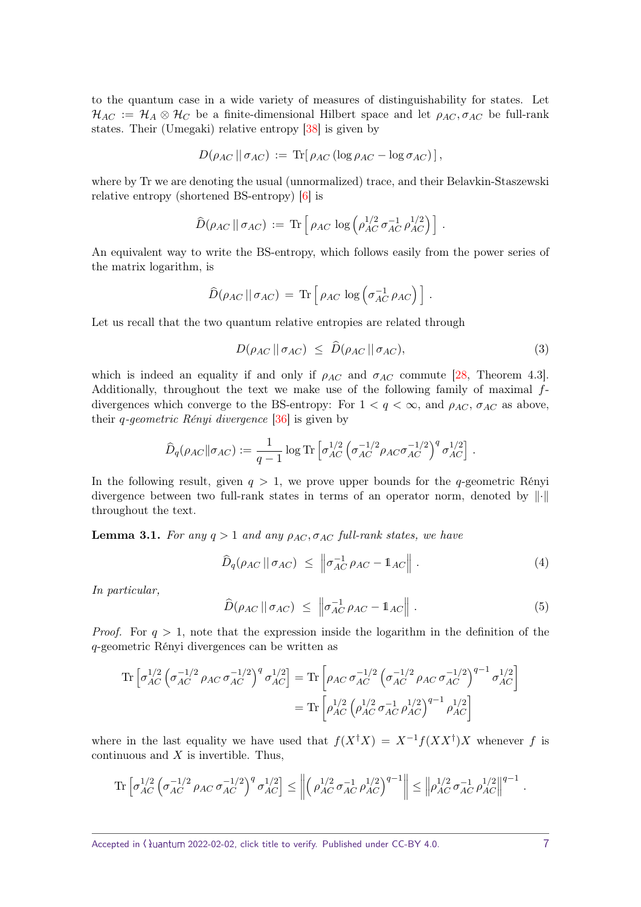to the quantum case in a wide variety of measures of distinguishability for states. Let $\mathcal{H}_{AC} := \mathcal{H}_A \otimes \mathcal{H}_C$ be a finite-dimensional Hilbert space and let $\rho_{AC}, \sigma_{AC}$ be full-rank states. Their (Umegaki) relative entropy [38] is given by

$$D(\rho_{AC} \,||\, \sigma_{AC}) := \operatorname{Tr}[\, \rho_{AC} \,(\log \rho_{AC} - \log \sigma_{AC})\,] ,$$

where by Tr we are denoting the usual (unnormalized) trace, and their Belavkin-Staszewski relative entropy (shortened BS-entropy) [6] is

$$\widehat{D}(\rho_{AC} \,||\, \sigma_{AC}) := \operatorname{Tr}\left[\, \rho_{AC} \, \log \left( \rho_{AC}^{1/2} \, \sigma_{AC}^{-1} \, \rho_{AC}^{1/2} \right) \right] .$$

An equivalent way to write the BS-entropy, which follows easily from the power series of the matrix logarithm, is

$$\widehat{D}(\rho_{AC} \,||\, \sigma_{AC}) = \operatorname{Tr}\left[\, \rho_{AC} \, \log \left( \sigma_{AC}^{-1} \, \rho_{AC} \right) \right] .$$

Let us recall that the two quantum relative entropies are related through

$$D(\rho_{AC} \,||\, \sigma_{AC}) \;\leq\; \widehat{D}(\rho_{AC} \,||\, \sigma_{AC}), \tag{3}$$

which is indeed an equality if and only if $\rho_{AC}$ and $\sigma_{AC}$ commute [28, Theorem 4.3]. Additionally, throughout the text we make use of the following family of maximal $f$-divergences which converge to the BS-entropy: For $1 < q < \infty$, and $\rho_{AC}$, $\sigma_{AC}$ as above, their *q-geometric Rényi divergence* [36] is given by

$$\widehat{D}_q(\rho_{AC} \| \sigma_{AC}) := \frac{1}{q-1} \log \operatorname{Tr}\left[ \sigma_{AC}^{1/2} \left( \sigma_{AC}^{-1/2} \rho_{AC} \sigma_{AC}^{-1/2} \right)^q \sigma_{AC}^{1/2} \right] .$$

In the following result, given $q > 1$, we prove upper bounds for the $q$-geometric Rényi divergence between two full-rank states in terms of an operator norm, denoted by $\|\cdot\|$ throughout the text.

**Lemma 3.1.** *For any $q > 1$ and any $\rho_{AC}, \sigma_{AC}$ full-rank states, we have*

$$\widehat{D}_q(\rho_{AC} \,||\, \sigma_{AC}) \;\leq\; \left\| \sigma_{AC}^{-1} \, \rho_{AC} - \mathbb{1}_{AC} \right\| . \tag{4}$$

*In particular,*

$$\widehat{D}(\rho_{AC} \,||\, \sigma_{AC}) \;\leq\; \left\| \sigma_{AC}^{-1} \, \rho_{AC} - \mathbb{1}_{AC} \right\| . \tag{5}$$

*Proof.* For $q > 1$, note that the expression inside the logarithm in the definition of the $q$-geometric Rényi divergences can be written as

$$\begin{aligned}
\operatorname{Tr}\left[ \sigma_{AC}^{1/2} \left( \sigma_{AC}^{-1/2} \, \rho_{AC} \, \sigma_{AC}^{-1/2} \right)^q \sigma_{AC}^{1/2} \right] &= \operatorname{Tr}\left[ \rho_{AC} \, \sigma_{AC}^{-1/2} \left( \sigma_{AC}^{-1/2} \, \rho_{AC} \, \sigma_{AC}^{-1/2} \right)^{q-1} \sigma_{AC}^{1/2} \right] \\
&= \operatorname{Tr}\left[ \rho_{AC}^{1/2} \left( \rho_{AC}^{1/2} \, \sigma_{AC}^{-1} \, \rho_{AC}^{1/2} \right)^{q-1} \rho_{AC}^{1/2} \right]
\end{aligned}$$

where in the last equality we have used that $f(X^\dagger X) = X^{-1} f(X X^\dagger) X$ whenever $f$ is continuous and $X$ is invertible. Thus,

$$\operatorname{Tr}\left[ \sigma_{AC}^{1/2} \left( \sigma_{AC}^{-1/2} \, \rho_{AC} \, \sigma_{AC}^{-1/2} \right)^q \sigma_{AC}^{1/2} \right] \leq \left\| \left( \rho_{AC}^{1/2} \, \sigma_{AC}^{-1} \, \rho_{AC}^{1/2} \right)^{q-1} \right\| \leq \left\| \rho_{AC}^{1/2} \, \sigma_{AC}^{-1} \, \rho_{AC}^{1/2} \right\|^{q-1} .$$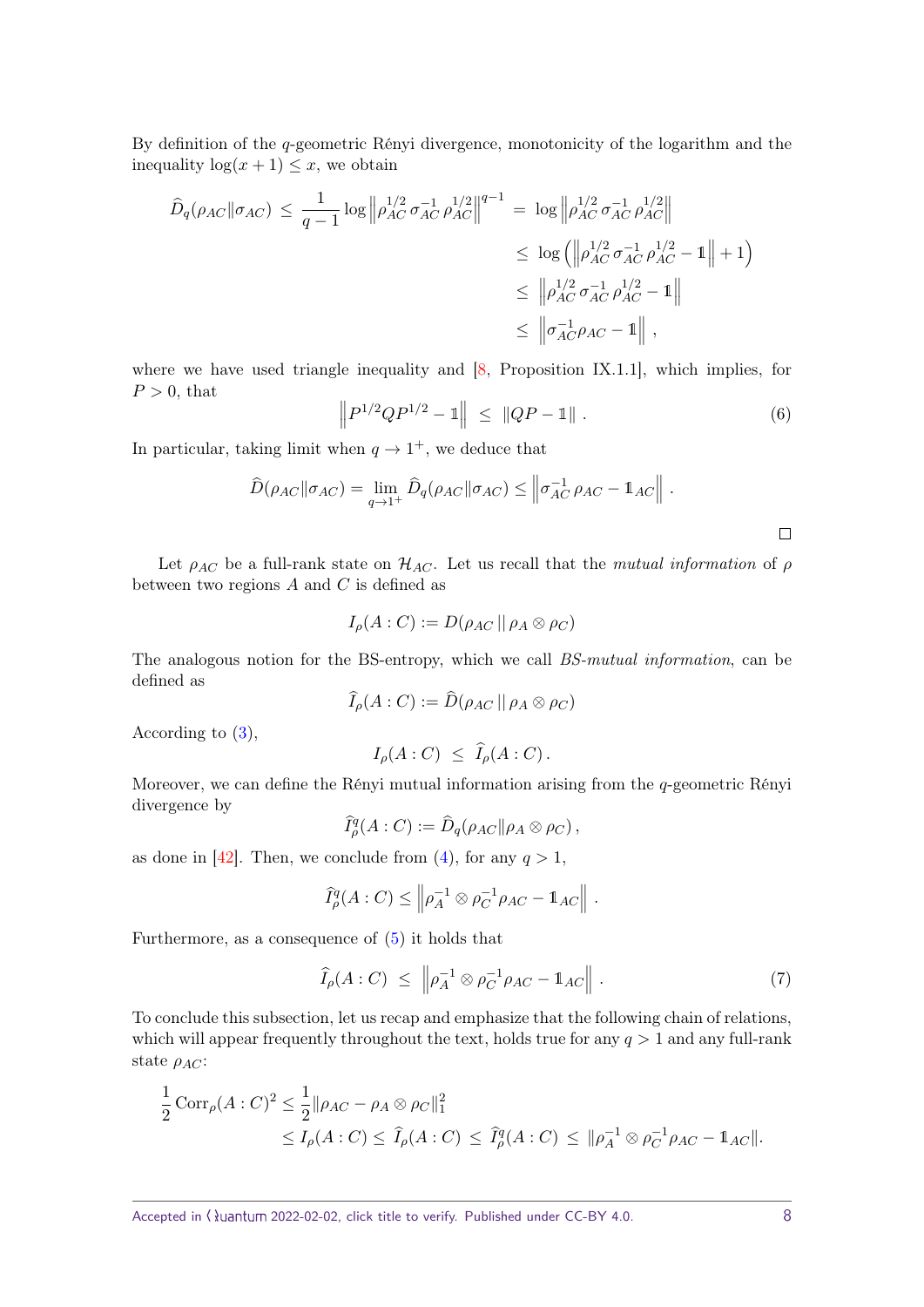By definition of the $q$-geometric Rényi divergence, monotonicity of the logarithm and the inequality $\log(x+1) \leq x$, we obtain

$$
\begin{aligned}
\widehat{D}_q(\rho_{AC}\|\sigma_{AC}) \;\leq\; \frac{1}{q-1}\log\left\|\rho_{AC}^{1/2}\,\sigma_{AC}^{-1}\,\rho_{AC}^{1/2}\right\|^{q-1} \;&=\; \log\left\|\rho_{AC}^{1/2}\,\sigma_{AC}^{-1}\,\rho_{AC}^{1/2}\right\| \\
&\leq\; \log\left(\left\|\rho_{AC}^{1/2}\,\sigma_{AC}^{-1}\,\rho_{AC}^{1/2} - \mathbb{1}\right\| + 1\right) \\
&\leq\; \left\|\rho_{AC}^{1/2}\,\sigma_{AC}^{-1}\,\rho_{AC}^{1/2} - \mathbb{1}\right\| \\
&\leq\; \left\|\sigma_{AC}^{-1}\rho_{AC} - \mathbb{1}\right\|\,,
\end{aligned}
$$

where we have used triangle inequality and [8, Proposition IX.1.1], which implies, for $P > 0$, that

$$
\left\|P^{1/2}QP^{1/2} - \mathbb{1}\right\| \;\leq\; \|QP - \mathbb{1}\|\,. \tag{6}
$$

In particular, taking limit when $q \to 1^+$, we deduce that

$$
\widehat{D}(\rho_{AC}\|\sigma_{AC}) = \lim_{q\to 1^+}\widehat{D}_q(\rho_{AC}\|\sigma_{AC}) \leq \left\|\sigma_{AC}^{-1}\,\rho_{AC} - \mathbb{1}_{AC}\right\|\,.
$$

□

Let $\rho_{AC}$ be a full-rank state on $\mathcal{H}_{AC}$. Let us recall that the *mutual information* of $\rho$ between two regions $A$ and $C$ is defined as

$$
I_\rho(A:C) := D(\rho_{AC}\,||\,\rho_A\otimes\rho_C)
$$

The analogous notion for the BS-entropy, which we call *BS-mutual information*, can be defined as

$$
\widehat{I}_\rho(A:C) := \widehat{D}(\rho_{AC}\,||\,\rho_A\otimes\rho_C)
$$

According to (3),

$$
I_\rho(A:C) \;\leq\; \widehat{I}_\rho(A:C)\,.
$$

Moreover, we can define the Rényi mutual information arising from the $q$-geometric Rényi divergence by

$$
\widehat{I}^q_\rho(A:C) := \widehat{D}_q(\rho_{AC}\|\rho_A\otimes\rho_C)\,,
$$

as done in [42]. Then, we conclude from (4), for any $q > 1$,

$$
\widehat{I}^q_\rho(A:C) \leq \left\|\rho_A^{-1}\otimes\rho_C^{-1}\rho_{AC} - \mathbb{1}_{AC}\right\|\,.
$$

Furthermore, as a consequence of (5) it holds that

$$
\widehat{I}_\rho(A:C) \;\leq\; \left\|\rho_A^{-1}\otimes\rho_C^{-1}\rho_{AC} - \mathbb{1}_{AC}\right\|\,. \tag{7}
$$

To conclude this subsection, let us recap and emphasize that the following chain of relations, which will appear frequently throughout the text, holds true for any $q > 1$ and any full-rank state $\rho_{AC}$:

$$
\begin{aligned}
\frac{1}{2}\,\mathrm{Corr}_\rho(A:C)^2 &\leq \frac{1}{2}\|\rho_{AC} - \rho_A\otimes\rho_C\|_1^2 \\
&\leq I_\rho(A:C) \leq \widehat{I}_\rho(A:C) \;\leq\; \widehat{I}^q_\rho(A:C) \;\leq\; \|\rho_A^{-1}\otimes\rho_C^{-1}\rho_{AC} - \mathbb{1}_{AC}\|.
\end{aligned}
$$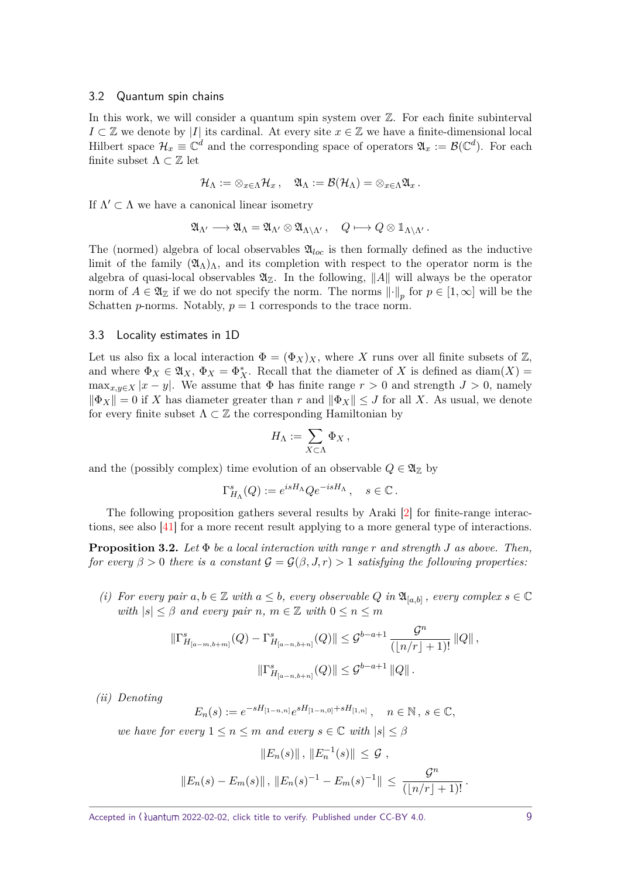### 3.2 Quantum spin chains

In this work, we will consider a quantum spin system over $\mathbb{Z}$. For each finite subinterval $I \subset \mathbb{Z}$ we denote by $|I|$ its cardinal. At every site $x \in \mathbb{Z}$ we have a finite-dimensional local Hilbert space $\mathcal{H}_x \equiv \mathbb{C}^d$ and the corresponding space of operators $\mathfrak{A}_x := \mathcal{B}(\mathbb{C}^d)$. For each finite subset $\Lambda \subset \mathbb{Z}$ let

$$\mathcal{H}_\Lambda := \otimes_{x\in\Lambda}\mathcal{H}_x\,, \quad \mathfrak{A}_\Lambda := \mathcal{B}(\mathcal{H}_\Lambda) = \otimes_{x\in\Lambda}\mathfrak{A}_x\,.$$

If $\Lambda' \subset \Lambda$ we have a canonical linear isometry

$$\mathfrak{A}_{\Lambda'} \longrightarrow \mathfrak{A}_\Lambda = \mathfrak{A}_{\Lambda'} \otimes \mathfrak{A}_{\Lambda\setminus\Lambda'}\,, \quad Q \longmapsto Q \otimes \mathbb{1}_{\Lambda\setminus\Lambda'}\,.$$

The (normed) algebra of local observables $\mathfrak{A}_{loc}$ is then formally defined as the inductive limit of the family $(\mathfrak{A}_\Lambda)_\Lambda$, and its completion with respect to the operator norm is the algebra of quasi-local observables $\mathfrak{A}_\mathbb{Z}$. In the following, $\|A\|$ will always be the operator norm of $A \in \mathfrak{A}_\mathbb{Z}$ if we do not specify the norm. The norms $\|\cdot\|_p$ for $p \in [1,\infty]$ will be the Schatten $p$-norms. Notably, $p = 1$ corresponds to the trace norm.

### 3.3 Locality estimates in 1D

Let us also fix a local interaction $\Phi = (\Phi_X)_X$, where $X$ runs over all finite subsets of $\mathbb{Z}$, and where $\Phi_X \in \mathfrak{A}_X$, $\Phi_X = \Phi_X^*$. Recall that the diameter of $X$ is defined as $\operatorname{diam}(X) = \max_{x,y\in X}|x-y|$. We assume that $\Phi$ has finite range $r > 0$ and strength $J > 0$, namely $\|\Phi_X\| = 0$ if $X$ has diameter greater than $r$ and $\|\Phi_X\| \le J$ for all $X$. As usual, we denote for every finite subset $\Lambda \subset \mathbb{Z}$ the corresponding Hamiltonian by

$$H_\Lambda := \sum_{X\subset\Lambda}\Phi_X\,,$$

and the (possibly complex) time evolution of an observable $Q \in \mathfrak{A}_\mathbb{Z}$ by

$$\Gamma^s_{H_\Lambda}(Q) := e^{isH_\Lambda}Qe^{-isH_\Lambda}\,, \quad s \in \mathbb{C}\,.$$

The following proposition gathers several results by Araki [2] for finite-range interactions, see also [41] for a more recent result applying to a more general type of interactions.

**Proposition 3.2.** *Let $\Phi$ be a local interaction with range $r$ and strength $J$ as above. Then, for every $\beta > 0$ there is a constant $\mathcal{G} = \mathcal{G}(\beta, J, r) > 1$ satisfying the following properties:*

*(i) For every pair $a, b \in \mathbb{Z}$ with $a \le b$, every observable $Q$ in $\mathfrak{A}_{[a,b]}$, every complex $s \in \mathbb{C}$ with $|s| \le \beta$ and every pair $n$, $m \in \mathbb{Z}$ with $0 \le n \le m$*

$$\|\Gamma^s_{H_{[a-m,b+m]}}(Q) - \Gamma^s_{H_{[a-n,b+n]}}(Q)\| \le \mathcal{G}^{b-a+1}\,\frac{\mathcal{G}^n}{(\lfloor n/r\rfloor+1)!}\,\|Q\|\,,$$

$$\|\Gamma^s_{H_{[a-n,b+n]}}(Q)\| \le \mathcal{G}^{b-a+1}\,\|Q\|\,.$$

*(ii) Denoting*

$$E_n(s) := e^{-sH_{[1-n,n]}}e^{sH_{[1-n,0]}+sH_{[1,n]}}\,, \quad n \in \mathbb{N}\,,\, s \in \mathbb{C},$$

*we have for every $1 \le n \le m$ and every $s \in \mathbb{C}$ with $|s| \le \beta$*

$$\|E_n(s)\|\,,\, \|E_n^{-1}(s)\| \,\le\, \mathcal{G}\,,$$

$$\|E_n(s) - E_m(s)\|\,,\, \|E_n(s)^{-1} - E_m(s)^{-1}\| \,\le\, \frac{\mathcal{G}^n}{(\lfloor n/r\rfloor+1)!}\,.$$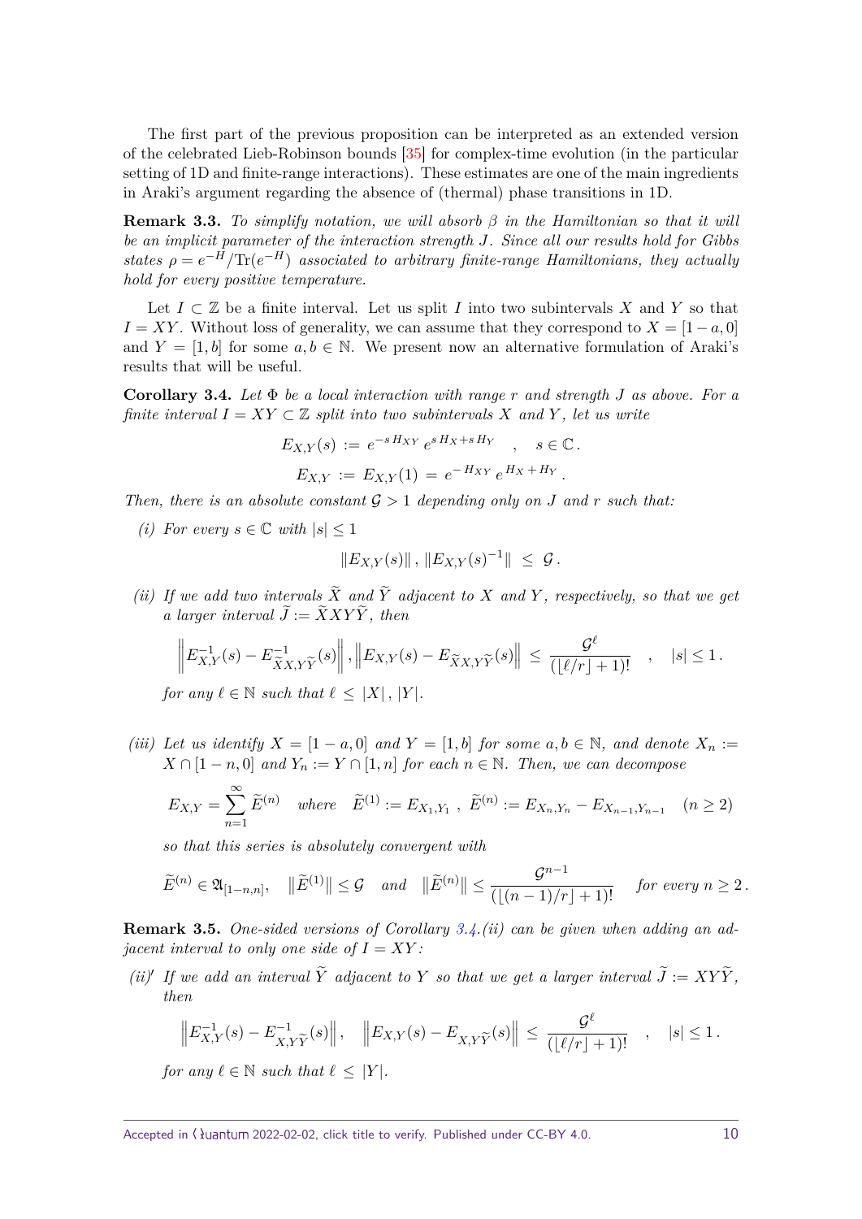The first part of the previous proposition can be interpreted as an extended version of the celebrated Lieb-Robinson bounds [35] for complex-time evolution (in the particular setting of 1D and finite-range interactions). These estimates are one of the main ingredients in Araki's argument regarding the absence of (thermal) phase transitions in 1D.

**Remark 3.3.** *To simplify notation, we will absorb $\beta$ in the Hamiltonian so that it will be an implicit parameter of the interaction strength $J$. Since all our results hold for Gibbs states $\rho = e^{-H}/\mathrm{Tr}(e^{-H})$ associated to arbitrary finite-range Hamiltonians, they actually hold for every positive temperature.*

Let $I \subset \mathbb{Z}$ be a finite interval. Let us split $I$ into two subintervals $X$ and $Y$ so that $I = XY$. Without loss of generality, we can assume that they correspond to $X = [1-a, 0]$ and $Y = [1, b]$ for some $a, b \in \mathbb{N}$. We present now an alternative formulation of Araki's results that will be useful.

**Corollary 3.4.** *Let $\Phi$ be a local interaction with range $r$ and strength $J$ as above. For a finite interval $I = XY \subset \mathbb{Z}$ split into two subintervals $X$ and $Y$, let us write*

$$E_{X,Y}(s) := e^{-s H_{XY}} \, e^{s H_X + s H_Y} \quad , \quad s \in \mathbb{C} \, .$$

$$E_{X,Y} := E_{X,Y}(1) = e^{-H_{XY}} \, e^{H_X + H_Y} \, .$$

*Then, there is an absolute constant $\mathcal{G} > 1$ depending only on $J$ and $r$ such that:*

*(i) For every $s \in \mathbb{C}$ with $|s| \leq 1$*

$$\|E_{X,Y}(s)\| \, , \, \|E_{X,Y}(s)^{-1}\| \, \leq \, \mathcal{G} \, .$$

*(ii) If we add two intervals $\widetilde{X}$ and $\widetilde{Y}$ adjacent to $X$ and $Y$, respectively, so that we get a larger interval $\widetilde{J} := \widetilde{X} X Y \widetilde{Y}$, then*

$$\left\| E_{X,Y}^{-1}(s) - E_{\widetilde{X}X, Y\widetilde{Y}}^{-1}(s) \right\| , \left\| E_{X,Y}(s) - E_{\widetilde{X}X, Y\widetilde{Y}}(s) \right\| \, \leq \, \frac{\mathcal{G}^{\ell}}{(\lfloor \ell / r \rfloor + 1)!} \quad , \quad |s| \leq 1 \, .$$

*for any $\ell \in \mathbb{N}$ such that $\ell \leq |X| \, , |Y|$.*

*(iii) Let us identify $X = [1-a, 0]$ and $Y = [1, b]$ for some $a, b \in \mathbb{N}$, and denote $X_n := X \cap [1-n, 0]$ and $Y_n := Y \cap [1, n]$ for each $n \in \mathbb{N}$. Then, we can decompose*

$$E_{X,Y} = \sum_{n=1}^{\infty} \widetilde{E}^{(n)} \quad \text{where} \quad \widetilde{E}^{(1)} := E_{X_1, Y_1} \, , \; \widetilde{E}^{(n)} := E_{X_n, Y_n} - E_{X_{n-1}, Y_{n-1}} \quad (n \geq 2)$$

*so that this series is absolutely convergent with*

$$\widetilde{E}^{(n)} \in \mathfrak{A}_{[1-n, n]}, \quad \|\widetilde{E}^{(1)}\| \leq \mathcal{G} \quad \text{and} \quad \|\widetilde{E}^{(n)}\| \leq \frac{\mathcal{G}^{n-1}}{(\lfloor (n-1)/r \rfloor + 1)!} \quad \text{for every } n \geq 2 \, .$$

**Remark 3.5.** *One-sided versions of Corollary 3.4.(ii) can be given when adding an adjacent interval to only one side of $I = XY$:*

*(ii)′ If we add an interval $\widetilde{Y}$ adjacent to $Y$ so that we get a larger interval $\widetilde{J} := XY\widetilde{Y}$, then*

$$\left\| E_{X,Y}^{-1}(s) - E_{X, Y\widetilde{Y}}^{-1}(s) \right\| , \quad \left\| E_{X,Y}(s) - E_{X, Y\widetilde{Y}}(s) \right\| \, \leq \, \frac{\mathcal{G}^{\ell}}{(\lfloor \ell / r \rfloor + 1)!} \quad , \quad |s| \leq 1 \, .$$

*for any $\ell \in \mathbb{N}$ such that $\ell \leq |Y|$.*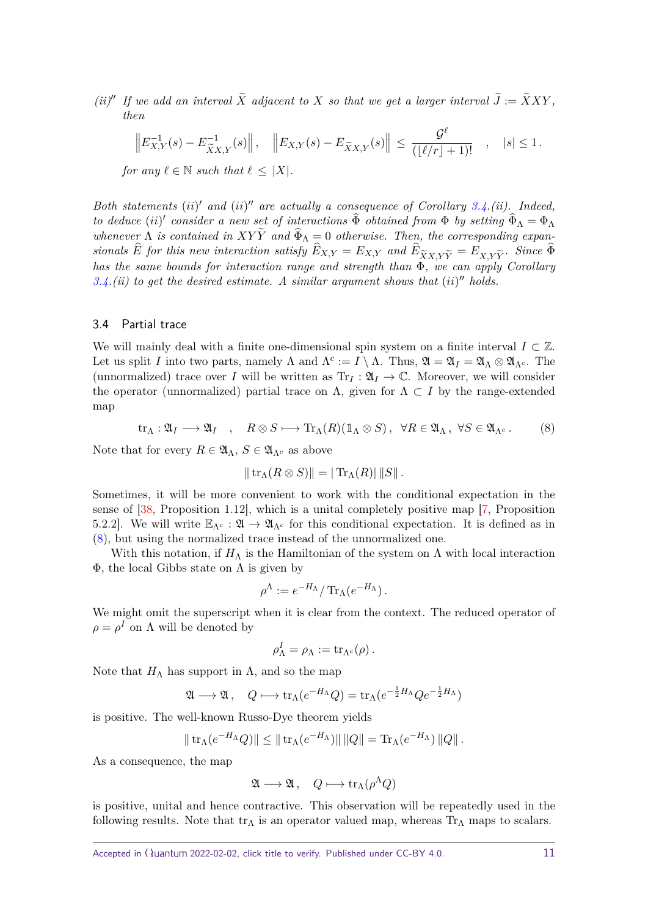*(ii)″ If we add an interval $\widetilde{X}$ adjacent to $X$ so that we get a larger interval $\widetilde{J} := \widetilde{X}XY$, then*

$$\left\| E_{X,Y}^{-1}(s) - E_{\widetilde{X}X,Y}^{-1}(s) \right\| , \quad \left\| E_{X,Y}(s) - E_{\widetilde{X}X,Y}(s) \right\| \leq \frac{\mathcal{G}^{\ell}}{(\lfloor \ell/r \rfloor + 1)!} \quad , \quad |s| \leq 1 \,.$$

*for any $\ell \in \mathbb{N}$ such that $\ell \leq |X|$.*

*Both statements $(ii)'$ and $(ii)''$ are actually a consequence of Corollary 3.4.(ii). Indeed, to deduce $(ii)'$ consider a new set of interactions $\widehat{\Phi}$ obtained from $\Phi$ by setting $\widehat{\Phi}_\Lambda = \Phi_\Lambda$ whenever $\Lambda$ is contained in $XY\widetilde{Y}$ and $\widehat{\Phi}_\Lambda = 0$ otherwise. Then, the corresponding expansionals $\widehat{E}$ for this new interaction satisfy $\widehat{E}_{X,Y} = E_{X,Y}$ and $\widehat{E}_{\widetilde{X}X,Y\widetilde{Y}} = E_{X,Y\widetilde{Y}}$. Since $\widehat{\Phi}$ has the same bounds for interaction range and strength than $\Phi$, we can apply Corollary 3.4.(ii) to get the desired estimate. A similar argument shows that $(ii)''$ holds.*

### 3.4 Partial trace

We will mainly deal with a finite one-dimensional spin system on a finite interval $I \subset \mathbb{Z}$. Let us split $I$ into two parts, namely $\Lambda$ and $\Lambda^c := I \setminus \Lambda$. Thus, $\mathfrak{A} = \mathfrak{A}_I = \mathfrak{A}_\Lambda \otimes \mathfrak{A}_{\Lambda^c}$. The (unnormalized) trace over $I$ will be written as $\operatorname{Tr}_I : \mathfrak{A}_I \to \mathbb{C}$. Moreover, we will consider the operator (unnormalized) partial trace on $\Lambda$, given for $\Lambda \subset I$ by the range-extended map

$$\operatorname{tr}_\Lambda : \mathfrak{A}_I \longrightarrow \mathfrak{A}_I \quad , \quad R \otimes S \longmapsto \operatorname{Tr}_\Lambda(R)(\mathbb{1}_\Lambda \otimes S) \,, \;\; \forall R \in \mathfrak{A}_\Lambda \,, \; \forall S \in \mathfrak{A}_{\Lambda^c} \,. \tag{8}$$

Note that for every $R \in \mathfrak{A}_\Lambda$, $S \in \mathfrak{A}_{\Lambda^c}$ as above

$$\| \operatorname{tr}_\Lambda(R \otimes S) \| = |\operatorname{Tr}_\Lambda(R)| \, \|S\| \,.$$

Sometimes, it will be more convenient to work with the conditional expectation in the sense of [38, Proposition 1.12], which is a unital completely positive map [7, Proposition 5.2.2]. We will write $\mathbb{E}_{\Lambda^c} : \mathfrak{A} \to \mathfrak{A}_{\Lambda^c}$ for this conditional expectation. It is defined as in (8), but using the normalized trace instead of the unnormalized one.

With this notation, if $H_\Lambda$ is the Hamiltonian of the system on $\Lambda$ with local interaction $\Phi$, the local Gibbs state on $\Lambda$ is given by

$$\rho^\Lambda := e^{-H_\Lambda} / \operatorname{Tr}_\Lambda(e^{-H_\Lambda}) \,.$$

We might omit the superscript when it is clear from the context. The reduced operator of $\rho = \rho^I$ on $\Lambda$ will be denoted by

$$\rho^I_\Lambda = \rho_\Lambda := \operatorname{tr}_{\Lambda^c}(\rho) \,.$$

Note that $H_\Lambda$ has support in $\Lambda$, and so the map

$$\mathfrak{A} \longrightarrow \mathfrak{A} \,, \quad Q \longmapsto \operatorname{tr}_\Lambda(e^{-H_\Lambda} Q) = \operatorname{tr}_\Lambda(e^{-\frac{1}{2}H_\Lambda} Q e^{-\frac{1}{2}H_\Lambda})$$

is positive. The well-known Russo-Dye theorem yields

$$\| \operatorname{tr}_\Lambda(e^{-H_\Lambda} Q) \| \leq \| \operatorname{tr}_\Lambda(e^{-H_\Lambda}) \| \, \|Q\| = \operatorname{Tr}_\Lambda(e^{-H_\Lambda}) \, \|Q\| \,.$$

As a consequence, the map

$$\mathfrak{A} \longrightarrow \mathfrak{A} \,, \quad Q \longmapsto \operatorname{tr}_\Lambda(\rho^\Lambda Q)$$

is positive, unital and hence contractive. This observation will be repeatedly used in the following results. Note that $\operatorname{tr}_\Lambda$ is an operator valued map, whereas $\operatorname{Tr}_\Lambda$ maps to scalars.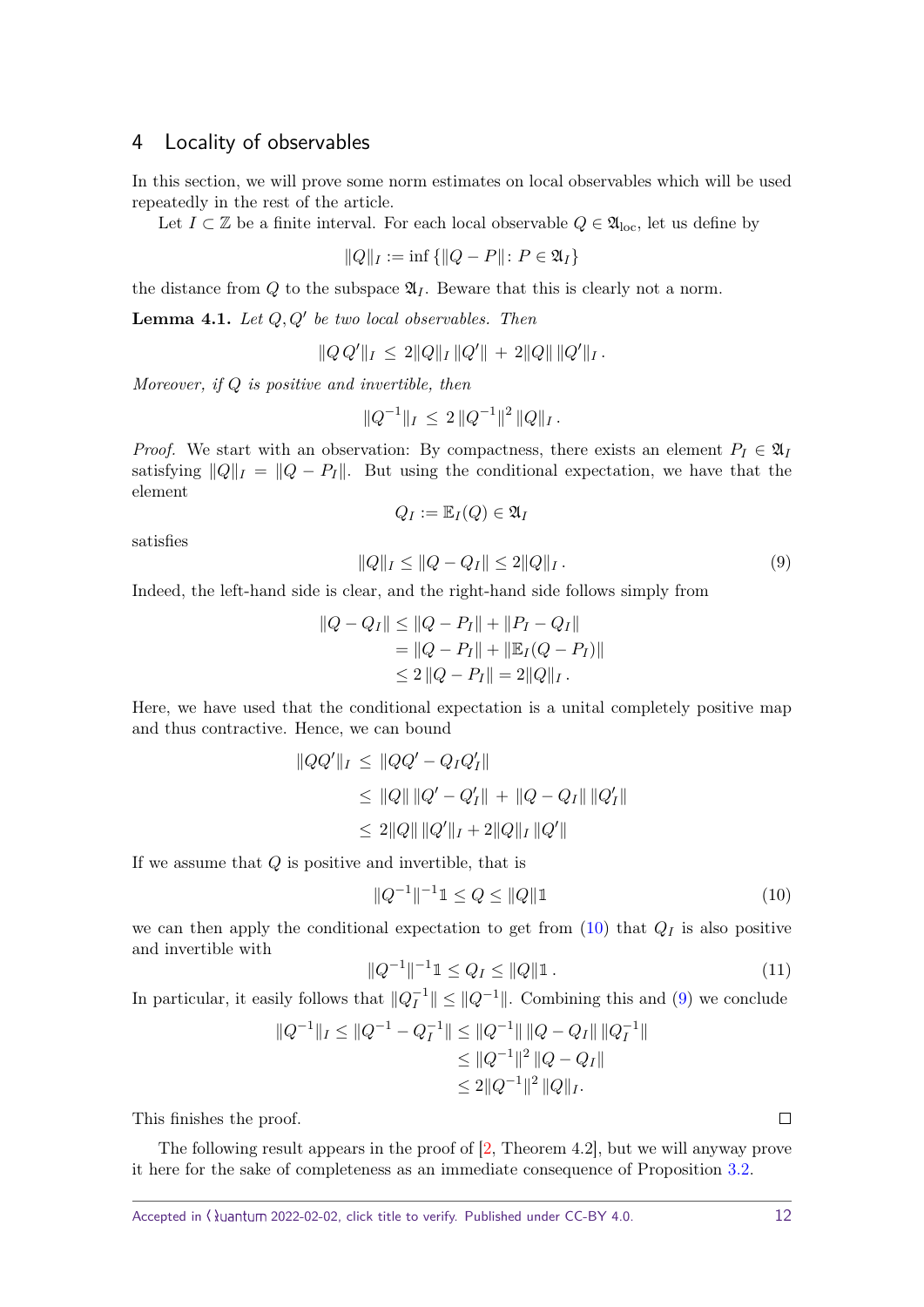## 4 Locality of observables

In this section, we will prove some norm estimates on local observables which will be used repeatedly in the rest of the article.

Let $I \subset \mathbb{Z}$ be a finite interval. For each local observable $Q \in \mathfrak{A}_{\mathrm{loc}}$, let us define by

$$\|Q\|_I := \inf \{ \|Q - P\| \colon P \in \mathfrak{A}_I \}$$

the distance from $Q$ to the subspace $\mathfrak{A}_I$. Beware that this is clearly not a norm.

**Lemma 4.1.** *Let $Q, Q'$ be two local observables. Then*

$$\|Q\,Q'\|_I \,\leq\, 2\|Q\|_I\,\|Q'\| \,+\, 2\|Q\|\,\|Q'\|_I\,.$$

*Moreover, if $Q$ is positive and invertible, then*

$$\|Q^{-1}\|_I \,\leq\, 2\,\|Q^{-1}\|^2\,\|Q\|_I\,.$$

*Proof.* We start with an observation: By compactness, there exists an element $P_I \in \mathfrak{A}_I$ satisfying $\|Q\|_I = \|Q - P_I\|$. But using the conditional expectation, we have that the element

$$Q_I := \mathbb{E}_I(Q) \in \mathfrak{A}_I$$

satisfies

$$\|Q\|_I \leq \|Q - Q_I\| \leq 2\|Q\|_I\,. \tag{9}$$

Indeed, the left-hand side is clear, and the right-hand side follows simply from

$$\begin{aligned}
\|Q - Q_I\| &\leq \|Q - P_I\| + \|P_I - Q_I\| \\
&= \|Q - P_I\| + \|\mathbb{E}_I(Q - P_I)\| \\
&\leq 2\,\|Q - P_I\| = 2\|Q\|_I\,.
\end{aligned}$$

Here, we have used that the conditional expectation is a unital completely positive map and thus contractive. Hence, we can bound

$$\begin{aligned}
\|QQ'\|_I \,&\leq\, \|QQ' - Q_I Q_I'\| \\
&\leq\, \|Q\|\,\|Q' - Q_I'\| \,+\, \|Q - Q_I\|\,\|Q_I'\| \\
&\leq\, 2\|Q\|\,\|Q'\|_I + 2\|Q\|_I\,\|Q'\|
\end{aligned}$$

If we assume that $Q$ is positive and invertible, that is

$$\|Q^{-1}\|^{-1}\mathbb{1} \leq Q \leq \|Q\|\mathbb{1} \tag{10}$$

we can then apply the conditional expectation to get from (10) that $Q_I$ is also positive and invertible with

$$\|Q^{-1}\|^{-1}\mathbb{1} \leq Q_I \leq \|Q\|\mathbb{1}\,. \tag{11}$$

In particular, it easily follows that $\|Q_I^{-1}\| \leq \|Q^{-1}\|$. Combining this and (9) we conclude

$$\begin{aligned}
\|Q^{-1}\|_I \leq \|Q^{-1} - Q_I^{-1}\| &\leq \|Q^{-1}\|\,\|Q - Q_I\|\,\|Q_I^{-1}\| \\
&\leq \|Q^{-1}\|^2\,\|Q - Q_I\| \\
&\leq 2\|Q^{-1}\|^2\,\|Q\|_I.
\end{aligned}$$

This finishes the proof. ∎

The following result appears in the proof of [2, Theorem 4.2], but we will anyway prove it here for the sake of completeness as an immediate consequence of Proposition 3.2.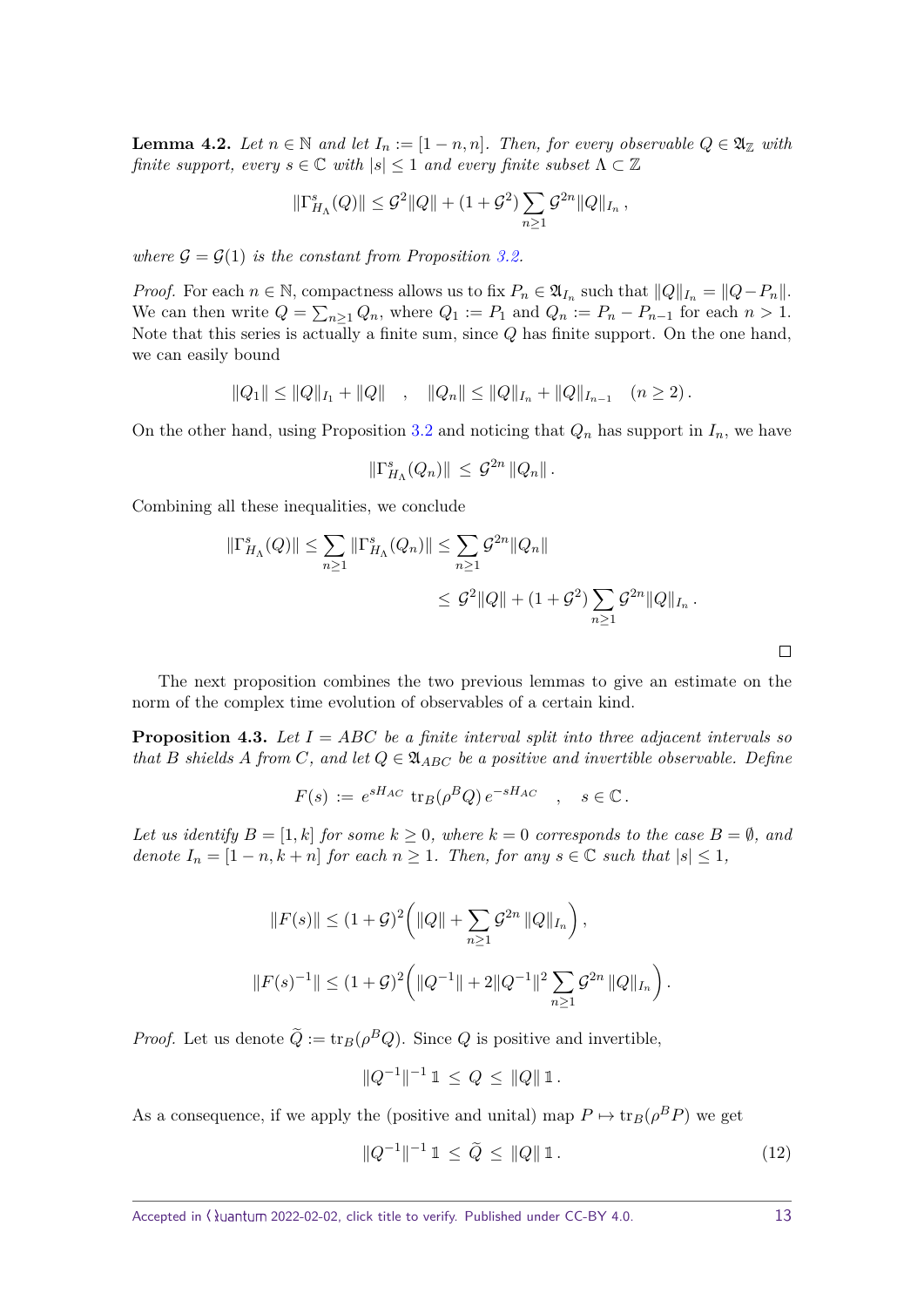**Lemma 4.2.** *Let $n \in \mathbb{N}$ and let $I_n := [1-n, n]$. Then, for every observable $Q \in \mathfrak{A}_{\mathbb{Z}}$ with finite support, every $s \in \mathbb{C}$ with $|s| \leq 1$ and every finite subset $\Lambda \subset \mathbb{Z}$*

$$\|\Gamma^s_{H_\Lambda}(Q)\| \leq \mathcal{G}^2\|Q\| + (1+\mathcal{G}^2)\sum_{n\geq 1} \mathcal{G}^{2n}\|Q\|_{I_n}\,,$$

*where $\mathcal{G} = \mathcal{G}(1)$ is the constant from Proposition 3.2.*

*Proof.* For each $n \in \mathbb{N}$, compactness allows us to fix $P_n \in \mathfrak{A}_{I_n}$ such that $\|Q\|_{I_n} = \|Q - P_n\|$. We can then write $Q = \sum_{n\geq 1} Q_n$, where $Q_1 := P_1$ and $Q_n := P_n - P_{n-1}$ for each $n > 1$. Note that this series is actually a finite sum, since $Q$ has finite support. On the one hand, we can easily bound

$$\|Q_1\| \leq \|Q\|_{I_1} + \|Q\| \quad , \quad \|Q_n\| \leq \|Q\|_{I_n} + \|Q\|_{I_{n-1}} \quad (n \geq 2)\,.$$

On the other hand, using Proposition 3.2 and noticing that $Q_n$ has support in $I_n$, we have

$$\|\Gamma^s_{H_\Lambda}(Q_n)\| \,\leq\, \mathcal{G}^{2n}\,\|Q_n\|\,.$$

Combining all these inequalities, we conclude

$$\begin{aligned}\|\Gamma^s_{H_\Lambda}(Q)\| &\leq \sum_{n\geq 1}\|\Gamma^s_{H_\Lambda}(Q_n)\| \leq \sum_{n\geq 1}\mathcal{G}^{2n}\|Q_n\| \\ &\leq \mathcal{G}^2\|Q\| + (1+\mathcal{G}^2)\sum_{n\geq 1}\mathcal{G}^{2n}\|Q\|_{I_n}\,.\end{aligned}$$

□

The next proposition combines the two previous lemmas to give an estimate on the norm of the complex time evolution of observables of a certain kind.

**Proposition 4.3.** *Let $I = ABC$ be a finite interval split into three adjacent intervals so that $B$ shields $A$ from $C$, and let $Q \in \mathfrak{A}_{ABC}$ be a positive and invertible observable. Define*

$$F(s) := e^{sH_{AC}}\,\operatorname{tr}_B(\rho^B Q)\,e^{-sH_{AC}} \quad , \quad s \in \mathbb{C}\,.$$

*Let us identify $B = [1,k]$ for some $k \geq 0$, where $k = 0$ corresponds to the case $B = \emptyset$, and denote $I_n = [1-n, k+n]$ for each $n \geq 1$. Then, for any $s \in \mathbb{C}$ such that $|s| \leq 1$,*

$$\|F(s)\| \leq (1+\mathcal{G})^2\Big(\|Q\| + \sum_{n\geq 1}\mathcal{G}^{2n}\,\|Q\|_{I_n}\Big)\,,$$

$$\|F(s)^{-1}\| \leq (1+\mathcal{G})^2\Big(\|Q^{-1}\| + 2\|Q^{-1}\|^2\sum_{n\geq 1}\mathcal{G}^{2n}\,\|Q\|_{I_n}\Big)\,.$$

*Proof.* Let us denote $\widetilde{Q} := \operatorname{tr}_B(\rho^B Q)$. Since $Q$ is positive and invertible,

$$\|Q^{-1}\|^{-1}\,\mathbb{1} \,\leq\, Q \,\leq\, \|Q\|\,\mathbb{1}\,.$$

As a consequence, if we apply the (positive and unital) map $P \mapsto \operatorname{tr}_B(\rho^B P)$ we get

$$\|Q^{-1}\|^{-1}\,\mathbb{1} \,\leq\, \widetilde{Q} \,\leq\, \|Q\|\,\mathbb{1}\,. \tag{12}$$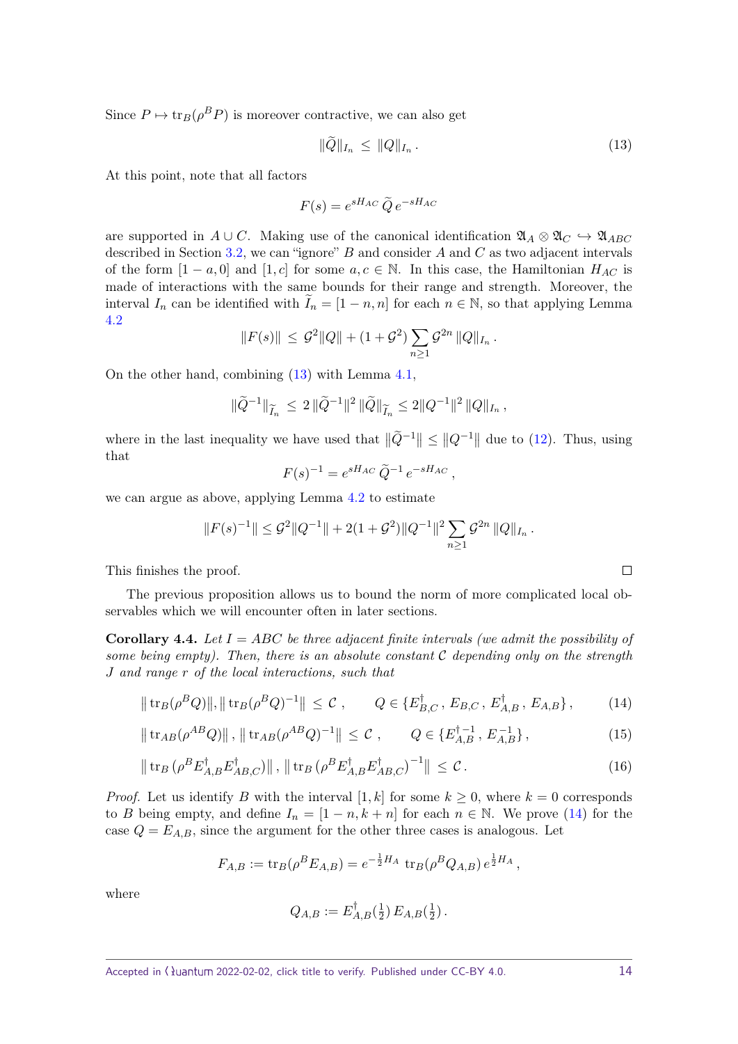Since $P \mapsto \operatorname{tr}_B(\rho^B P)$ is moreover contractive, we can also get

$$\|\widetilde{Q}\|_{I_n} \leq \|Q\|_{I_n}. \tag{13}$$

At this point, note that all factors

$$F(s) = e^{sH_{AC}}\, \widetilde{Q}\, e^{-sH_{AC}}$$

are supported in $A \cup C$. Making use of the canonical identification $\mathfrak{A}_A \otimes \mathfrak{A}_C \hookrightarrow \mathfrak{A}_{ABC}$ described in Section 3.2, we can "ignore" $B$ and consider $A$ and $C$ as two adjacent intervals of the form $[1-a, 0]$ and $[1, c]$ for some $a, c \in \mathbb{N}$. In this case, the Hamiltonian $H_{AC}$ is made of interactions with the same bounds for their range and strength. Moreover, the interval $I_n$ can be identified with $\widetilde{I}_n = [1-n, n]$ for each $n \in \mathbb{N}$, so that applying Lemma 4.2

$$\|F(s)\| \leq \mathcal{G}^2 \|Q\| + (1+\mathcal{G}^2) \sum_{n \geq 1} \mathcal{G}^{2n}\, \|Q\|_{I_n}.$$

On the other hand, combining (13) with Lemma 4.1,

$$\|\widetilde{Q}^{-1}\|_{\widetilde{I}_n} \leq 2\, \|\widetilde{Q}^{-1}\|^2\, \|\widetilde{Q}\|_{\widetilde{I}_n} \leq 2 \|Q^{-1}\|^2\, \|Q\|_{I_n},$$

where in the last inequality we have used that $\|\widetilde{Q}^{-1}\| \leq \|Q^{-1}\|$ due to (12). Thus, using that

$$F(s)^{-1} = e^{sH_{AC}}\, \widetilde{Q}^{-1}\, e^{-sH_{AC}},$$

we can argue as above, applying Lemma 4.2 to estimate

$$\|F(s)^{-1}\| \leq \mathcal{G}^2 \|Q^{-1}\| + 2(1+\mathcal{G}^2) \|Q^{-1}\|^2 \sum_{n \geq 1} \mathcal{G}^{2n}\, \|Q\|_{I_n}.$$

This finishes the proof. $\square$

The previous proposition allows us to bound the norm of more complicated local observables which we will encounter often in later sections.

**Corollary 4.4.** *Let $I = ABC$ be three adjacent finite intervals (we admit the possibility of some being empty). Then, there is an absolute constant $\mathcal{C}$ depending only on the strength $J$ and range $r$ of the local interactions, such that*

$$\|\operatorname{tr}_B(\rho^B Q)\|, \|\operatorname{tr}_B(\rho^B Q)^{-1}\| \leq \mathcal{C}, \qquad Q \in \{E^\dagger_{B,C}, E_{B,C}, E^\dagger_{A,B}, E_{A,B}\}, \tag{14}$$

$$\|\operatorname{tr}_{AB}(\rho^{AB} Q)\|, \|\operatorname{tr}_{AB}(\rho^{AB} Q)^{-1}\| \leq \mathcal{C}, \qquad Q \in \{E^{\dagger\,-1}_{A,B}, E^{-1}_{A,B}\}, \tag{15}$$

$$\|\operatorname{tr}_B(\rho^B E^\dagger_{A,B} E^\dagger_{AB,C})\|, \|\operatorname{tr}_B(\rho^B E^\dagger_{A,B} E^\dagger_{AB,C})^{-1}\| \leq \mathcal{C}. \tag{16}$$

*Proof.* Let us identify $B$ with the interval $[1, k]$ for some $k \geq 0$, where $k = 0$ corresponds to $B$ being empty, and define $I_n = [1-n, k+n]$ for each $n \in \mathbb{N}$. We prove (14) for the case $Q = E_{A,B}$, since the argument for the other three cases is analogous. Let

$$F_{A,B} := \operatorname{tr}_B(\rho^B E_{A,B}) = e^{-\frac{1}{2}H_A}\, \operatorname{tr}_B(\rho^B Q_{A,B})\, e^{\frac{1}{2}H_A},$$

where

$$Q_{A,B} := E^\dagger_{A,B}(\tfrac{1}{2})\, E_{A,B}(\tfrac{1}{2}).$$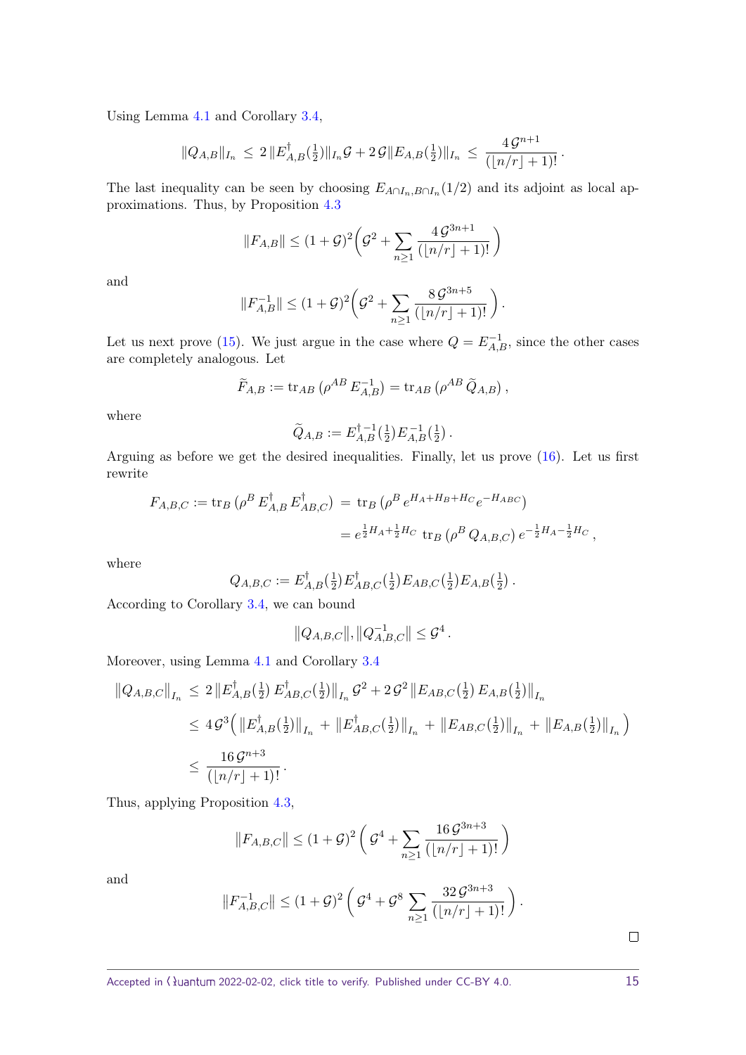Using Lemma 4.1 and Corollary 3.4,

$$\|Q_{A,B}\|_{I_n} \leq 2\,\|E^{\dagger}_{A,B}(\tfrac{1}{2})\|_{I_n}\mathcal{G} + 2\,\mathcal{G}\|E_{A,B}(\tfrac{1}{2})\|_{I_n} \leq \frac{4\,\mathcal{G}^{n+1}}{(\lfloor n/r\rfloor+1)!}\,.$$

The last inequality can be seen by choosing $E_{A\cap I_n, B\cap I_n}(1/2)$ and its adjoint as local approximations. Thus, by Proposition 4.3

$$\|F_{A,B}\| \leq (1+\mathcal{G})^2\Big(\mathcal{G}^2 + \sum_{n\geq 1}\frac{4\,\mathcal{G}^{3n+1}}{(\lfloor n/r\rfloor+1)!}\Big)$$

and

$$\|F^{-1}_{A,B}\| \leq (1+\mathcal{G})^2\Big(\mathcal{G}^2 + \sum_{n\geq 1}\frac{8\,\mathcal{G}^{3n+5}}{(\lfloor n/r\rfloor+1)!}\Big)\,.$$

Let us next prove (15). We just argue in the case where $Q = E^{-1}_{A,B}$, since the other cases are completely analogous. Let

$$\widetilde{F}_{A,B} := \operatorname{tr}_{AB}\left(\rho^{AB}\,E^{-1}_{A,B}\right) = \operatorname{tr}_{AB}\left(\rho^{AB}\,\widetilde{Q}_{A,B}\right),$$

where

$$\widetilde{Q}_{A,B} := E^{\dagger\,-1}_{A,B}(\tfrac{1}{2})E^{-1}_{A,B}(\tfrac{1}{2})\,.$$

Arguing as before we get the desired inequalities. Finally, let us prove (16). Let us first rewrite

$$\begin{aligned} F_{A,B,C} := \operatorname{tr}_B\left(\rho^B\,E^{\dagger}_{A,B}\,E^{\dagger}_{AB,C}\right) &= \operatorname{tr}_B\left(\rho^B\,e^{H_A+H_B+H_C}e^{-H_{ABC}}\right)\\ &= e^{\frac{1}{2}H_A+\frac{1}{2}H_C}\,\operatorname{tr}_B\left(\rho^B\,Q_{A,B,C}\right)e^{-\frac{1}{2}H_A-\frac{1}{2}H_C}\,,\end{aligned}$$

where

$$Q_{A,B,C} := E^{\dagger}_{A,B}(\tfrac{1}{2})E^{\dagger}_{AB,C}(\tfrac{1}{2})E_{AB,C}(\tfrac{1}{2})E_{A,B}(\tfrac{1}{2})\,.$$

According to Corollary 3.4, we can bound

$$\|Q_{A,B,C}\|, \|Q^{-1}_{A,B,C}\| \leq \mathcal{G}^4\,.$$

Moreover, using Lemma 4.1 and Corollary 3.4

$$\begin{aligned}\|Q_{A,B,C}\|_{I_n} &\leq 2\,\|E^{\dagger}_{A,B}(\tfrac{1}{2})\,E^{\dagger}_{AB,C}(\tfrac{1}{2})\|_{I_n}\,\mathcal{G}^2 + 2\,\mathcal{G}^2\,\|E_{AB,C}(\tfrac{1}{2})\,E_{A,B}(\tfrac{1}{2})\|_{I_n}\\ &\leq 4\,\mathcal{G}^3\Big(\|E^{\dagger}_{A,B}(\tfrac{1}{2})\|_{I_n} + \|E^{\dagger}_{AB,C}(\tfrac{1}{2})\|_{I_n} + \|E_{AB,C}(\tfrac{1}{2})\|_{I_n} + \|E_{A,B}(\tfrac{1}{2})\|_{I_n}\Big)\\ &\leq \frac{16\,\mathcal{G}^{n+3}}{(\lfloor n/r\rfloor+1)!}\,.\end{aligned}$$

Thus, applying Proposition 4.3,

$$\|F_{A,B,C}\| \leq (1+\mathcal{G})^2\left(\mathcal{G}^4 + \sum_{n\geq 1}\frac{16\,\mathcal{G}^{3n+3}}{(\lfloor n/r\rfloor+1)!}\right)$$

and

$$\|F^{-1}_{A,B,C}\| \leq (1+\mathcal{G})^2\left(\mathcal{G}^4 + \mathcal{G}^8\sum_{n\geq 1}\frac{32\,\mathcal{G}^{3n+3}}{(\lfloor n/r\rfloor+1)!}\right).$$

□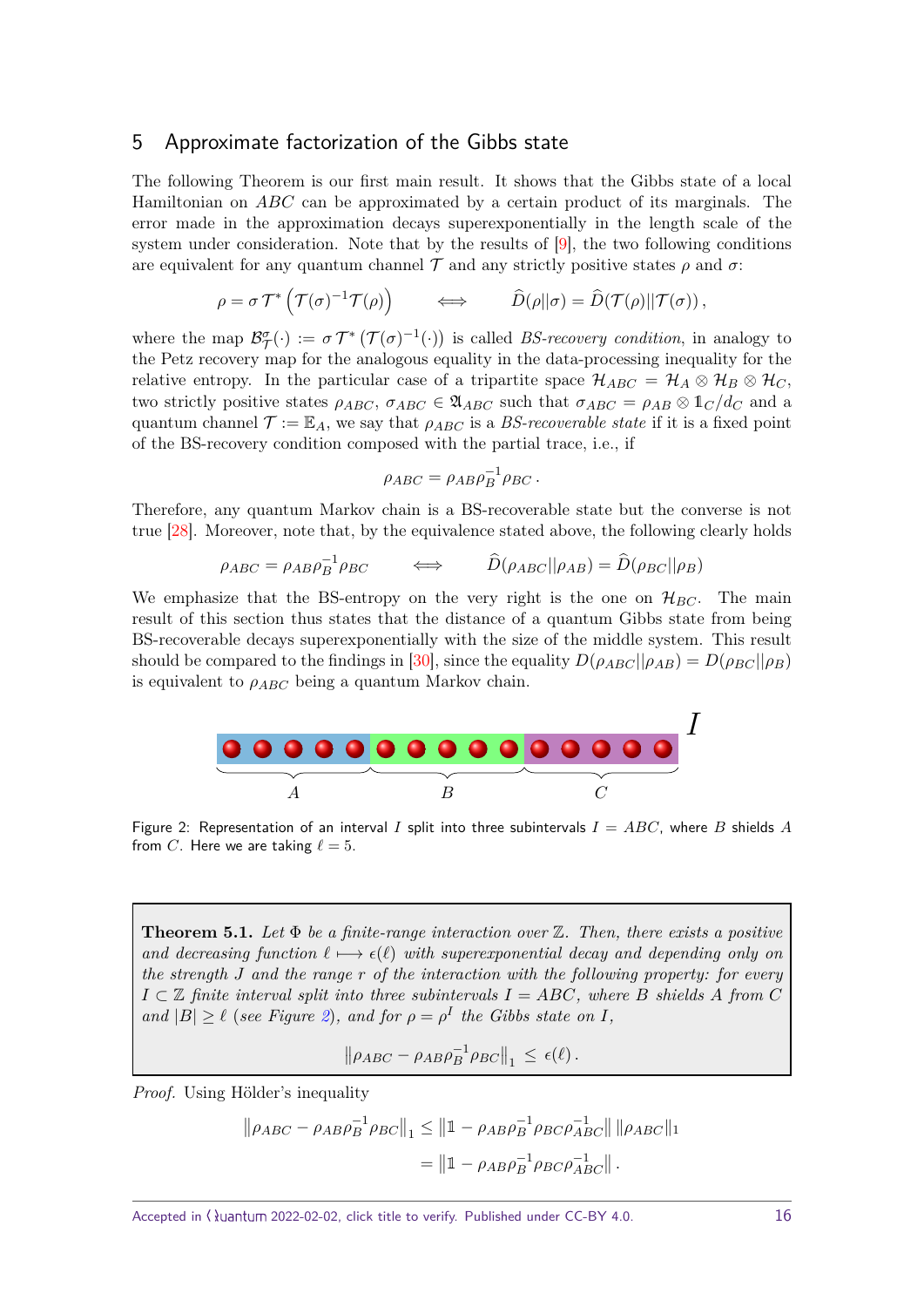## 5 Approximate factorization of the Gibbs state

The following Theorem is our first main result. It shows that the Gibbs state of a local Hamiltonian on $ABC$ can be approximated by a certain product of its marginals. The error made in the approximation decays superexponentially in the length scale of the system under consideration. Note that by the results of [9], the two following conditions are equivalent for any quantum channel $\mathcal{T}$ and any strictly positive states $\rho$ and $\sigma$:

$$\rho = \sigma\, \mathcal{T}^* \left(\mathcal{T}(\sigma)^{-1}\mathcal{T}(\rho)\right) \qquad \Longleftrightarrow \qquad \widehat{D}(\rho||\sigma) = \widehat{D}(\mathcal{T}(\rho)||\mathcal{T}(\sigma))\,,$$

where the map $\mathcal{B}^{\sigma}_{\mathcal{T}}(\cdot) := \sigma\, \mathcal{T}^* \left(\mathcal{T}(\sigma)^{-1}(\cdot)\right)$ is called *BS-recovery condition*, in analogy to the Petz recovery map for the analogous equality in the data-processing inequality for the relative entropy. In the particular case of a tripartite space $\mathcal{H}_{ABC} = \mathcal{H}_A \otimes \mathcal{H}_B \otimes \mathcal{H}_C$, two strictly positive states $\rho_{ABC}$, $\sigma_{ABC} \in \mathfrak{A}_{ABC}$ such that $\sigma_{ABC} = \rho_{AB} \otimes \mathbb{1}_C/d_C$ and a quantum channel $\mathcal{T} := \mathbb{E}_A$, we say that $\rho_{ABC}$ is a *BS-recoverable state* if it is a fixed point of the BS-recovery condition composed with the partial trace, i.e., if

$$\rho_{ABC} = \rho_{AB}\rho_B^{-1}\rho_{BC}\,.$$

Therefore, any quantum Markov chain is a BS-recoverable state but the converse is not true [28]. Moreover, note that, by the equivalence stated above, the following clearly holds

$$\rho_{ABC} = \rho_{AB}\rho_B^{-1}\rho_{BC} \qquad \Longleftrightarrow \qquad \widehat{D}(\rho_{ABC}||\rho_{AB}) = \widehat{D}(\rho_{BC}||\rho_B)$$

We emphasize that the BS-entropy on the very right is the one on $\mathcal{H}_{BC}$. The main result of this section thus states that the distance of a quantum Gibbs state from being BS-recoverable decays superexponentially with the size of the middle system. This result should be compared to the findings in [30], since the equality $D(\rho_{ABC}||\rho_{AB}) = D(\rho_{BC}||\rho_B)$ is equivalent to $\rho_{ABC}$ being a quantum Markov chain.

Figure 2: Representation of an interval $I$ split into three subintervals $I = ABC$, where $B$ shields $A$ from $C$. Here we are taking $\ell = 5$.

**Theorem 5.1.** *Let $\Phi$ be a finite-range interaction over $\mathbb{Z}$. Then, there exists a positive and decreasing function $\ell \longmapsto \epsilon(\ell)$ with superexponential decay and depending only on the strength $J$ and the range $r$ of the interaction with the following property: for every $I \subset \mathbb{Z}$ finite interval split into three subintervals $I = ABC$, where $B$ shields $A$ from $C$ and $|B| \geq \ell$ (see Figure 2), and for $\rho = \rho^I$ the Gibbs state on $I$,*

$$\left\|\rho_{ABC} - \rho_{AB}\rho_B^{-1}\rho_{BC}\right\|_1 \leq \epsilon(\ell)\,.$$

*Proof.* Using Hölder's inequality

$$\begin{aligned}
\left\|\rho_{ABC} - \rho_{AB}\rho_B^{-1}\rho_{BC}\right\|_1 &\leq \left\|\mathbb{1} - \rho_{AB}\rho_B^{-1}\rho_{BC}\rho_{ABC}^{-1}\right\| \left\|\rho_{ABC}\right\|_1 \\
&= \left\|\mathbb{1} - \rho_{AB}\rho_B^{-1}\rho_{BC}\rho_{ABC}^{-1}\right\|\,.
\end{aligned}$$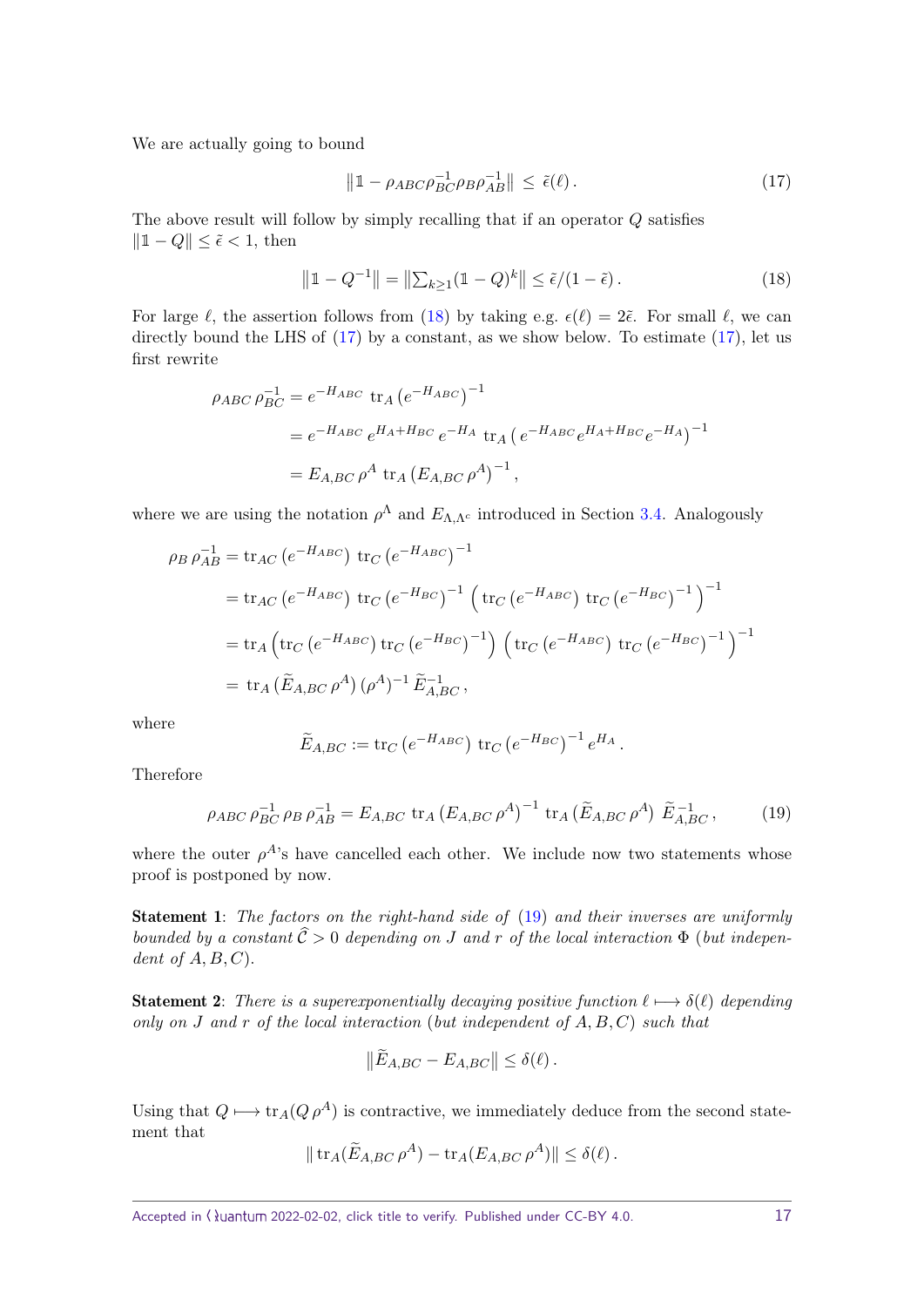We are actually going to bound

$$\left\| \mathbb{1} - \rho_{ABC}\rho_{BC}^{-1}\rho_B\rho_{AB}^{-1} \right\| \leq \tilde{\epsilon}(\ell) \,. \tag{17}$$

The above result will follow by simply recalling that if an operator $Q$ satisfies $\|\mathbb{1} - Q\| \leq \tilde{\epsilon} < 1$, then

$$\left\| \mathbb{1} - Q^{-1} \right\| = \left\| \textstyle\sum_{k \geq 1} (\mathbb{1} - Q)^k \right\| \leq \tilde{\epsilon}/(1-\tilde{\epsilon}) \,. \tag{18}$$

For large $\ell$, the assertion follows from (18) by taking e.g. $\epsilon(\ell) = 2\tilde{\epsilon}$. For small $\ell$, we can directly bound the LHS of (17) by a constant, as we show below. To estimate (17), let us first rewrite

$$\begin{aligned}
\rho_{ABC}\,\rho_{BC}^{-1} &= e^{-H_{ABC}} \ \mathrm{tr}_A\left(e^{-H_{ABC}}\right)^{-1} \\
&= e^{-H_{ABC}}\, e^{H_A + H_{BC}}\, e^{-H_A} \ \mathrm{tr}_A\left(\, e^{-H_{ABC}} e^{H_A + H_{BC}} e^{-H_A}\right)^{-1} \\
&= E_{A,BC}\, \rho^A \ \mathrm{tr}_A\left(E_{A,BC}\, \rho^A\right)^{-1},
\end{aligned}$$

where we are using the notation $\rho^\Lambda$ and $E_{\Lambda,\Lambda^c}$ introduced in Section 3.4. Analogously

$$\begin{aligned}
\rho_B\,\rho_{AB}^{-1} &= \mathrm{tr}_{AC}\left(e^{-H_{ABC}}\right)\ \mathrm{tr}_C\left(e^{-H_{ABC}}\right)^{-1} \\
&= \mathrm{tr}_{AC}\left(e^{-H_{ABC}}\right)\ \mathrm{tr}_C\left(e^{-H_{BC}}\right)^{-1} \left(\mathrm{tr}_C\left(e^{-H_{ABC}}\right)\ \mathrm{tr}_C\left(e^{-H_{BC}}\right)^{-1}\right)^{-1} \\
&= \mathrm{tr}_A\left(\mathrm{tr}_C\left(e^{-H_{ABC}}\right)\mathrm{tr}_C\left(e^{-H_{BC}}\right)^{-1}\right) \left(\mathrm{tr}_C\left(e^{-H_{ABC}}\right)\ \mathrm{tr}_C\left(e^{-H_{BC}}\right)^{-1}\right)^{-1} \\
&= \ \mathrm{tr}_A\left(\widetilde{E}_{A,BC}\, \rho^A\right)(\rho^A)^{-1}\, \widetilde{E}_{A,BC}^{-1} \,,
\end{aligned}$$

where

$$\widetilde{E}_{A,BC} := \mathrm{tr}_C\left(e^{-H_{ABC}}\right)\ \mathrm{tr}_C\left(e^{-H_{BC}}\right)^{-1} e^{H_A} \,.$$

Therefore

$$\rho_{ABC}\,\rho_{BC}^{-1}\,\rho_B\,\rho_{AB}^{-1} = E_{A,BC}\ \mathrm{tr}_A\left(E_{A,BC}\,\rho^A\right)^{-1}\ \mathrm{tr}_A\left(\widetilde{E}_{A,BC}\,\rho^A\right)\ \widetilde{E}_{A,BC}^{-1} \,, \tag{19}$$

where the outer $\rho^A$'s have cancelled each other. We include now two statements whose proof is postponed by now.

**Statement 1**: *The factors on the right-hand side of* (19) *and their inverses are uniformly bounded by a constant* $\widehat{\mathcal{C}} > 0$ *depending on* $J$ *and* $r$ *of the local interaction* $\Phi$ *(but independent of* $A, B, C$*).*

**Statement 2**: *There is a superexponentially decaying positive function* $\ell \longmapsto \delta(\ell)$ *depending only on* $J$ *and* $r$ *of the local interaction (but independent of* $A, B, C$*) such that*

$$\left\| \widetilde{E}_{A,BC} - E_{A,BC} \right\| \leq \delta(\ell) \,.$$

Using that $Q \longmapsto \mathrm{tr}_A(Q\,\rho^A)$ is contractive, we immediately deduce from the second statement that

$$\|\,\mathrm{tr}_A(\widetilde{E}_{A,BC}\,\rho^A) - \mathrm{tr}_A(E_{A,BC}\,\rho^A)\| \leq \delta(\ell) \,.$$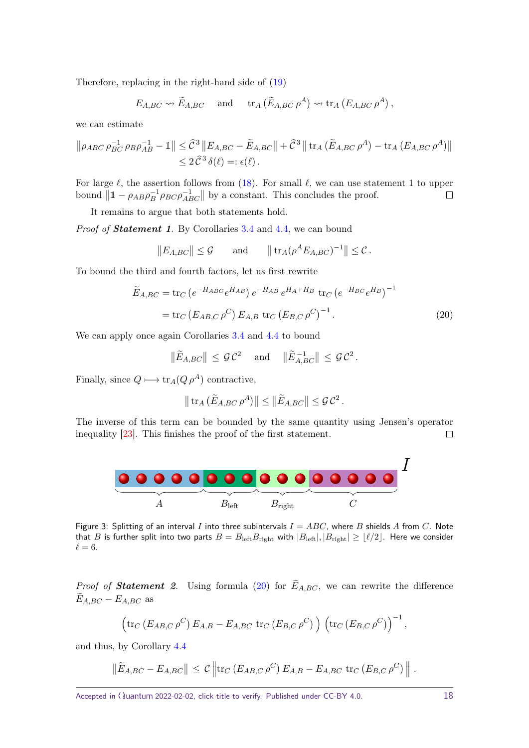Therefore, replacing in the right-hand side of (19)

$$E_{A,BC} \rightsquigarrow \widetilde{E}_{A,BC} \quad \text{and} \quad \operatorname{tr}_A\left(\widetilde{E}_{A,BC}\, \rho^A\right) \rightsquigarrow \operatorname{tr}_A\left(E_{A,BC}\, \rho^A\right),$$

we can estimate

$$\begin{aligned}\left\|\rho_{ABC}\, \rho_{BC}^{-1}\, \rho_B \rho_{AB}^{-1} - \mathbb{1}\right\| &\leq \widehat{\mathcal{C}}^3 \left\|E_{A,BC} - \widetilde{E}_{A,BC}\right\| + \widehat{\mathcal{C}}^3 \left\|\operatorname{tr}_A\left(\widetilde{E}_{A,BC}\, \rho^A\right) - \operatorname{tr}_A\left(E_{A,BC}\, \rho^A\right)\right\| \\ &\leq 2\, \widehat{\mathcal{C}}^3\, \delta(\ell) =: \epsilon(\ell)\,.\end{aligned}$$

For large $\ell$, the assertion follows from (18). For small $\ell$, we can use statement 1 to upper bound $\|\mathbb{1} - \rho_{AB}\rho_B^{-1}\rho_{BC}\rho_{ABC}^{-1}\|$ by a constant. This concludes the proof. □

It remains to argue that both statements hold.

*Proof of **Statement 1**.* By Corollaries 3.4 and 4.4, we can bound

$$\|E_{A,BC}\| \leq \mathcal{G} \qquad \text{and} \qquad \left\|\operatorname{tr}_A(\rho^A E_{A,BC})^{-1}\right\| \leq \mathcal{C}\,.$$

To bound the third and fourth factors, let us first rewrite

$$\begin{aligned}\widetilde{E}_{A,BC} &= \operatorname{tr}_C\left(e^{-H_{ABC}} e^{H_{AB}}\right) e^{-H_{AB}}\, e^{H_A + H_B}\, \operatorname{tr}_C\left(e^{-H_{BC}} e^{H_B}\right)^{-1} \\ &= \operatorname{tr}_C\left(E_{AB,C}\, \rho^C\right) E_{A,B}\, \operatorname{tr}_C\left(E_{B,C}\, \rho^C\right)^{-1}.\end{aligned} \tag{20}$$

We can apply once again Corollaries 3.4 and 4.4 to bound

$$\left\|\widetilde{E}_{A,BC}\right\| \,\leq\, \mathcal{G}\,\mathcal{C}^2 \quad \text{and} \quad \left\|\widetilde{E}_{A,BC}^{-1}\right\| \,\leq\, \mathcal{G}\,\mathcal{C}^2\,.$$

Finally, since $Q \longmapsto \operatorname{tr}_A(Q\,\rho^A)$ contractive,

$$\left\|\operatorname{tr}_A\left(\widetilde{E}_{A,BC}\,\rho^A\right)\right\| \leq \left\|\widetilde{E}_{A,BC}\right\| \leq \mathcal{G}\,\mathcal{C}^2\,.$$

The inverse of this term can be bounded by the same quantity using Jensen's operator inequality [23]. This finishes the proof of the first statement. □

Figure 3: Splitting of an interval $I$ into three subintervals $I = ABC$, where $B$ shields $A$ from $C$. Note that $B$ is further split into two parts $B = B_{\text{left}} B_{\text{right}}$ with $|B_{\text{left}}|, |B_{\text{right}}| \geq \lfloor \ell/2 \rfloor$. Here we consider $\ell = 6$.

*Proof of **Statement 2**.* Using formula (20) for $\widetilde{E}_{A,BC}$, we can rewrite the difference $\widetilde{E}_{A,BC} - E_{A,BC}$ as

$$\Big(\operatorname{tr}_C\left(E_{AB,C}\,\rho^C\right) E_{A,B} - E_{A,BC}\, \operatorname{tr}_C\left(E_{B,C}\,\rho^C\right)\Big)\,\Big(\operatorname{tr}_C\left(E_{B,C}\,\rho^C\right)\Big)^{-1},$$

and thus, by Corollary 4.4

$$\left\|\widetilde{E}_{A,BC} - E_{A,BC}\right\| \,\leq\, \mathcal{C}\,\left\|\operatorname{tr}_C\left(E_{AB,C}\,\rho^C\right) E_{A,B} - E_{A,BC}\, \operatorname{tr}_C\left(E_{B,C}\,\rho^C\right)\right\|.$$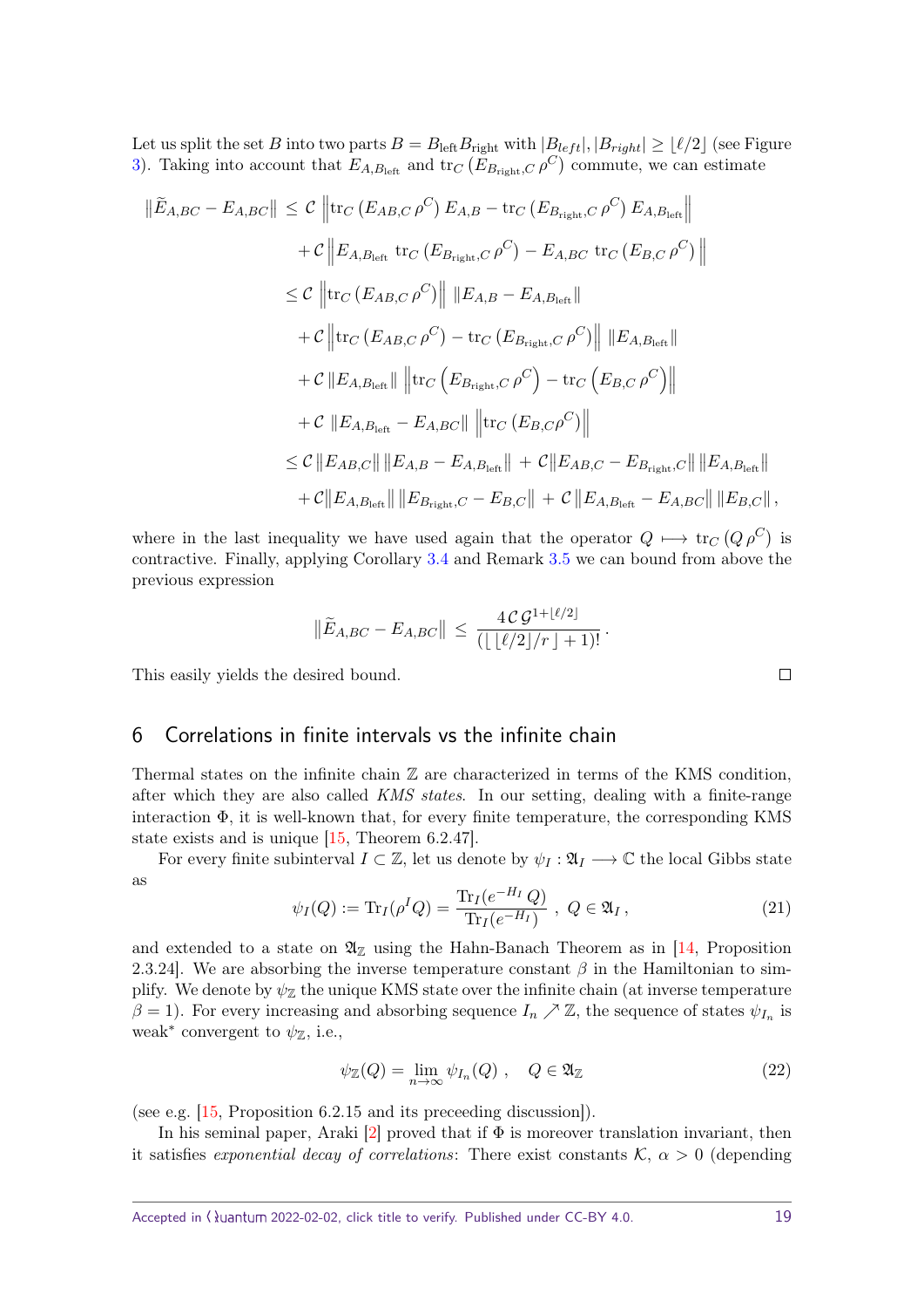Let us split the set $B$ into two parts $B = B_{\text{left}} B_{\text{right}}$ with $|B_{left}|, |B_{right}| \geq \lfloor \ell/2 \rfloor$ (see Figure 3). Taking into account that $E_{A,B_{\text{left}}}$ and $\operatorname{tr}_C\left(E_{B_{\text{right}},C}\,\rho^C\right)$ commute, we can estimate

$$
\begin{aligned}
\|\widetilde{E}_{A,BC} - E_{A,BC}\| \;&\leq\; \mathcal{C}\, \left\|\operatorname{tr}_C\left(E_{AB,C}\,\rho^C\right) E_{A,B} - \operatorname{tr}_C\left(E_{B_{\text{right}},C}\,\rho^C\right) E_{A,B_{\text{left}}}\right\| \\
&\quad + \mathcal{C}\left\| E_{A,B_{\text{left}}}\, \operatorname{tr}_C\left(E_{B_{\text{right}},C}\,\rho^C\right) - E_{A,BC}\, \operatorname{tr}_C\left(E_{B,C}\,\rho^C\right)\right\| \\
&\leq \mathcal{C}\, \left\|\operatorname{tr}_C\left(E_{AB,C}\,\rho^C\right)\right\| \, \|E_{A,B} - E_{A,B_{\text{left}}}\| \\
&\quad + \mathcal{C}\left\|\operatorname{tr}_C\left(E_{AB,C}\,\rho^C\right) - \operatorname{tr}_C\left(E_{B_{\text{right}},C}\,\rho^C\right)\right\| \, \|E_{A,B_{\text{left}}}\| \\
&\quad + \mathcal{C}\, \|E_{A,B_{\text{left}}}\| \, \left\|\operatorname{tr}_C\left(E_{B_{\text{right}},C}\,\rho^C\right) - \operatorname{tr}_C\left(E_{B,C}\,\rho^C\right)\right\| \\
&\quad + \mathcal{C}\, \|E_{A,B_{\text{left}}} - E_{A,BC}\| \, \left\|\operatorname{tr}_C\left(E_{B,C}\rho^C\right)\right\| \\
&\leq \mathcal{C}\, \|E_{AB,C}\| \, \|E_{A,B} - E_{A,B_{\text{left}}}\| \,+\, \mathcal{C} \|E_{AB,C} - E_{B_{\text{right}},C}\| \, \|E_{A,B_{\text{left}}}\| \\
&\quad + \mathcal{C} \|E_{A,B_{\text{left}}}\| \, \|E_{B_{\text{right}},C} - E_{B,C}\| \,+\, \mathcal{C}\, \|E_{A,B_{\text{left}}} - E_{A,BC}\| \, \|E_{B,C}\|\,,
\end{aligned}
$$

where in the last inequality we have used again that the operator $Q \longmapsto \operatorname{tr}_C\left(Q\,\rho^C\right)$ is contractive. Finally, applying Corollary 3.4 and Remark 3.5 we can bound from above the previous expression

$$
\|\widetilde{E}_{A,BC} - E_{A,BC}\| \;\leq\; \frac{4\,\mathcal{C}\,\mathcal{G}^{1+\lfloor \ell/2 \rfloor}}{(\lfloor \lfloor \ell/2 \rfloor / r \rfloor + 1)!}\,.
$$

This easily yields the desired bound. $\square$

## 6 Correlations in finite intervals vs the infinite chain

Thermal states on the infinite chain $\mathbb{Z}$ are characterized in terms of the KMS condition, after which they are also called *KMS states*. In our setting, dealing with a finite-range interaction $\Phi$, it is well-known that, for every finite temperature, the corresponding KMS state exists and is unique [15, Theorem 6.2.47].

For every finite subinterval $I \subset \mathbb{Z}$, let us denote by $\psi_I : \mathfrak{A}_I \longrightarrow \mathbb{C}$ the local Gibbs state as

$$
\psi_I(Q) := \operatorname{Tr}_I(\rho^I Q) = \frac{\operatorname{Tr}_I(e^{-H_I}\,Q)}{\operatorname{Tr}_I(e^{-H_I})}\ ,\ Q \in \mathfrak{A}_I\,, \tag{21}
$$

and extended to a state on $\mathfrak{A}_{\mathbb{Z}}$ using the Hahn-Banach Theorem as in [14, Proposition 2.3.24]. We are absorbing the inverse temperature constant $\beta$ in the Hamiltonian to simplify. We denote by $\psi_{\mathbb{Z}}$ the unique KMS state over the infinite chain (at inverse temperature $\beta = 1$). For every increasing and absorbing sequence $I_n \nearrow \mathbb{Z}$, the sequence of states $\psi_{I_n}$ is weak* convergent to $\psi_{\mathbb{Z}}$, i.e.,

$$
\psi_{\mathbb{Z}}(Q) = \lim_{n\to\infty} \psi_{I_n}(Q)\ , \quad Q \in \mathfrak{A}_{\mathbb{Z}} \tag{22}
$$

(see e.g. [15, Proposition 6.2.15 and its preceeding discussion]).

In his seminal paper, Araki [2] proved that if $\Phi$ is moreover translation invariant, then it satisfies *exponential decay of correlations*: There exist constants $\mathcal{K}$, $\alpha > 0$ (depending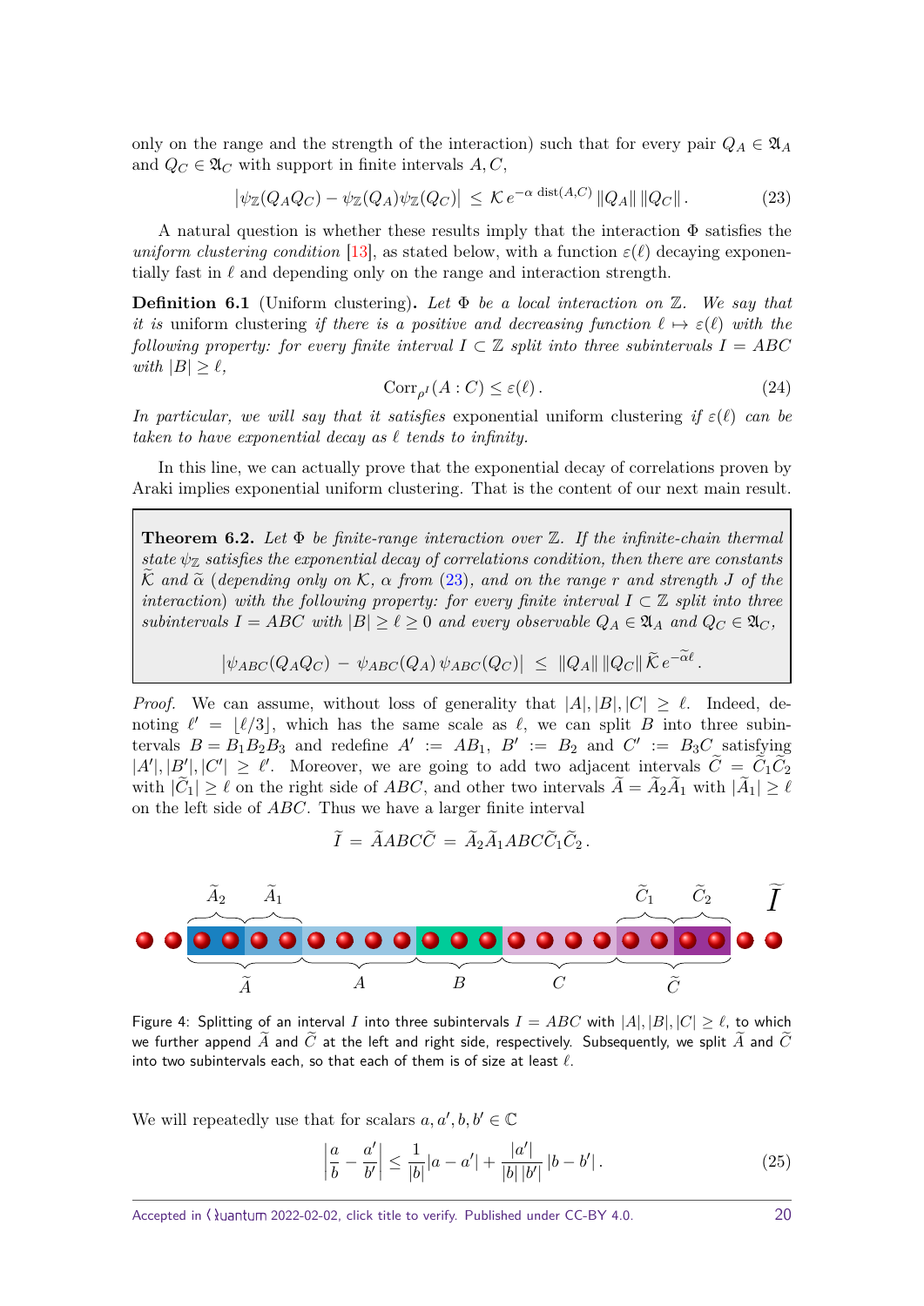only on the range and the strength of the interaction) such that for every pair $Q_A \in \mathfrak{A}_A$ and $Q_C \in \mathfrak{A}_C$ with support in finite intervals $A, C$,

$$\left|\psi_{\mathbb{Z}}(Q_A Q_C) - \psi_{\mathbb{Z}}(Q_A)\psi_{\mathbb{Z}}(Q_C)\right| \le \mathcal{K}\, e^{-\alpha\, \mathrm{dist}(A,C)}\, \|Q_A\|\, \|Q_C\|. \tag{23}$$

A natural question is whether these results imply that the interaction $\Phi$ satisfies the *uniform clustering condition* [13], as stated below, with a function $\varepsilon(\ell)$ decaying exponentially fast in $\ell$ and depending only on the range and interaction strength.

**Definition 6.1** (Uniform clustering)**.** *Let $\Phi$ be a local interaction on $\mathbb{Z}$. We say that it is* uniform clustering *if there is a positive and decreasing function $\ell \mapsto \varepsilon(\ell)$ with the following property: for every finite interval $I \subset \mathbb{Z}$ split into three subintervals $I = ABC$ with $|B| \ge \ell$,*

$$\mathrm{Corr}_{\rho^I}(A : C) \le \varepsilon(\ell). \tag{24}$$

*In particular, we will say that it satisfies* exponential uniform clustering *if $\varepsilon(\ell)$ can be taken to have exponential decay as $\ell$ tends to infinity.*

In this line, we can actually prove that the exponential decay of correlations proven by Araki implies exponential uniform clustering. That is the content of our next main result.

**Theorem 6.2.** *Let $\Phi$ be finite-range interaction over $\mathbb{Z}$. If the infinite-chain thermal state $\psi_{\mathbb{Z}}$ satisfies the exponential decay of correlations condition, then there are constants $\widetilde{\mathcal{K}}$ and $\widetilde{\alpha}$ (depending only on $\mathcal{K}$, $\alpha$ from (23), and on the range $r$ and strength $J$ of the interaction) with the following property: for every finite interval $I \subset \mathbb{Z}$ split into three subintervals $I = ABC$ with $|B| \ge \ell \ge 0$ and every observable $Q_A \in \mathfrak{A}_A$ and $Q_C \in \mathfrak{A}_C$,*

$$\left|\psi_{ABC}(Q_A Q_C) \,-\, \psi_{ABC}(Q_A)\, \psi_{ABC}(Q_C)\right| \;\le\; \|Q_A\|\, \|Q_C\|\, \widetilde{\mathcal{K}}\, e^{-\widetilde{\alpha}\ell}.$$

*Proof.* We can assume, without loss of generality that $|A|, |B|, |C| \ge \ell$. Indeed, denoting $\ell' = \lfloor \ell/3 \rfloor$, which has the same scale as $\ell$, we can split $B$ into three subintervals $B = B_1 B_2 B_3$ and redefine $A' := AB_1$, $B' := B_2$ and $C' := B_3 C$ satisfying $|A'|, |B'|, |C'| \ge \ell'$. Moreover, we are going to add two adjacent intervals $\widetilde{C} = \widetilde{C}_1 \widetilde{C}_2$ with $|\widetilde{C}_1| \ge \ell$ on the right side of $ABC$, and other two intervals $\widetilde{A} = \widetilde{A}_2 \widetilde{A}_1$ with $|\widetilde{A}_1| \ge \ell$ on the left side of $ABC$. Thus we have a larger finite interval

$$\widetilde{I} \,=\, \widetilde{A} ABC \widetilde{C} \,=\, \widetilde{A}_2 \widetilde{A}_1 ABC \widetilde{C}_1 \widetilde{C}_2\,.$$

Figure 4: Splitting of an interval $I$ into three subintervals $I = ABC$ with $|A|, |B|, |C| \ge \ell$, to which we further append $\widetilde{A}$ and $\widetilde{C}$ at the left and right side, respectively. Subsequently, we split $\widetilde{A}$ and $\widetilde{C}$ into two subintervals each, so that each of them is of size at least $\ell$.

We will repeatedly use that for scalars $a, a', b, b' \in \mathbb{C}$

$$\left|\frac{a}{b} - \frac{a'}{b'}\right| \le \frac{1}{|b|}|a - a'| + \frac{|a'|}{|b|\,|b'|}\,|b - b'|\,. \tag{25}$$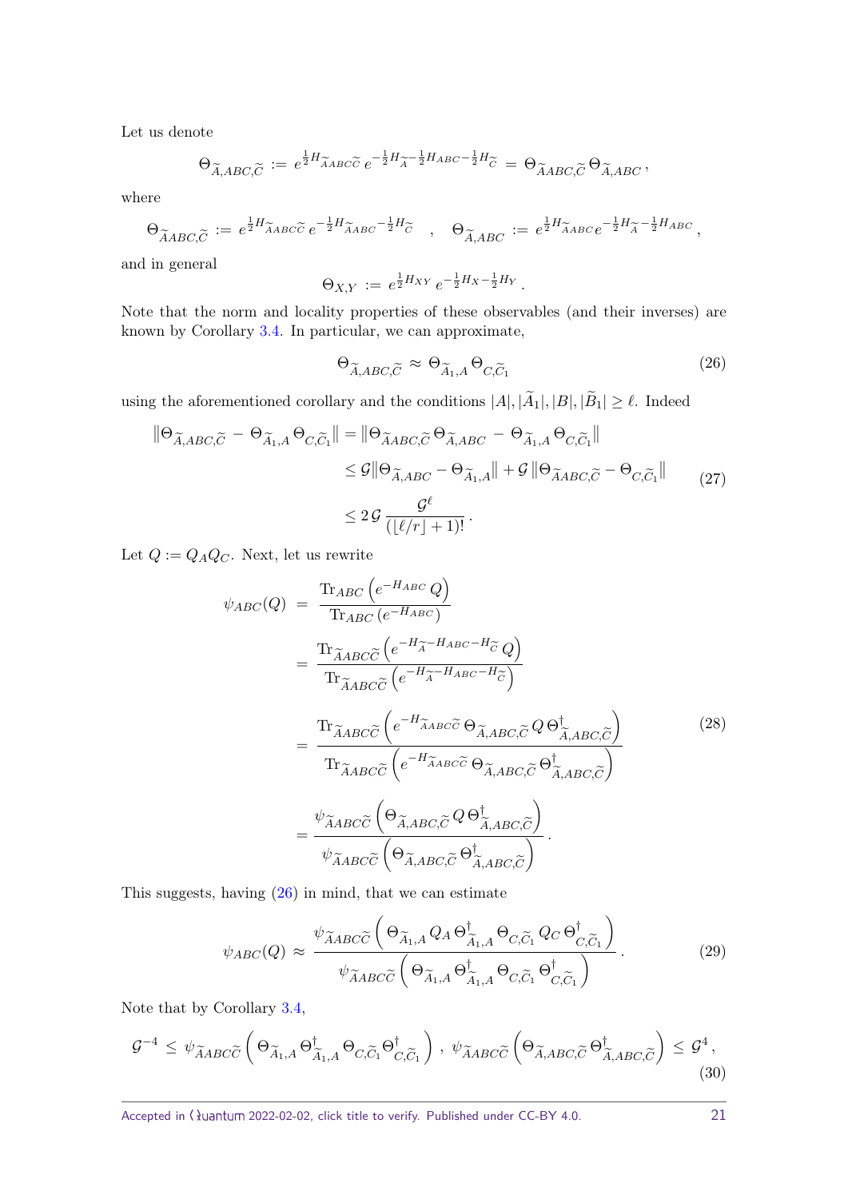Let us denote

$$\Theta_{\widetilde{A},ABC,\widetilde{C}} := e^{\frac{1}{2}H_{\widetilde{A}ABC\widetilde{C}}}\, e^{-\frac{1}{2}H_{\widetilde{A}}-\frac{1}{2}H_{ABC}-\frac{1}{2}H_{\widetilde{C}}} = \Theta_{\widetilde{A}ABC,\widetilde{C}}\,\Theta_{\widetilde{A},ABC}\,,$$

where

$$\Theta_{\widetilde{A}ABC,\widetilde{C}} := e^{\frac{1}{2}H_{\widetilde{A}ABC\widetilde{C}}}\, e^{-\frac{1}{2}H_{\widetilde{A}ABC}-\frac{1}{2}H_{\widetilde{C}}} \quad , \quad \Theta_{\widetilde{A},ABC} := e^{\frac{1}{2}H_{\widetilde{A}ABC}} e^{-\frac{1}{2}H_{\widetilde{A}}-\frac{1}{2}H_{ABC}}\,,$$

and in general

$$\Theta_{X,Y} := e^{\frac{1}{2}H_{XY}}\, e^{-\frac{1}{2}H_X-\frac{1}{2}H_Y}\,.$$

Note that the norm and locality properties of these observables (and their inverses) are known by Corollary 3.4. In particular, we can approximate,

$$\Theta_{\widetilde{A},ABC,\widetilde{C}} \approx \Theta_{\widetilde{A}_1,A}\,\Theta_{C,\widetilde{C}_1} \tag{26}$$

using the aforementioned corollary and the conditions $|A|, |\widetilde{A}_1|, |B|, |\widetilde{B}_1| \geq \ell$. Indeed

$$\begin{aligned}
\big\|\Theta_{\widetilde{A},ABC,\widetilde{C}} - \Theta_{\widetilde{A}_1,A}\,\Theta_{C,\widetilde{C}_1}\big\| &= \big\|\Theta_{\widetilde{A}ABC,\widetilde{C}}\,\Theta_{\widetilde{A},ABC} - \Theta_{\widetilde{A}_1,A}\,\Theta_{C,\widetilde{C}_1}\big\| \\
&\leq \mathcal{G}\big\|\Theta_{\widetilde{A},ABC} - \Theta_{\widetilde{A}_1,A}\big\| + \mathcal{G}\,\big\|\Theta_{\widetilde{A}ABC,\widetilde{C}} - \Theta_{C,\widetilde{C}_1}\big\| \\
&\leq 2\,\mathcal{G}\,\frac{\mathcal{G}^{\ell}}{(\lfloor \ell/r \rfloor + 1)!}\,.
\end{aligned} \tag{27}$$

Let $Q := Q_A Q_C$. Next, let us rewrite

$$\begin{aligned}
\psi_{ABC}(Q) &= \frac{\mathrm{Tr}_{ABC}\left(e^{-H_{ABC}}\,Q\right)}{\mathrm{Tr}_{ABC}\left(e^{-H_{ABC}}\right)} \\
&= \frac{\mathrm{Tr}_{\widetilde{A}ABC\widetilde{C}}\left(e^{-H_{\widetilde{A}}-H_{ABC}-H_{\widetilde{C}}}\,Q\right)}{\mathrm{Tr}_{\widetilde{A}ABC\widetilde{C}}\left(e^{-H_{\widetilde{A}}-H_{ABC}-H_{\widetilde{C}}}\right)} \\
&= \frac{\mathrm{Tr}_{\widetilde{A}ABC\widetilde{C}}\left(e^{-H_{\widetilde{A}ABC\widetilde{C}}}\,\Theta_{\widetilde{A},ABC,\widetilde{C}}\,Q\,\Theta^{\dagger}_{\widetilde{A},ABC,\widetilde{C}}\right)}{\mathrm{Tr}_{\widetilde{A}ABC\widetilde{C}}\left(e^{-H_{\widetilde{A}ABC\widetilde{C}}}\,\Theta_{\widetilde{A},ABC,\widetilde{C}}\,\Theta^{\dagger}_{\widetilde{A},ABC,\widetilde{C}}\right)} \\
&= \frac{\psi_{\widetilde{A}ABC\widetilde{C}}\left(\Theta_{\widetilde{A},ABC,\widetilde{C}}\,Q\,\Theta^{\dagger}_{\widetilde{A},ABC,\widetilde{C}}\right)}{\psi_{\widetilde{A}ABC\widetilde{C}}\left(\Theta_{\widetilde{A},ABC,\widetilde{C}}\,\Theta^{\dagger}_{\widetilde{A},ABC,\widetilde{C}}\right)}\,.
\end{aligned} \tag{28}$$

This suggests, having (26) in mind, that we can estimate

$$\psi_{ABC}(Q) \approx \frac{\psi_{\widetilde{A}ABC\widetilde{C}}\left(\,\Theta_{\widetilde{A}_1,A}\,Q_A\,\Theta^{\dagger}_{\widetilde{A}_1,A}\,\Theta_{C,\widetilde{C}_1}\,Q_C\,\Theta^{\dagger}_{C,\widetilde{C}_1}\right)}{\psi_{\widetilde{A}ABC\widetilde{C}}\left(\,\Theta_{\widetilde{A}_1,A}\,\Theta^{\dagger}_{\widetilde{A}_1,A}\,\Theta_{C,\widetilde{C}_1}\,\Theta^{\dagger}_{C,\widetilde{C}_1}\right)}\,. \tag{29}$$

Note that by Corollary 3.4,

$$\mathcal{G}^{-4} \leq \psi_{\widetilde{A}ABC\widetilde{C}}\left(\,\Theta_{\widetilde{A}_1,A}\,\Theta^{\dagger}_{\widetilde{A}_1,A}\,\Theta_{C,\widetilde{C}_1}\,\Theta^{\dagger}_{C,\widetilde{C}_1}\right)\,,\ \psi_{\widetilde{A}ABC\widetilde{C}}\left(\Theta_{\widetilde{A},ABC,\widetilde{C}}\,\Theta^{\dagger}_{\widetilde{A},ABC,\widetilde{C}}\right) \leq \mathcal{G}^{4}\,, \tag{30}$$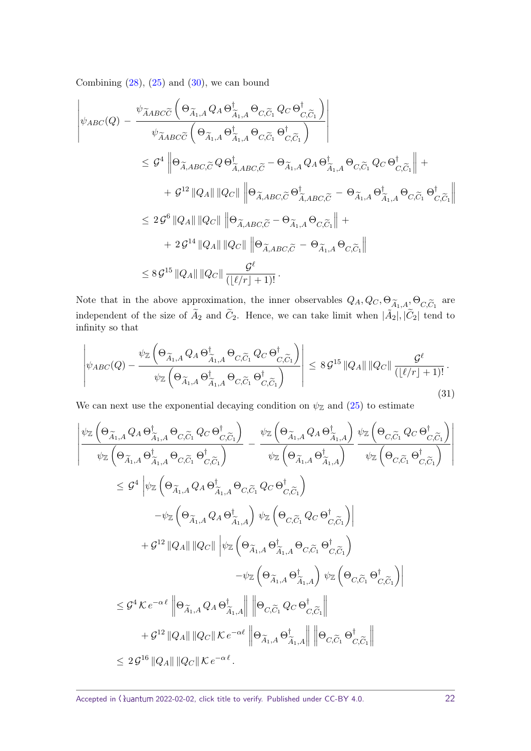Combining (28), (25) and (30), we can bound

$$
\begin{aligned}
&\left| \psi_{ABC}(Q) - \frac{\psi_{\widetilde{A}ABC\widetilde{C}}\left( \Theta_{\widetilde{A}_1,A}\, Q_A\, \Theta_{\widetilde{A}_1,A}^{\dagger}\, \Theta_{C,\widetilde{C}_1}\, Q_C\, \Theta_{C,\widetilde{C}_1}^{\dagger} \right)}{\psi_{\widetilde{A}ABC\widetilde{C}}\left( \Theta_{\widetilde{A}_1,A}\, \Theta_{\widetilde{A}_1,A}^{\dagger}\, \Theta_{C,\widetilde{C}_1}\, \Theta_{C,\widetilde{C}_1}^{\dagger} \right)} \right| \\
&\qquad \leq \mathcal{G}^4 \left\| \Theta_{\widetilde{A},ABC,\widetilde{C}}\, Q\, \Theta_{\widetilde{A},ABC,\widetilde{C}}^{\dagger} - \Theta_{\widetilde{A}_1,A}\, Q_A\, \Theta_{\widetilde{A}_1,A}^{\dagger}\, \Theta_{C,\widetilde{C}_1}\, Q_C\, \Theta_{C,\widetilde{C}_1}^{\dagger} \right\| + \\
&\qquad\qquad + \mathcal{G}^{12}\, \|Q_A\|\, \|Q_C\| \left\| \Theta_{\widetilde{A},ABC,\widetilde{C}}\, \Theta_{\widetilde{A},ABC,\widetilde{C}}^{\dagger} - \Theta_{\widetilde{A}_1,A}\, \Theta_{\widetilde{A}_1,A}^{\dagger}\, \Theta_{C,\widetilde{C}_1}\, \Theta_{C,\widetilde{C}_1}^{\dagger} \right\| \\
&\qquad \leq 2\,\mathcal{G}^6\, \|Q_A\|\, \|Q_C\| \left\| \Theta_{\widetilde{A},ABC,\widetilde{C}} - \Theta_{\widetilde{A}_1,A}\, \Theta_{C,\widetilde{C}_1} \right\| + \\
&\qquad\qquad + 2\,\mathcal{G}^{14}\, \|Q_A\|\, \|Q_C\| \left\| \Theta_{\widetilde{A},ABC,\widetilde{C}} - \Theta_{\widetilde{A}_1,A}\, \Theta_{C,\widetilde{C}_1} \right\| \\
&\qquad \leq 8\,\mathcal{G}^{15}\, \|Q_A\|\, \|Q_C\|\, \frac{\mathcal{G}^{\ell}}{(\lfloor \ell/r \rfloor + 1)!}\,.
\end{aligned}
$$

Note that in the above approximation, the inner observables $Q_A, Q_C, \Theta_{\widetilde{A}_1,A}, \Theta_{C,\widetilde{C}_1}$ are independent of the size of $\widetilde{A}_2$ and $\widetilde{C}_2$. Hence, we can take limit when $|\tilde{A}_2|, |\widetilde{C}_2|$ tend to infinity so that

$$
\left| \psi_{ABC}(Q) - \frac{\psi_{\mathbb{Z}}\left( \Theta_{\widetilde{A}_1,A}\, Q_A\, \Theta_{\widetilde{A}_1,A}^{\dagger}\, \Theta_{C,\widetilde{C}_1}\, Q_C\, \Theta_{C,\widetilde{C}_1}^{\dagger} \right)}{\psi_{\mathbb{Z}}\left( \Theta_{\widetilde{A}_1,A}\, \Theta_{\widetilde{A}_1,A}^{\dagger}\, \Theta_{C,\widetilde{C}_1}\, \Theta_{C,\widetilde{C}_1}^{\dagger} \right)} \right| \leq 8\,\mathcal{G}^{15}\, \|Q_A\|\, \|Q_C\|\, \frac{\mathcal{G}^{\ell}}{(\lfloor \ell/r \rfloor + 1)!}\,. \tag{31}
$$

We can next use the exponential decaying condition on $\psi_{\mathbb{Z}}$ and (25) to estimate

$$
\begin{aligned}
&\left| \frac{\psi_{\mathbb{Z}}\left( \Theta_{\widetilde{A}_1,A}\, Q_A\, \Theta_{\widetilde{A}_1,A}^{\dagger}\, \Theta_{C,\widetilde{C}_1}\, Q_C\, \Theta_{C,\widetilde{C}_1}^{\dagger} \right)}{\psi_{\mathbb{Z}}\left( \Theta_{\widetilde{A}_1,A}\, \Theta_{\widetilde{A}_1,A}^{\dagger}\, \Theta_{C,\widetilde{C}_1}\, \Theta_{C,\widetilde{C}_1}^{\dagger} \right)} - \frac{\psi_{\mathbb{Z}}\left( \Theta_{\widetilde{A}_1,A}\, Q_A\, \Theta_{\widetilde{A}_1,A}^{\dagger} \right)}{\psi_{\mathbb{Z}}\left( \Theta_{\widetilde{A}_1,A}\, \Theta_{\widetilde{A}_1,A}^{\dagger} \right)}\, \frac{\psi_{\mathbb{Z}}\left( \Theta_{C,\widetilde{C}_1}\, Q_C\, \Theta_{C,\widetilde{C}_1}^{\dagger} \right)}{\psi_{\mathbb{Z}}\left( \Theta_{C,\widetilde{C}_1}\, \Theta_{C,\widetilde{C}_1}^{\dagger} \right)} \right| \\
&\qquad \leq \mathcal{G}^4 \left| \psi_{\mathbb{Z}}\left( \Theta_{\widetilde{A}_1,A}\, Q_A\, \Theta_{\widetilde{A}_1,A}^{\dagger}\, \Theta_{C,\widetilde{C}_1}\, Q_C\, \Theta_{C,\widetilde{C}_1}^{\dagger} \right) \right. \\
&\qquad\qquad \left. - \psi_{\mathbb{Z}}\left( \Theta_{\widetilde{A}_1,A}\, Q_A\, \Theta_{\widetilde{A}_1,A}^{\dagger} \right)\, \psi_{\mathbb{Z}}\left( \Theta_{C,\widetilde{C}_1}\, Q_C\, \Theta_{C,\widetilde{C}_1}^{\dagger} \right) \right| \\
&\qquad\quad + \mathcal{G}^{12}\, \|Q_A\|\, \|Q_C\| \left| \psi_{\mathbb{Z}}\left( \Theta_{\widetilde{A}_1,A}\, \Theta_{\widetilde{A}_1,A}^{\dagger}\, \Theta_{C,\widetilde{C}_1}\, \Theta_{C,\widetilde{C}_1}^{\dagger} \right) \right. \\
&\qquad\qquad \left. - \psi_{\mathbb{Z}}\left( \Theta_{\widetilde{A}_1,A}\, \Theta_{\widetilde{A}_1,A}^{\dagger} \right)\, \psi_{\mathbb{Z}}\left( \Theta_{C,\widetilde{C}_1}\, \Theta_{C,\widetilde{C}_1}^{\dagger} \right) \right| \\
&\qquad \leq \mathcal{G}^4\, \mathcal{K}\, e^{-\alpha\,\ell} \left\| \Theta_{\widetilde{A}_1,A}\, Q_A\, \Theta_{\widetilde{A}_1,A}^{\dagger} \right\| \left\| \Theta_{C,\widetilde{C}_1}\, Q_C\, \Theta_{C,\widetilde{C}_1}^{\dagger} \right\| \\
&\qquad\qquad + \mathcal{G}^{12}\, \|Q_A\|\, \|Q_C\|\, \mathcal{K}\, e^{-\alpha\ell} \left\| \Theta_{\widetilde{A}_1,A}\, \Theta_{\widetilde{A}_1,A}^{\dagger} \right\| \left\| \Theta_{C,\widetilde{C}_1}\, \Theta_{C,\widetilde{C}_1}^{\dagger} \right\| \\
&\qquad \leq 2\,\mathcal{G}^{16}\, \|Q_A\|\, \|Q_C\|\, \mathcal{K}\, e^{-\alpha\,\ell}\,.
\end{aligned}
$$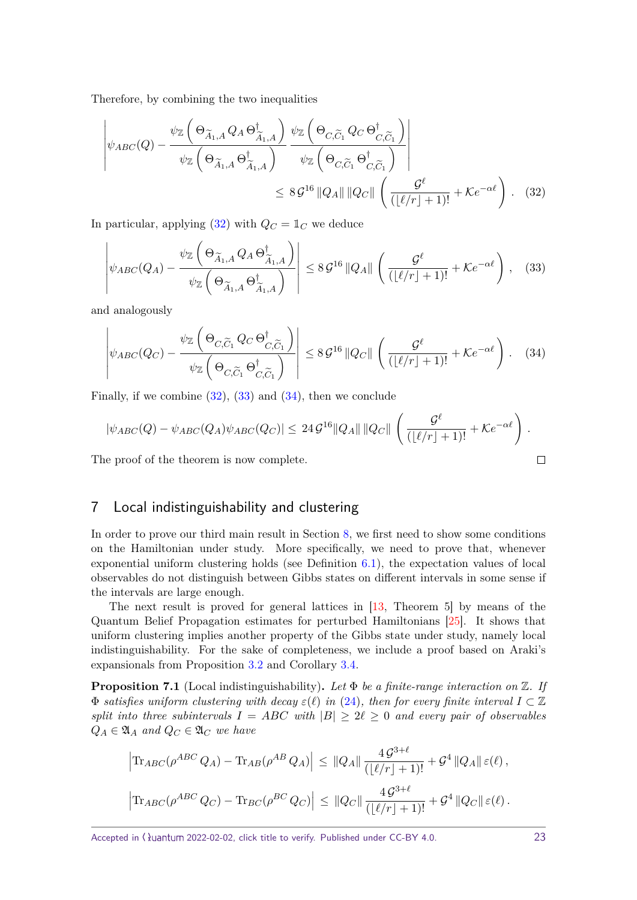Therefore, by combining the two inequalities

$$
\left| \psi_{ABC}(Q) - \frac{\psi_{\mathbb{Z}}\left( \Theta_{\widetilde{A}_1,A}\, Q_A\, \Theta^{\dagger}_{\widetilde{A}_1,A} \right)}{\psi_{\mathbb{Z}}\left( \Theta_{\widetilde{A}_1,A}\, \Theta^{\dagger}_{\widetilde{A}_1,A} \right)} \, \frac{\psi_{\mathbb{Z}}\left( \Theta_{C,\widetilde{C}_1}\, Q_C\, \Theta^{\dagger}_{C,\widetilde{C}_1} \right)}{\psi_{\mathbb{Z}}\left( \Theta_{C,\widetilde{C}_1}\, \Theta^{\dagger}_{C,\widetilde{C}_1} \right)} \right| \\
\leq \, 8\,\mathcal{G}^{16}\, \|Q_A\|\, \|Q_C\| \, \left( \frac{\mathcal{G}^{\ell}}{(\lfloor \ell/r \rfloor + 1)!} + \mathcal{K} e^{-\alpha \ell} \right) . \quad (32)
$$

In particular, applying (32) with $Q_C = \mathbb{1}_C$ we deduce

$$
\left| \psi_{ABC}(Q_A) - \frac{\psi_{\mathbb{Z}}\left( \Theta_{\widetilde{A}_1,A}\, Q_A\, \Theta^{\dagger}_{\widetilde{A}_1,A} \right)}{\psi_{\mathbb{Z}}\left( \Theta_{\widetilde{A}_1,A}\, \Theta^{\dagger}_{\widetilde{A}_1,A} \right)} \right| \leq 8\,\mathcal{G}^{16}\, \|Q_A\| \, \left( \frac{\mathcal{G}^{\ell}}{(\lfloor \ell/r \rfloor + 1)!} + \mathcal{K} e^{-\alpha \ell} \right) , \quad (33)
$$

and analogously

$$
\left| \psi_{ABC}(Q_C) - \frac{\psi_{\mathbb{Z}}\left( \Theta_{C,\widetilde{C}_1}\, Q_C\, \Theta^{\dagger}_{C,\widetilde{C}_1} \right)}{\psi_{\mathbb{Z}}\left( \Theta_{C,\widetilde{C}_1}\, \Theta^{\dagger}_{C,\widetilde{C}_1} \right)} \right| \leq 8\,\mathcal{G}^{16}\, \|Q_C\| \, \left( \frac{\mathcal{G}^{\ell}}{(\lfloor \ell/r \rfloor + 1)!} + \mathcal{K} e^{-\alpha \ell} \right) . \quad (34)
$$

Finally, if we combine (32), (33) and (34), then we conclude

$$
|\psi_{ABC}(Q) - \psi_{ABC}(Q_A)\psi_{ABC}(Q_C)| \leq \, 24\,\mathcal{G}^{16} \|Q_A\|\, \|Q_C\| \, \left( \frac{\mathcal{G}^{\ell}}{(\lfloor \ell/r \rfloor + 1)!} + \mathcal{K} e^{-\alpha \ell} \right) .
$$

The proof of the theorem is now complete. □

## 7 Local indistinguishability and clustering

In order to prove our third main result in Section 8, we first need to show some conditions on the Hamiltonian under study. More specifically, we need to prove that, whenever exponential uniform clustering holds (see Definition 6.1), the expectation values of local observables do not distinguish between Gibbs states on different intervals in some sense if the intervals are large enough.

The next result is proved for general lattices in [13, Theorem 5] by means of the Quantum Belief Propagation estimates for perturbed Hamiltonians [25]. It shows that uniform clustering implies another property of the Gibbs state under study, namely local indistinguishability. For the sake of completeness, we include a proof based on Araki's expansionals from Proposition 3.2 and Corollary 3.4.

**Proposition 7.1** (Local indistinguishability)**.** *Let $\Phi$ be a finite-range interaction on $\mathbb{Z}$. If $\Phi$ satisfies uniform clustering with decay $\varepsilon(\ell)$ in (24), then for every finite interval $I \subset \mathbb{Z}$ split into three subintervals $I = ABC$ with $|B| \geq 2\ell \geq 0$ and every pair of observables $Q_A \in \mathfrak{A}_A$ and $Q_C \in \mathfrak{A}_C$ we have*

$$
\left| \mathrm{Tr}_{ABC}(\rho^{ABC}\, Q_A) - \mathrm{Tr}_{AB}(\rho^{AB}\, Q_A) \right| \, \leq \, \|Q_A\| \, \frac{4\,\mathcal{G}^{3+\ell}}{(\lfloor \ell/r \rfloor + 1)!} + \mathcal{G}^{4}\, \|Q_A\| \, \varepsilon(\ell) \, ,
$$

$$
\left| \mathrm{Tr}_{ABC}(\rho^{ABC}\, Q_C) - \mathrm{Tr}_{BC}(\rho^{BC}\, Q_C) \right| \, \leq \, \|Q_C\| \, \frac{4\,\mathcal{G}^{3+\ell}}{(\lfloor \ell/r \rfloor + 1)!} + \mathcal{G}^{4}\, \|Q_C\| \, \varepsilon(\ell) \, .
$$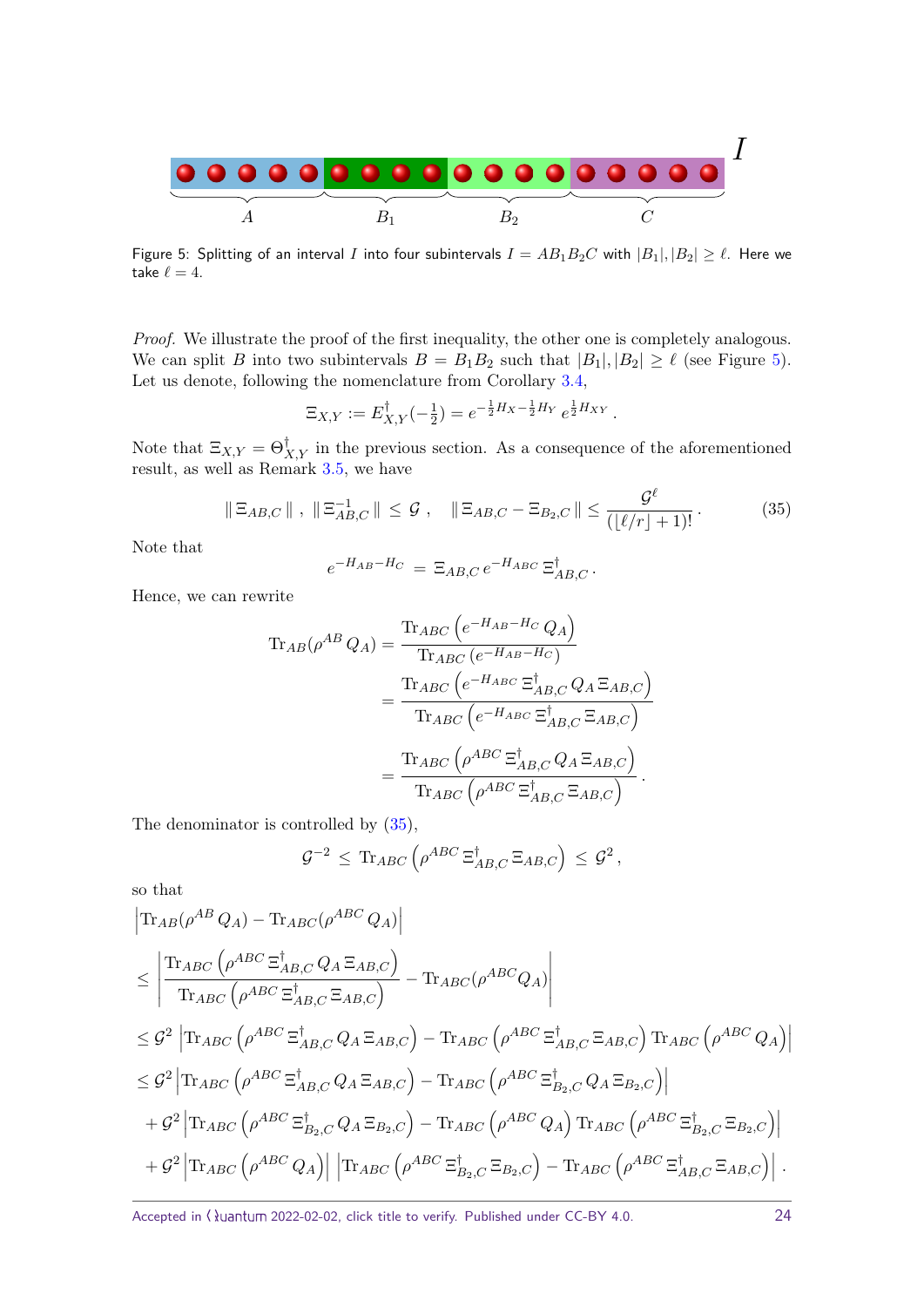Figure 5: Splitting of an interval $I$ into four subintervals $I = AB_1B_2C$ with $|B_1|, |B_2| \geq \ell$. Here we take $\ell = 4$.

*Proof.* We illustrate the proof of the first inequality, the other one is completely analogous. We can split $B$ into two subintervals $B = B_1B_2$ such that $|B_1|, |B_2| \geq \ell$ (see Figure 5). Let us denote, following the nomenclature from Corollary 3.4,

$$\Xi_{X,Y} := E_{X,Y}^{\dagger}(-\tfrac{1}{2}) = e^{-\frac{1}{2}H_X - \frac{1}{2}H_Y}\, e^{\frac{1}{2}H_{XY}}\,.$$

Note that $\Xi_{X,Y} = \Theta_{X,Y}^{\dagger}$ in the previous section. As a consequence of the aforementioned result, as well as Remark 3.5, we have

$$\|\,\Xi_{AB,C}\,\|\,,\ \|\,\Xi_{AB,C}^{-1}\,\| \leq \mathcal{G}\,, \quad \|\,\Xi_{AB,C} - \Xi_{B_2,C}\,\| \leq \frac{\mathcal{G}^{\ell}}{(\lfloor \ell/r \rfloor + 1)!}\,. \tag{35}$$

Note that

$$e^{-H_{AB}-H_C} \,=\, \Xi_{AB,C}\, e^{-H_{ABC}}\, \Xi_{AB,C}^{\dagger}\,.$$

Hence, we can rewrite

$$\begin{aligned}
\mathrm{Tr}_{AB}(\rho^{AB}\, Q_A) &= \frac{\mathrm{Tr}_{ABC}\left(e^{-H_{AB}-H_C}\, Q_A\right)}{\mathrm{Tr}_{ABC}\left(e^{-H_{AB}-H_C}\right)} \\
&= \frac{\mathrm{Tr}_{ABC}\left(e^{-H_{ABC}}\, \Xi_{AB,C}^{\dagger}\, Q_A\, \Xi_{AB,C}\right)}{\mathrm{Tr}_{ABC}\left(e^{-H_{ABC}}\, \Xi_{AB,C}^{\dagger}\, \Xi_{AB,C}\right)} \\
&= \frac{\mathrm{Tr}_{ABC}\left(\rho^{ABC}\, \Xi_{AB,C}^{\dagger}\, Q_A\, \Xi_{AB,C}\right)}{\mathrm{Tr}_{ABC}\left(\rho^{ABC}\, \Xi_{AB,C}^{\dagger}\, \Xi_{AB,C}\right)}\,.
\end{aligned}$$

The denominator is controlled by (35),

$$\mathcal{G}^{-2} \,\leq\, \mathrm{Tr}_{ABC}\left(\rho^{ABC}\, \Xi_{AB,C}^{\dagger}\, \Xi_{AB,C}\right) \,\leq\, \mathcal{G}^2\,,$$

so that

$$\begin{aligned}
&\left|\mathrm{Tr}_{AB}(\rho^{AB}\, Q_A) - \mathrm{Tr}_{ABC}(\rho^{ABC}\, Q_A)\right| \\
&\leq \left|\frac{\mathrm{Tr}_{ABC}\left(\rho^{ABC}\, \Xi_{AB,C}^{\dagger}\, Q_A\, \Xi_{AB,C}\right)}{\mathrm{Tr}_{ABC}\left(\rho^{ABC}\, \Xi_{AB,C}^{\dagger}\, \Xi_{AB,C}\right)} - \mathrm{Tr}_{ABC}(\rho^{ABC} Q_A)\right| \\
&\leq \mathcal{G}^2 \left|\mathrm{Tr}_{ABC}\left(\rho^{ABC}\, \Xi_{AB,C}^{\dagger}\, Q_A\, \Xi_{AB,C}\right) - \mathrm{Tr}_{ABC}\left(\rho^{ABC}\, \Xi_{AB,C}^{\dagger}\, \Xi_{AB,C}\right) \mathrm{Tr}_{ABC}\left(\rho^{ABC}\, Q_A\right)\right| \\
&\leq \mathcal{G}^2 \left|\mathrm{Tr}_{ABC}\left(\rho^{ABC}\, \Xi_{AB,C}^{\dagger}\, Q_A\, \Xi_{AB,C}\right) - \mathrm{Tr}_{ABC}\left(\rho^{ABC}\, \Xi_{B_2,C}^{\dagger}\, Q_A\, \Xi_{B_2,C}\right)\right| \\
&\quad + \mathcal{G}^2 \left|\mathrm{Tr}_{ABC}\left(\rho^{ABC}\, \Xi_{B_2,C}^{\dagger}\, Q_A\, \Xi_{B_2,C}\right) - \mathrm{Tr}_{ABC}\left(\rho^{ABC}\, Q_A\right) \mathrm{Tr}_{ABC}\left(\rho^{ABC}\, \Xi_{B_2,C}^{\dagger}\, \Xi_{B_2,C}\right)\right| \\
&\quad + \mathcal{G}^2 \left|\mathrm{Tr}_{ABC}\left(\rho^{ABC}\, Q_A\right)\right| \left|\mathrm{Tr}_{ABC}\left(\rho^{ABC}\, \Xi_{B_2,C}^{\dagger}\, \Xi_{B_2,C}\right) - \mathrm{Tr}_{ABC}\left(\rho^{ABC}\, \Xi_{AB,C}^{\dagger}\, \Xi_{AB,C}\right)\right|.
\end{aligned}$$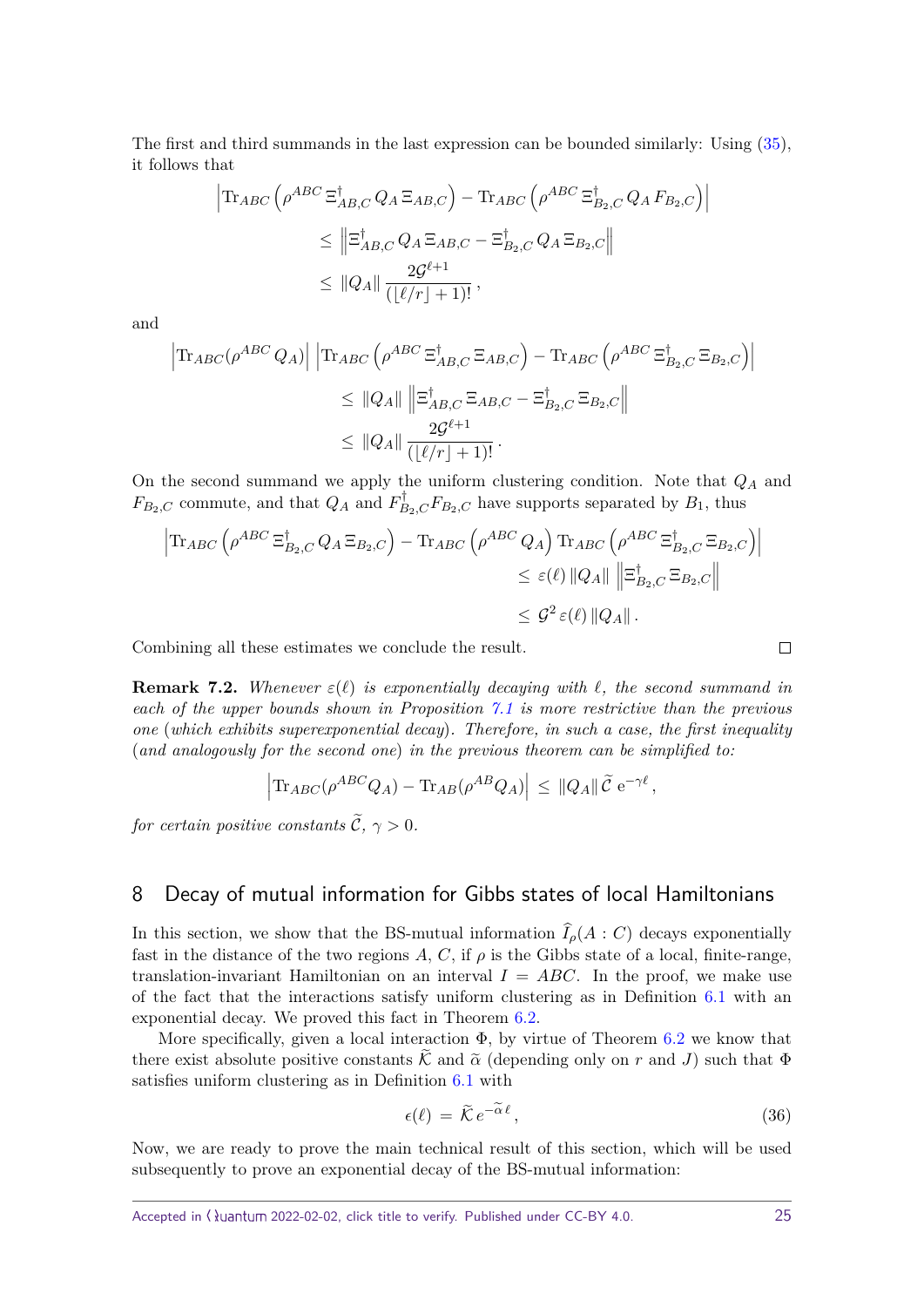The first and third summands in the last expression can be bounded similarly: Using (35), it follows that

$$
\begin{aligned}
\Big| \mathrm{Tr}_{ABC}\left(\rho^{ABC}\, \Xi^{\dagger}_{AB,C}\, Q_A\, \Xi_{AB,C}\right) - \mathrm{Tr}_{ABC}\left(\rho^{ABC}\, \Xi^{\dagger}_{B_2,C}\, Q_A\, F_{B_2,C}\right) \Big| \\
\leq \left\| \Xi^{\dagger}_{AB,C}\, Q_A\, \Xi_{AB,C} - \Xi^{\dagger}_{B_2,C}\, Q_A\, \Xi_{B_2,C} \right\| \\
\leq \|Q_A\| \, \frac{2\mathcal{G}^{\ell+1}}{(\lfloor \ell/r \rfloor + 1)!}\,,
\end{aligned}
$$

and

$$
\begin{aligned}
\Big| \mathrm{Tr}_{ABC}(\rho^{ABC}\, Q_A) \Big| \, \Big| \mathrm{Tr}_{ABC}\left(\rho^{ABC}\, \Xi^{\dagger}_{AB,C}\, \Xi_{AB,C}\right) - \mathrm{Tr}_{ABC}\left(\rho^{ABC}\, \Xi^{\dagger}_{B_2,C}\, \Xi_{B_2,C}\right) \Big| \\
\leq \|Q_A\| \, \left\| \Xi^{\dagger}_{AB,C}\, \Xi_{AB,C} - \Xi^{\dagger}_{B_2,C}\, \Xi_{B_2,C} \right\| \\
\leq \|Q_A\| \, \frac{2\mathcal{G}^{\ell+1}}{(\lfloor \ell/r \rfloor + 1)!}\,.
\end{aligned}
$$

On the second summand we apply the uniform clustering condition. Note that $Q_A$ and $F_{B_2,C}$ commute, and that $Q_A$ and $F^{\dagger}_{B_2,C} F_{B_2,C}$ have supports separated by $B_1$, thus

$$
\begin{aligned}
\Big| \mathrm{Tr}_{ABC}\left(\rho^{ABC}\, \Xi^{\dagger}_{B_2,C}\, Q_A\, \Xi_{B_2,C}\right) - \mathrm{Tr}_{ABC}\left(\rho^{ABC}\, Q_A\right) \mathrm{Tr}_{ABC}\left(\rho^{ABC}\, \Xi^{\dagger}_{B_2,C}\, \Xi_{B_2,C}\right) \Big| \\
\leq \varepsilon(\ell)\, \|Q_A\| \, \left\| \Xi^{\dagger}_{B_2,C}\, \Xi_{B_2,C} \right\| \\
\leq \mathcal{G}^2\, \varepsilon(\ell)\, \|Q_A\|\,.
\end{aligned}
$$

Combining all these estimates we conclude the result. $\square$

**Remark 7.2.** *Whenever $\varepsilon(\ell)$ is exponentially decaying with $\ell$, the second summand in each of the upper bounds shown in Proposition 7.1 is more restrictive than the previous one (which exhibits superexponential decay). Therefore, in such a case, the first inequality (and analogously for the second one) in the previous theorem can be simplified to:*

$$
\Big| \mathrm{Tr}_{ABC}(\rho^{ABC} Q_A) - \mathrm{Tr}_{AB}(\rho^{AB} Q_A) \Big| \,\leq\, \|Q_A\|\, \widetilde{\mathcal{C}}\; \mathrm{e}^{-\gamma \ell}\,,
$$

*for certain positive constants $\widetilde{\mathcal{C}}$, $\gamma > 0$.*

## 8 Decay of mutual information for Gibbs states of local Hamiltonians

In this section, we show that the BS-mutual information $\widehat{I}_\rho(A : C)$ decays exponentially fast in the distance of the two regions $A$, $C$, if $\rho$ is the Gibbs state of a local, finite-range, translation-invariant Hamiltonian on an interval $I = ABC$. In the proof, we make use of the fact that the interactions satisfy uniform clustering as in Definition 6.1 with an exponential decay. We proved this fact in Theorem 6.2.

More specifically, given a local interaction $\Phi$, by virtue of Theorem 6.2 we know that there exist absolute positive constants $\widetilde{\mathcal{K}}$ and $\widetilde{\alpha}$ (depending only on $r$ and $J$) such that $\Phi$ satisfies uniform clustering as in Definition 6.1 with

$$
\epsilon(\ell) \,=\, \widetilde{\mathcal{K}}\, e^{-\widetilde{\alpha}\,\ell}\,, \tag{36}
$$

Now, we are ready to prove the main technical result of this section, which will be used subsequently to prove an exponential decay of the BS-mutual information: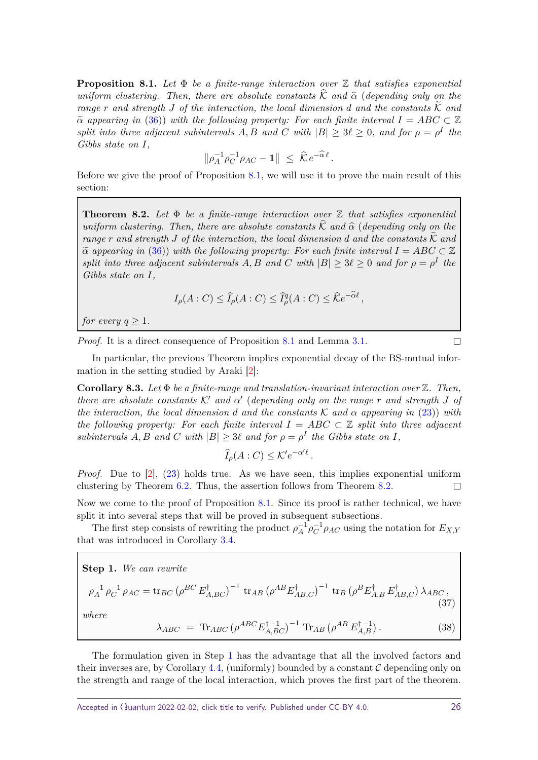**Proposition 8.1.** *Let $\Phi$ be a finite-range interaction over $\mathbb{Z}$ that satisfies exponential uniform clustering. Then, there are absolute constants $\widehat{\mathcal{K}}$ and $\widehat{\alpha}$ (depending only on the range $r$ and strength $J$ of the interaction, the local dimension $d$ and the constants $\widetilde{\mathcal{K}}$ and $\widetilde{\alpha}$ appearing in (36)) with the following property: For each finite interval $I = ABC \subset \mathbb{Z}$ split into three adjacent subintervals $A, B$ and $C$ with $|B| \geq 3\ell \geq 0$, and for $\rho = \rho^I$ the Gibbs state on $I$,*

$$\left\| \rho_A^{-1} \rho_C^{-1} \rho_{AC} - \mathbb{1} \right\| \; \leq \; \widehat{\mathcal{K}} \, e^{-\widehat{\alpha}\, \ell} .$$

Before we give the proof of Proposition 8.1, we will use it to prove the main result of this section:

**Theorem 8.2.** *Let $\Phi$ be a finite-range interaction over $\mathbb{Z}$ that satisfies exponential uniform clustering. Then, there are absolute constants $\widehat{\mathcal{K}}$ and $\widehat{\alpha}$ (depending only on the range $r$ and strength $J$ of the interaction, the local dimension $d$ and the constants $\widetilde{\mathcal{K}}$ and $\widetilde{\alpha}$ appearing in (36)) with the following property: For each finite interval $I = ABC \subset \mathbb{Z}$ split into three adjacent subintervals $A, B$ and $C$ with $|B| \geq 3\ell \geq 0$ and for $\rho = \rho^I$ the Gibbs state on $I$,*

$$I_\rho(A : C) \leq \widehat{I}_\rho(A : C) \leq \widehat{I}^q_\rho(A : C) \leq \widehat{\mathcal{K}} e^{-\widehat{\alpha}\ell} ,$$

*for every $q \geq 1$.*

*Proof.* It is a direct consequence of Proposition 8.1 and Lemma 3.1. □

In particular, the previous Theorem implies exponential decay of the BS-mutual information in the setting studied by Araki [2]:

**Corollary 8.3.** *Let $\Phi$ be a finite-range and translation-invariant interaction over $\mathbb{Z}$. Then, there are absolute constants $\mathcal{K}'$ and $\alpha'$ (depending only on the range $r$ and strength $J$ of the interaction, the local dimension $d$ and the constants $\mathcal{K}$ and $\alpha$ appearing in (23)) with the following property: For each finite interval $I = ABC \subset \mathbb{Z}$ split into three adjacent subintervals $A, B$ and $C$ with $|B| \geq 3\ell$ and for $\rho = \rho^I$ the Gibbs state on $I$,*

$$\widehat{I}_\rho(A : C) \leq \mathcal{K}' e^{-\alpha' \ell} .$$

*Proof.* Due to [2], (23) holds true. As we have seen, this implies exponential uniform clustering by Theorem 6.2. Thus, the assertion follows from Theorem 8.2. □

Now we come to the proof of Proposition 8.1. Since its proof is rather technical, we have split it into several steps that will be proved in subsequent subsections.

The first step consists of rewriting the product $\rho_A^{-1} \rho_C^{-1} \rho_{AC}$ using the notation for $E_{X,Y}$ that was introduced in Corollary 3.4.

**Step 1.** *We can rewrite*

$$\rho_A^{-1} \rho_C^{-1} \rho_{AC} = \operatorname{tr}_{BC} \left( \rho^{BC} E^\dagger_{A,BC} \right)^{-1} \operatorname{tr}_{AB} \left( \rho^{AB} E^\dagger_{AB,C} \right)^{-1} \operatorname{tr}_B \left( \rho^B E^\dagger_{A,B} \, E^\dagger_{AB,C} \right) \lambda_{ABC} , \tag{37}$$

*where*

$$\lambda_{ABC} \;=\; \operatorname{Tr}_{ABC} \left( \rho^{ABC} E^{\dagger\,-1}_{A,BC} \right)^{-1} \operatorname{Tr}_{AB} \left( \rho^{AB} \, E^{\dagger\,-1}_{A,B} \right) . \tag{38}$$

The formulation given in Step 1 has the advantage that all the involved factors and their inverses are, by Corollary 4.4, (uniformly) bounded by a constant $\mathcal{C}$ depending only on the strength and range of the local interaction, which proves the first part of the theorem.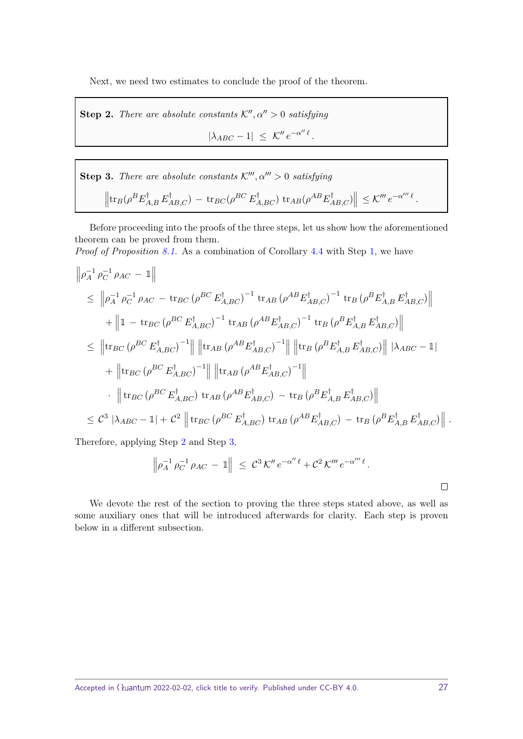Next, we need two estimates to conclude the proof of the theorem.

**Step 2.** *There are absolute constants $\mathcal{K}'', \alpha'' > 0$ satisfying*

$$|\lambda_{ABC} - 1| \leq \mathcal{K}'' \, e^{-\alpha'' \ell}.$$

**Step 3.** *There are absolute constants $\mathcal{K}''', \alpha''' > 0$ satisfying*

$$\left\| \operatorname{tr}_B(\rho^B E^\dagger_{A,B} \, E^\dagger_{AB,C}) \, - \, \operatorname{tr}_{BC}(\rho^{BC} \, E^\dagger_{A,BC}) \, \operatorname{tr}_{AB}(\rho^{AB} E^\dagger_{AB,C}) \right\| \leq \mathcal{K}''' \, e^{-\alpha''' \ell}.$$

Before proceeding into the proofs of the three steps, let us show how the aforementioned theorem can be proved from them.

*Proof of Proposition 8.1.* As a combination of Corollary 4.4 with Step 1, we have

$$
\begin{aligned}
&\left\| \rho_A^{-1} \, \rho_C^{-1} \, \rho_{AC} \, - \, \mathbb{1} \right\| \\
&\quad \leq \left\| \rho_A^{-1} \, \rho_C^{-1} \, \rho_{AC} \, - \, \operatorname{tr}_{BC} \left( \rho^{BC} \, E^\dagger_{A,BC} \right)^{-1} \operatorname{tr}_{AB} \left( \rho^{AB} E^\dagger_{AB,C} \right)^{-1} \operatorname{tr}_B \left( \rho^B E^\dagger_{A,B} \, E^\dagger_{AB,C} \right) \right\| \\
&\qquad + \left\| \mathbb{1} \, - \, \operatorname{tr}_{BC} \left( \rho^{BC} \, E^\dagger_{A,BC} \right)^{-1} \operatorname{tr}_{AB} \left( \rho^{AB} E^\dagger_{AB,C} \right)^{-1} \operatorname{tr}_B \left( \rho^B E^\dagger_{A,B} \, E^\dagger_{AB,C} \right) \right\| \\
&\quad \leq \left\| \operatorname{tr}_{BC} \left( \rho^{BC} \, E^\dagger_{A,BC} \right)^{-1} \right\| \left\| \operatorname{tr}_{AB} \left( \rho^{AB} E^\dagger_{AB,C} \right)^{-1} \right\| \left\| \operatorname{tr}_B \left( \rho^B E^\dagger_{A,B} \, E^\dagger_{AB,C} \right) \right\| \, |\lambda_{ABC} - \mathbb{1}| \\
&\qquad + \left\| \operatorname{tr}_{BC} \left( \rho^{BC} \, E^\dagger_{A,BC} \right)^{-1} \right\| \left\| \operatorname{tr}_{AB} \left( \rho^{AB} E^\dagger_{AB,C} \right)^{-1} \right\| \\
&\qquad \cdot \left\| \operatorname{tr}_{BC} \left( \rho^{BC} \, E^\dagger_{A,BC} \right) \, \operatorname{tr}_{AB} \left( \rho^{AB} E^\dagger_{AB,C} \right) \, - \, \operatorname{tr}_B \left( \rho^B E^\dagger_{A,B} \, E^\dagger_{AB,C} \right) \right\| \\
&\quad \leq \mathcal{C}^3 \, |\lambda_{ABC} - \mathbb{1}| + \mathcal{C}^2 \left\| \operatorname{tr}_{BC} \left( \rho^{BC} \, E^\dagger_{A,BC} \right) \, \operatorname{tr}_{AB} \left( \rho^{AB} E^\dagger_{AB,C} \right) \, - \, \operatorname{tr}_B \left( \rho^B E^\dagger_{A,B} \, E^\dagger_{AB,C} \right) \right\| .
\end{aligned}
$$

Therefore, applying Step 2 and Step 3,

$$\left\| \rho_A^{-1} \, \rho_C^{-1} \, \rho_{AC} \, - \, \mathbb{1} \right\| \, \leq \, \mathcal{C}^3 \, \mathcal{K}'' \, e^{-\alpha'' \ell} + \mathcal{C}^2 \, \mathcal{K}''' \, e^{-\alpha''' \ell}.$$

□

We devote the rest of the section to proving the three steps stated above, as well as some auxiliary ones that will be introduced afterwards for clarity. Each step is proven below in a different subsection.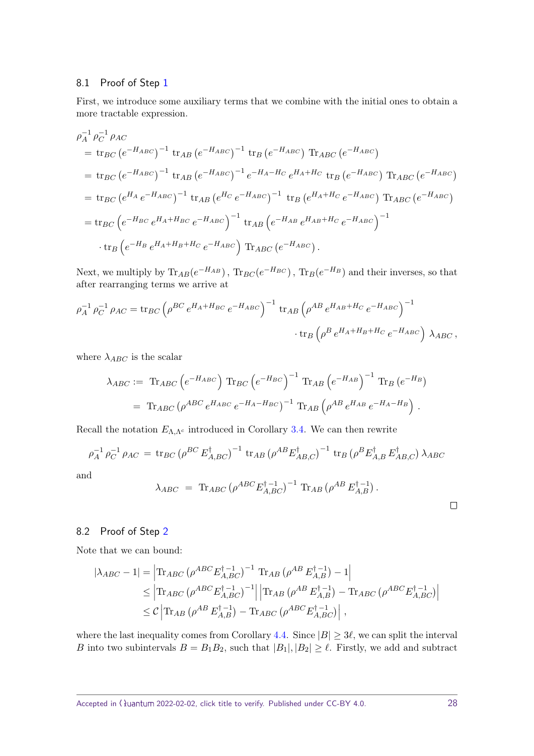### 8.1 Proof of Step 1

First, we introduce some auxiliary terms that we combine with the initial ones to obtain a more tractable expression.

$$
\begin{aligned}
&\rho_A^{-1}\,\rho_C^{-1}\,\rho_{AC} \\
&\quad = \operatorname{tr}_{BC}\left(e^{-H_{ABC}}\right)^{-1}\,\operatorname{tr}_{AB}\left(e^{-H_{ABC}}\right)^{-1}\,\operatorname{tr}_{B}\left(e^{-H_{ABC}}\right)\,\operatorname{Tr}_{ABC}\left(e^{-H_{ABC}}\right) \\
&\quad = \operatorname{tr}_{BC}\left(e^{-H_{ABC}}\right)^{-1}\,\operatorname{tr}_{AB}\left(e^{-H_{ABC}}\right)^{-1}\,e^{-H_A-H_C}\,e^{H_A+H_C}\,\operatorname{tr}_{B}\left(e^{-H_{ABC}}\right)\,\operatorname{Tr}_{ABC}\left(e^{-H_{ABC}}\right) \\
&\quad = \operatorname{tr}_{BC}\left(e^{H_A}\,e^{-H_{ABC}}\right)^{-1}\,\operatorname{tr}_{AB}\left(e^{H_C}\,e^{-H_{ABC}}\right)^{-1}\,\operatorname{tr}_{B}\left(e^{H_A+H_C}\,e^{-H_{ABC}}\right)\,\operatorname{Tr}_{ABC}\left(e^{-H_{ABC}}\right) \\
&\quad = \operatorname{tr}_{BC}\left(e^{-H_{BC}}\,e^{H_A+H_{BC}}\,e^{-H_{ABC}}\right)^{-1}\,\operatorname{tr}_{AB}\left(e^{-H_{AB}}\,e^{H_{AB}+H_C}\,e^{-H_{ABC}}\right)^{-1} \\
&\qquad \cdot \operatorname{tr}_{B}\left(e^{-H_B}\,e^{H_A+H_B+H_C}\,e^{-H_{ABC}}\right)\,\operatorname{Tr}_{ABC}\left(e^{-H_{ABC}}\right).
\end{aligned}
$$

Next, we multiply by $\operatorname{Tr}_{AB}(e^{-H_{AB}})$, $\operatorname{Tr}_{BC}(e^{-H_{BC}})$, $\operatorname{Tr}_{B}(e^{-H_B})$ and their inverses, so that after rearranging terms we arrive at

$$
\begin{aligned}
\rho_A^{-1}\,\rho_C^{-1}\,\rho_{AC} = \operatorname{tr}_{BC}\left(\rho^{BC}\,e^{H_A+H_{BC}}\,e^{-H_{ABC}}\right)^{-1}\,\operatorname{tr}_{AB}\left(\rho^{AB}\,e^{H_{AB}+H_C}\,e^{-H_{ABC}}\right)^{-1} \\
\cdot \operatorname{tr}_{B}\left(\rho^{B}\,e^{H_A+H_B+H_C}\,e^{-H_{ABC}}\right)\,\lambda_{ABC}\,,
\end{aligned}
$$

where $\lambda_{ABC}$ is the scalar

$$
\begin{aligned}
\lambda_{ABC} &:= \operatorname{Tr}_{ABC}\left(e^{-H_{ABC}}\right)\,\operatorname{Tr}_{BC}\left(e^{-H_{BC}}\right)^{-1}\,\operatorname{Tr}_{AB}\left(e^{-H_{AB}}\right)^{-1}\,\operatorname{Tr}_{B}\left(e^{-H_B}\right) \\
&= \operatorname{Tr}_{ABC}\left(\rho^{ABC}\,e^{H_{ABC}}\,e^{-H_A-H_{BC}}\right)^{-1}\,\operatorname{Tr}_{AB}\left(\rho^{AB}\,e^{H_{AB}}\,e^{-H_A-H_B}\right).
\end{aligned}
$$

Recall the notation $E_{\Lambda,\Lambda^c}$ introduced in Corollary 3.4. We can then rewrite

$$
\rho_A^{-1}\,\rho_C^{-1}\,\rho_{AC} = \operatorname{tr}_{BC}\left(\rho^{BC}\,E^{\dagger}_{A,BC}\right)^{-1}\,\operatorname{tr}_{AB}\left(\rho^{AB}E^{\dagger}_{AB,C}\right)^{-1}\,\operatorname{tr}_{B}\left(\rho^{B}E^{\dagger}_{A,B}\,E^{\dagger}_{AB,C}\right)\lambda_{ABC}
$$

and

$$
\lambda_{ABC} = \operatorname{Tr}_{ABC}\left(\rho^{ABC}E^{\dagger\,-1}_{A,BC}\right)^{-1}\,\operatorname{Tr}_{AB}\left(\rho^{AB}\,E^{\dagger\,-1}_{A,B}\right).
$$

□

### 8.2 Proof of Step 2

Note that we can bound:

$$
\begin{aligned}
|\lambda_{ABC} - 1| &= \left|\operatorname{Tr}_{ABC}\left(\rho^{ABC}E^{\dagger\,-1}_{A,BC}\right)^{-1}\,\operatorname{Tr}_{AB}\left(\rho^{AB}\,E^{\dagger\,-1}_{A,B}\right) - 1\right| \\
&\leq \left|\operatorname{Tr}_{ABC}\left(\rho^{ABC}E^{\dagger\,-1}_{A,BC}\right)^{-1}\right|\left|\operatorname{Tr}_{AB}\left(\rho^{AB}\,E^{\dagger\,-1}_{A,B}\right) - \operatorname{Tr}_{ABC}\left(\rho^{ABC}E^{\dagger\,-1}_{A,BC}\right)\right| \\
&\leq \mathcal{C}\left|\operatorname{Tr}_{AB}\left(\rho^{AB}\,E^{\dagger\,-1}_{A,B}\right) - \operatorname{Tr}_{ABC}\left(\rho^{ABC}E^{\dagger\,-1}_{A,BC}\right)\right|,
\end{aligned}
$$

where the last inequality comes from Corollary 4.4. Since $|B| \geq 3\ell$, we can split the interval $B$ into two subintervals $B = B_1B_2$, such that $|B_1|, |B_2| \geq \ell$. Firstly, we add and subtract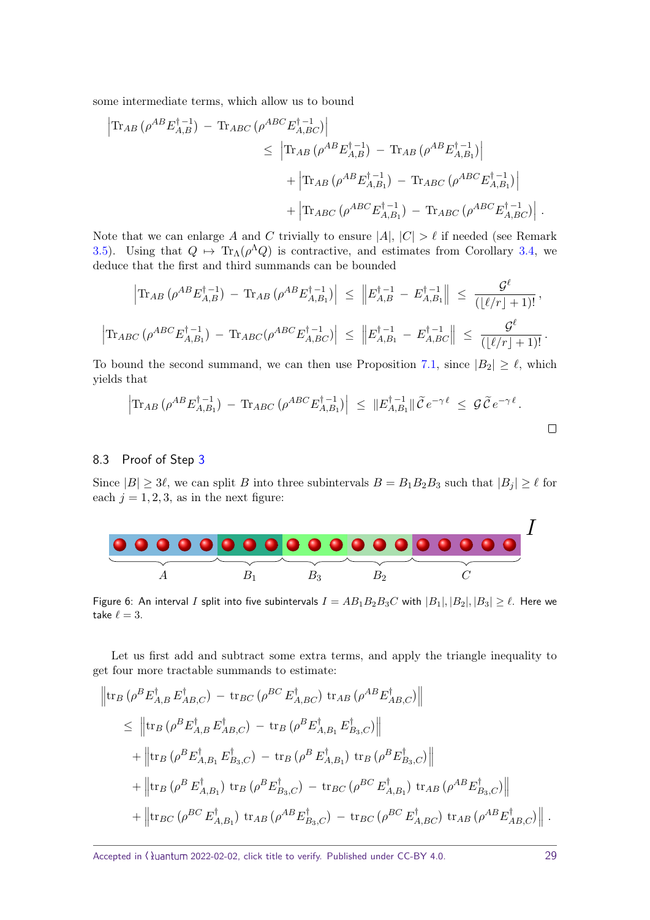some intermediate terms, which allow us to bound

$$
\begin{aligned}
\Big|\mathrm{Tr}_{AB}\left(\rho^{AB}E_{A,B}^{\dagger -1}\right) \,-\, \mathrm{Tr}_{ABC}\left(\rho^{ABC}E_{A,BC}^{\dagger -1}\right)\Big| & \\
\leq\; & \Big|\mathrm{Tr}_{AB}\left(\rho^{AB}E_{A,B}^{\dagger -1}\right) \,-\, \mathrm{Tr}_{AB}\left(\rho^{AB}E_{A,B_1}^{\dagger -1}\right)\Big| \\
& + \Big|\mathrm{Tr}_{AB}\left(\rho^{AB}E_{A,B_1}^{\dagger -1}\right) \,-\, \mathrm{Tr}_{ABC}\left(\rho^{ABC}E_{A,B_1}^{\dagger -1}\right)\Big| \\
& + \Big|\mathrm{Tr}_{ABC}\left(\rho^{ABC}E_{A,B_1}^{\dagger -1}\right) \,-\, \mathrm{Tr}_{ABC}\left(\rho^{ABC}E_{A,BC}^{\dagger -1}\right)\Big|\,.
\end{aligned}
$$

Note that we can enlarge $A$ and $C$ trivially to ensure $|A|$, $|C| > \ell$ if needed (see Remark 3.5). Using that $Q \mapsto \mathrm{Tr}_\Lambda(\rho^\Lambda Q)$ is contractive, and estimates from Corollary 3.4, we deduce that the first and third summands can be bounded

$$
\Big|\mathrm{Tr}_{AB}\left(\rho^{AB}E_{A,B}^{\dagger -1}\right) \,-\, \mathrm{Tr}_{AB}\left(\rho^{AB}E_{A,B_1}^{\dagger -1}\right)\Big| \;\leq\; \left\|E_{A,B}^{\dagger -1} \,-\, E_{A,B_1}^{\dagger -1}\right\| \;\leq\; \frac{\mathcal{G}^\ell}{(\lfloor \ell/r\rfloor + 1)!}\,,
$$

$$
\Big|\mathrm{Tr}_{ABC}\left(\rho^{ABC}E_{A,B_1}^{\dagger -1}\right) \,-\, \mathrm{Tr}_{ABC}(\rho^{ABC}E_{A,BC}^{\dagger -1})\Big| \;\leq\; \left\|E_{A,B_1}^{\dagger -1} \,-\, E_{A,BC}^{\dagger -1}\right\| \;\leq\; \frac{\mathcal{G}^\ell}{(\lfloor \ell/r\rfloor + 1)!}\,.
$$

To bound the second summand, we can then use Proposition 7.1, since $|B_2| \geq \ell$, which yields that

$$
\Big|\mathrm{Tr}_{AB}\left(\rho^{AB}E_{A,B_1}^{\dagger -1}\right) \,-\, \mathrm{Tr}_{ABC}\left(\rho^{ABC}E_{A,B_1}^{\dagger -1}\right)\Big| \;\leq\; \|E_{A,B_1}^{\dagger -1}\|\,\widetilde{\mathcal{C}}\,e^{-\gamma\ell} \;\leq\; \mathcal{G}\,\widetilde{\mathcal{C}}\,e^{-\gamma\ell}\,.
$$

□

### 8.3 Proof of Step 3

Since $|B| \geq 3\ell$, we can split $B$ into three subintervals $B = B_1B_2B_3$ such that $|B_j| \geq \ell$ for each $j = 1, 2, 3$, as in the next figure:

Figure 6: An interval $I$ split into five subintervals $I = AB_1B_2B_3C$ with $|B_1|, |B_2|, |B_3| \geq \ell$. Here we take $\ell = 3$.

Let us first add and subtract some extra terms, and apply the triangle inequality to get four more tractable summands to estimate:

$$
\begin{aligned}
&\Big\|\mathrm{tr}_B\left(\rho^B E_{A,B}^\dagger\, E_{AB,C}^\dagger\right) \,-\, \mathrm{tr}_{BC}\left(\rho^{BC}\, E_{A,BC}^\dagger\right)\, \mathrm{tr}_{AB}\left(\rho^{AB}E_{AB,C}^\dagger\right)\Big\| \\
&\quad\leq \Big\|\mathrm{tr}_B\left(\rho^B E_{A,B}^\dagger\, E_{AB,C}^\dagger\right) \,-\, \mathrm{tr}_B\left(\rho^B E_{A,B_1}^\dagger\, E_{B_3,C}^\dagger\right)\Big\| \\
&\qquad + \Big\|\mathrm{tr}_B\left(\rho^B E_{A,B_1}^\dagger\, E_{B_3,C}^\dagger\right) \,-\, \mathrm{tr}_B\left(\rho^B\, E_{A,B_1}^\dagger\right)\, \mathrm{tr}_B\left(\rho^B E_{B_3,C}^\dagger\right)\Big\| \\
&\qquad + \Big\|\mathrm{tr}_B\left(\rho^B\, E_{A,B_1}^\dagger\right)\, \mathrm{tr}_B\left(\rho^B E_{B_3,C}^\dagger\right) \,-\, \mathrm{tr}_{BC}\left(\rho^{BC}\, E_{A,B_1}^\dagger\right)\, \mathrm{tr}_{AB}\left(\rho^{AB}E_{B_3,C}^\dagger\right)\Big\| \\
&\qquad + \Big\|\mathrm{tr}_{BC}\left(\rho^{BC}\, E_{A,B_1}^\dagger\right)\, \mathrm{tr}_{AB}\left(\rho^{AB}E_{B_3,C}^\dagger\right) \,-\, \mathrm{tr}_{BC}\left(\rho^{BC}\, E_{A,BC}^\dagger\right)\, \mathrm{tr}_{AB}\left(\rho^{AB}E_{AB,C}^\dagger\right)\Big\|\,.
\end{aligned}
$$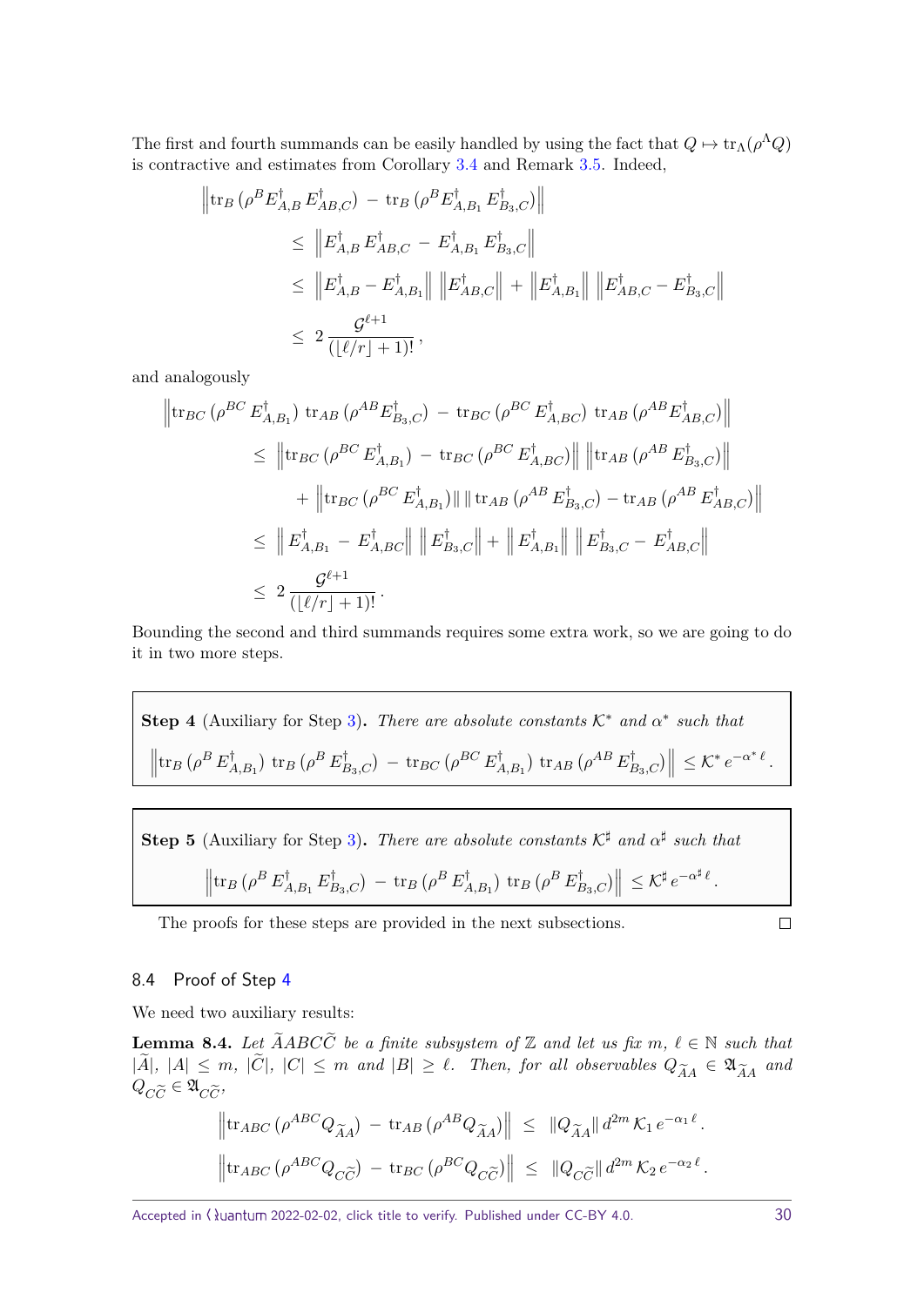The first and fourth summands can be easily handled by using the fact that $Q \mapsto \mathrm{tr}_\Lambda(\rho^\Lambda Q)$ is contractive and estimates from Corollary 3.4 and Remark 3.5. Indeed,

$$
\begin{aligned}
\Big\| \mathrm{tr}_B\,(\rho^B E^\dagger_{A,B}\, E^\dagger_{AB,C}) \,-\, \mathrm{tr}_B\,(\rho^B E^\dagger_{A,B_1}\, E^\dagger_{B_3,C}) \Big\| \\
&\leq\; \Big\| E^\dagger_{A,B}\, E^\dagger_{AB,C} \,-\, E^\dagger_{A,B_1}\, E^\dagger_{B_3,C} \Big\| \\
&\leq\; \Big\| E^\dagger_{A,B} - E^\dagger_{A,B_1} \Big\| \, \Big\| E^\dagger_{AB,C} \Big\| \,+\, \Big\| E^\dagger_{A,B_1} \Big\| \, \Big\| E^\dagger_{AB,C} - E^\dagger_{B_3,C} \Big\| \\
&\leq\; 2\, \frac{\mathcal{G}^{\ell+1}}{(\lfloor \ell/r \rfloor + 1)!}\,,
\end{aligned}
$$

and analogously

$$
\begin{aligned}
\Big\| \mathrm{tr}_{BC}\,(\rho^{BC}\, E^\dagger_{A,B_1})\; \mathrm{tr}_{AB}\,(\rho^{AB} E^\dagger_{B_3,C}) \,-\, \mathrm{tr}_{BC}\,(\rho^{BC}\, E^\dagger_{A,BC})\; \mathrm{tr}_{AB}\,(\rho^{AB} E^\dagger_{AB,C}) \Big\| \\
&\leq\; \Big\| \mathrm{tr}_{BC}\,(\rho^{BC}\, E^\dagger_{A,B_1}) \,-\, \mathrm{tr}_{BC}\,(\rho^{BC}\, E^\dagger_{A,BC}) \Big\| \, \Big\| \mathrm{tr}_{AB}\,(\rho^{AB}\, E^\dagger_{B_3,C}) \Big\| \\
&\quad +\, \Big\| \mathrm{tr}_{BC}\,(\rho^{BC}\, E^\dagger_{A,B_1}) \| \, \| \, \mathrm{tr}_{AB}\,(\rho^{AB}\, E^\dagger_{B_3,C}) - \mathrm{tr}_{AB}\,(\rho^{AB}\, E^\dagger_{AB,C}) \Big\| \\
&\leq\; \Big\| \, E^\dagger_{A,B_1} \,-\, E^\dagger_{A,BC} \Big\| \, \Big\| E^\dagger_{B_3,C} \Big\| + \Big\| \, E^\dagger_{A,B_1} \Big\| \, \Big\| \, E^\dagger_{B_3,C} - E^\dagger_{AB,C} \Big\| \\
&\leq\; 2\, \frac{\mathcal{G}^{\ell+1}}{(\lfloor \ell/r \rfloor + 1)!}\,.
\end{aligned}
$$

Bounding the second and third summands requires some extra work, so we are going to do it in two more steps.

**Step 4** (Auxiliary for Step 3)**.** *There are absolute constants $\mathcal{K}^*$ and $\alpha^*$ such that*

$$
\Big\| \mathrm{tr}_B\,(\rho^B\, E^\dagger_{A,B_1})\; \mathrm{tr}_B\,(\rho^B\, E^\dagger_{B_3,C}) \,-\, \mathrm{tr}_{BC}\,(\rho^{BC}\, E^\dagger_{A,B_1})\; \mathrm{tr}_{AB}\,(\rho^{AB}\, E^\dagger_{B_3,C}) \Big\| \,\leq \mathcal{K}^*\, e^{-\alpha^*\,\ell}\,.
$$

**Step 5** (Auxiliary for Step 3)**.** *There are absolute constants $\mathcal{K}^\sharp$ and $\alpha^\sharp$ such that*

$$
\Big\| \mathrm{tr}_B\,(\rho^B\, E^\dagger_{A,B_1}\, E^\dagger_{B_3,C}) \,-\, \mathrm{tr}_B\,(\rho^B\, E^\dagger_{A,B_1})\; \mathrm{tr}_B\,(\rho^B\, E^\dagger_{B_3,C}) \Big\| \,\leq \mathcal{K}^\sharp\, e^{-\alpha^\sharp\,\ell}\,.
$$

The proofs for these steps are provided in the next subsections. □

## 8.4 Proof of Step 4

We need two auxiliary results:

**Lemma 8.4.** *Let $\widetilde{A}ABC\widetilde{C}$ be a finite subsystem of $\mathbb{Z}$ and let us fix $m,\, \ell \in \mathbb{N}$ such that $|\widetilde{A}|,\, |A| \leq m$, $|\widetilde{C}|,\, |C| \leq m$ and $|B| \geq \ell$. Then, for all observables $Q_{\widetilde{A}A} \in \mathfrak{A}_{\widetilde{A}A}$ and $Q_{C\widetilde{C}} \in \mathfrak{A}_{C\widetilde{C}}$,*

$$
\begin{aligned}
\Big\| \mathrm{tr}_{ABC}\,(\rho^{ABC} Q_{\widetilde{A}A}) \,-\, \mathrm{tr}_{AB}\,(\rho^{AB} Q_{\widetilde{A}A}) \Big\| \;&\leq\; \|Q_{\widetilde{A}A}\|\, d^{2m}\, \mathcal{K}_1\, e^{-\alpha_1\,\ell}\,. \\
\Big\| \mathrm{tr}_{ABC}\,(\rho^{ABC} Q_{C\widetilde{C}}) \,-\, \mathrm{tr}_{BC}\,(\rho^{BC} Q_{C\widetilde{C}}) \Big\| \;&\leq\; \|Q_{C\widetilde{C}}\|\, d^{2m}\, \mathcal{K}_2\, e^{-\alpha_2\,\ell}\,.
\end{aligned}
$$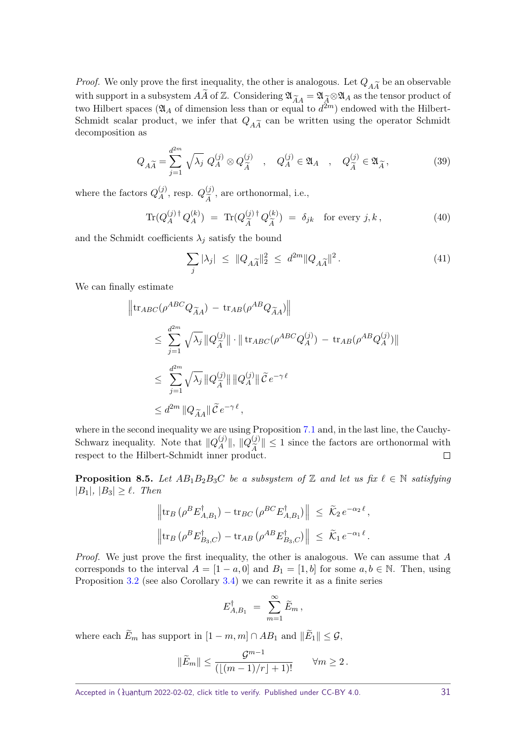*Proof.* We only prove the first inequality, the other is analogous. Let $Q_{A\widetilde{A}}$ be an observable with support in a subsystem $A\widetilde{A}$ of $\mathbb{Z}$. Considering $\mathfrak{A}_{\widetilde{A}A} = \mathfrak{A}_{\widetilde{A}} \otimes \mathfrak{A}_A$ as the tensor product of two Hilbert spaces ($\mathfrak{A}_A$ of dimension less than or equal to $d^{2m}$) endowed with the Hilbert-Schmidt scalar product, we infer that $Q_{A\widetilde{A}}$ can be written using the operator Schmidt decomposition as

$$Q_{A\widetilde{A}} = \sum_{j=1}^{d^{2m}} \sqrt{\lambda_j}\, Q_A^{(j)} \otimes Q_{\widetilde{A}}^{(j)} \quad , \quad Q_A^{(j)} \in \mathfrak{A}_A \quad , \quad Q_{\widetilde{A}}^{(j)} \in \mathfrak{A}_{\widetilde{A}} \,, \tag{39}$$

where the factors $Q_A^{(j)}$, resp. $Q_{\widetilde{A}}^{(j)}$, are orthonormal, i.e.,

$$\mathrm{Tr}(Q_A^{(j)\,\dagger}\, Q_A^{(k)}) \;=\; \mathrm{Tr}(Q_{\widetilde{A}}^{(j)\,\dagger}\, Q_{\widetilde{A}}^{(k)}) \;=\; \delta_{jk} \quad \text{for every } j,k\,, \tag{40}$$

and the Schmidt coefficients $\lambda_j$ satisfy the bound

$$\sum_j |\lambda_j| \;\leq\; \|Q_{A\widetilde{A}}\|_2^2 \;\leq\; d^{2m}\|Q_{A\widetilde{A}}\|^2\,. \tag{41}$$

We can finally estimate

$$\begin{aligned}
&\left\| \mathrm{tr}_{ABC}(\rho^{ABC} Q_{\widetilde{A}A}) \;-\; \mathrm{tr}_{AB}(\rho^{AB} Q_{\widetilde{A}A}) \right\| \\
&\quad\leq\; \sum_{j=1}^{d^{2m}} \sqrt{\lambda_j}\, \|Q_{\widetilde{A}}^{(j)}\| \cdot \|\, \mathrm{tr}_{ABC}(\rho^{ABC} Q_A^{(j)}) \;-\; \mathrm{tr}_{AB}(\rho^{AB} Q_A^{(j)})\| \\
&\quad\leq\; \sum_{j=1}^{d^{2m}} \sqrt{\lambda_j}\, \|Q_{\widetilde{A}}^{(j)}\|\, \|Q_A^{(j)}\|\, \widetilde{\mathcal{C}}\, e^{-\gamma\,\ell} \\
&\quad\leq d^{2m}\, \|Q_{\widetilde{A}A}\|\, \widetilde{\mathcal{C}}\, e^{-\gamma\,\ell}\,,
\end{aligned}$$

where in the second inequality we are using Proposition 7.1 and, in the last line, the Cauchy-Schwarz inequality. Note that $\|Q_A^{(j)}\|$, $\|Q_{\widetilde{A}}^{(j)}\| \leq 1$ since the factors are orthonormal with respect to the Hilbert-Schmidt inner product. $\square$

**Proposition 8.5.** *Let $AB_1B_2B_3C$ be a subsystem of $\mathbb{Z}$ and let us fix $\ell \in \mathbb{N}$ satisfying $|B_1|, |B_3| \geq \ell$. Then*

$$\left\| \mathrm{tr}_B\left(\rho^B E_{A,B_1}^\dagger\right) - \mathrm{tr}_{BC}\left(\rho^{BC} E_{A,B_1}^\dagger\right) \right\| \;\leq\; \widetilde{\mathcal{K}}_2\, e^{-\alpha_2\,\ell}\,,$$

$$\left\| \mathrm{tr}_B\left(\rho^B E_{B_3,C}^\dagger\right) - \mathrm{tr}_{AB}\left(\rho^{AB} E_{B_3,C}^\dagger\right) \right\| \;\leq\; \widetilde{\mathcal{K}}_1\, e^{-\alpha_1\,\ell}\,.$$

*Proof.* We just prove the first inequality, the other is analogous. We can assume that $A$ corresponds to the interval $A = [1-a, 0]$ and $B_1 = [1, b]$ for some $a, b \in \mathbb{N}$. Then, using Proposition 3.2 (see also Corollary 3.4) we can rewrite it as a finite series

$$E_{A,B_1}^\dagger \;=\; \sum_{m=1}^{\infty} \widetilde{E}_m\,,$$

where each $\widetilde{E}_m$ has support in $[1-m, m] \cap AB_1$ and $\|\widetilde{E}_1\| \leq \mathcal{G}$,

$$\|\widetilde{E}_m\| \leq \frac{\mathcal{G}^{m-1}}{(\lfloor (m-1)/r \rfloor + 1)!} \qquad \forall m \geq 2\,.$$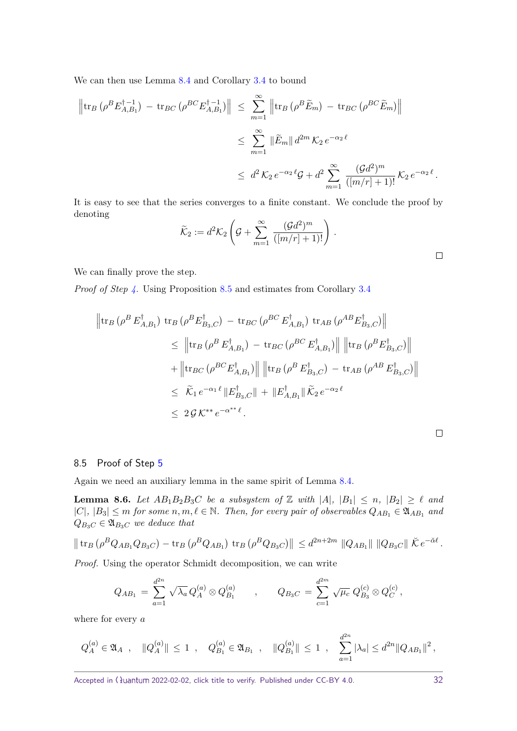We can then use Lemma 8.4 and Corollary 3.4 to bound

$$
\begin{aligned}
\left\| \operatorname{tr}_B\left(\rho^B E^{\dagger\,-1}_{A,B_1}\right) \,-\, \operatorname{tr}_{BC}\left(\rho^{BC} E^{\dagger\,-1}_{A,B_1}\right)\right\| \;&\leq\; \sum_{m=1}^{\infty} \left\| \operatorname{tr}_B\left(\rho^B \widetilde{E}_m\right) \,-\, \operatorname{tr}_{BC}\left(\rho^{BC} \widetilde{E}_m\right)\right\| \\
&\leq\; \sum_{m=1}^{\infty} \|\widetilde{E}_m\|\, d^{2m}\, \mathcal{K}_2\, e^{-\alpha_2 \ell} \\
&\leq\; d^2\, \mathcal{K}_2\, e^{-\alpha_2 \ell} \mathcal{G} + d^2 \sum_{m=1}^{\infty} \frac{(\mathcal{G} d^2)^m}{([m/r]+1)!}\, \mathcal{K}_2\, e^{-\alpha_2 \ell}\,.
\end{aligned}
$$

It is easy to see that the series converges to a finite constant. We conclude the proof by denoting

$$
\widetilde{\mathcal{K}}_2 := d^2 \mathcal{K}_2 \left( \mathcal{G} + \sum_{m=1}^{\infty} \frac{(\mathcal{G} d^2)^m}{([m/r]+1)!}\right).
$$

□

We can finally prove the step.

*Proof of Step 4.* Using Proposition 8.5 and estimates from Corollary 3.4

$$
\begin{aligned}
&\left\| \operatorname{tr}_B\left(\rho^B\, E^{\dagger}_{A,B_1}\right)\, \operatorname{tr}_B\left(\rho^B E^{\dagger}_{B_3,C}\right) \,-\, \operatorname{tr}_{BC}\left(\rho^{BC}\, E^{\dagger}_{A,B_1}\right)\, \operatorname{tr}_{AB}\left(\rho^{AB} E^{\dagger}_{B_3,C}\right)\right\| \\
&\quad\leq\; \left\| \operatorname{tr}_B\left(\rho^B\, E^{\dagger}_{A,B_1}\right) \,-\, \operatorname{tr}_{BC}\left(\rho^{BC}\, E^{\dagger}_{A,B_1}\right)\right\| \, \left\| \operatorname{tr}_B\left(\rho^B E^{\dagger}_{B_3,C}\right)\right\| \\
&\quad+ \left\| \operatorname{tr}_{BC}\left(\rho^{BC} E^{\dagger}_{A,B_1}\right)\right\| \, \left\| \operatorname{tr}_B\left(\rho^B\, E^{\dagger}_{B_3,C}\right) \,-\, \operatorname{tr}_{AB}\left(\rho^{AB}\, E^{\dagger}_{B_3,C}\right)\right\| \\
&\quad\leq\; \widetilde{\mathcal{K}}_1\, e^{-\alpha_1 \ell}\, \|E^{\dagger}_{B_3,C}\| \,+\, \|E^{\dagger}_{A,B_1}\|\, \widetilde{\mathcal{K}}_2\, e^{-\alpha_2 \ell} \\
&\quad\leq\; 2\, \mathcal{G}\, \mathcal{K}^{**}\, e^{-\alpha^{**} \ell}\,.
\end{aligned}
$$

□

## 8.5 Proof of Step 5

Again we need an auxiliary lemma in the same spirit of Lemma 8.4.

**Lemma 8.6.** *Let $AB_1B_2B_3C$ be a subsystem of $\mathbb{Z}$ with $|A|$, $|B_1| \leq n$, $|B_2| \geq \ell$ and $|C|$, $|B_3| \leq m$ for some $n, m, \ell \in \mathbb{N}$. Then, for every pair of observables $Q_{AB_1} \in \mathfrak{A}_{AB_1}$ and $Q_{B_3C} \in \mathfrak{A}_{B_3C}$ we deduce that*

$$
\left\| \operatorname{tr}_B\left(\rho^B Q_{AB_1} Q_{B_3C}\right) - \operatorname{tr}_B\left(\rho^B Q_{AB_1}\right)\, \operatorname{tr}_B\left(\rho^B Q_{B_3C}\right)\right\| \,\leq d^{2n+2m}\, \|Q_{AB_1}\|\, \|Q_{B_3C}\|\, \check{\mathcal{K}}\, e^{-\check{\alpha}\ell}\,.
$$

*Proof.* Using the operator Schmidt decomposition, we can write

$$
Q_{AB_1} \,=\, \sum_{a=1}^{d^{2n}} \sqrt{\lambda_a}\, Q^{(a)}_{A} \otimes Q^{(a)}_{B_1} \qquad , \qquad Q_{B_3C} \,=\, \sum_{c=1}^{d^{2m}} \sqrt{\mu_c}\, Q^{(c)}_{B_3} \otimes Q^{(c)}_{C}\,,
$$

where for every $a$

$$
Q^{(a)}_A \in \mathfrak{A}_A \;\;, \quad \|Q^{(a)}_A\| \,\leq\, 1 \;\;, \quad Q^{(a)}_{B_1} \in \mathfrak{A}_{B_1} \;\;, \quad \|Q^{(a)}_{B_1}\| \,\leq\, 1 \;\;, \quad \sum_{a=1}^{d^{2n}} |\lambda_a| \leq d^{2n} \|Q_{AB_1}\|^2,
$$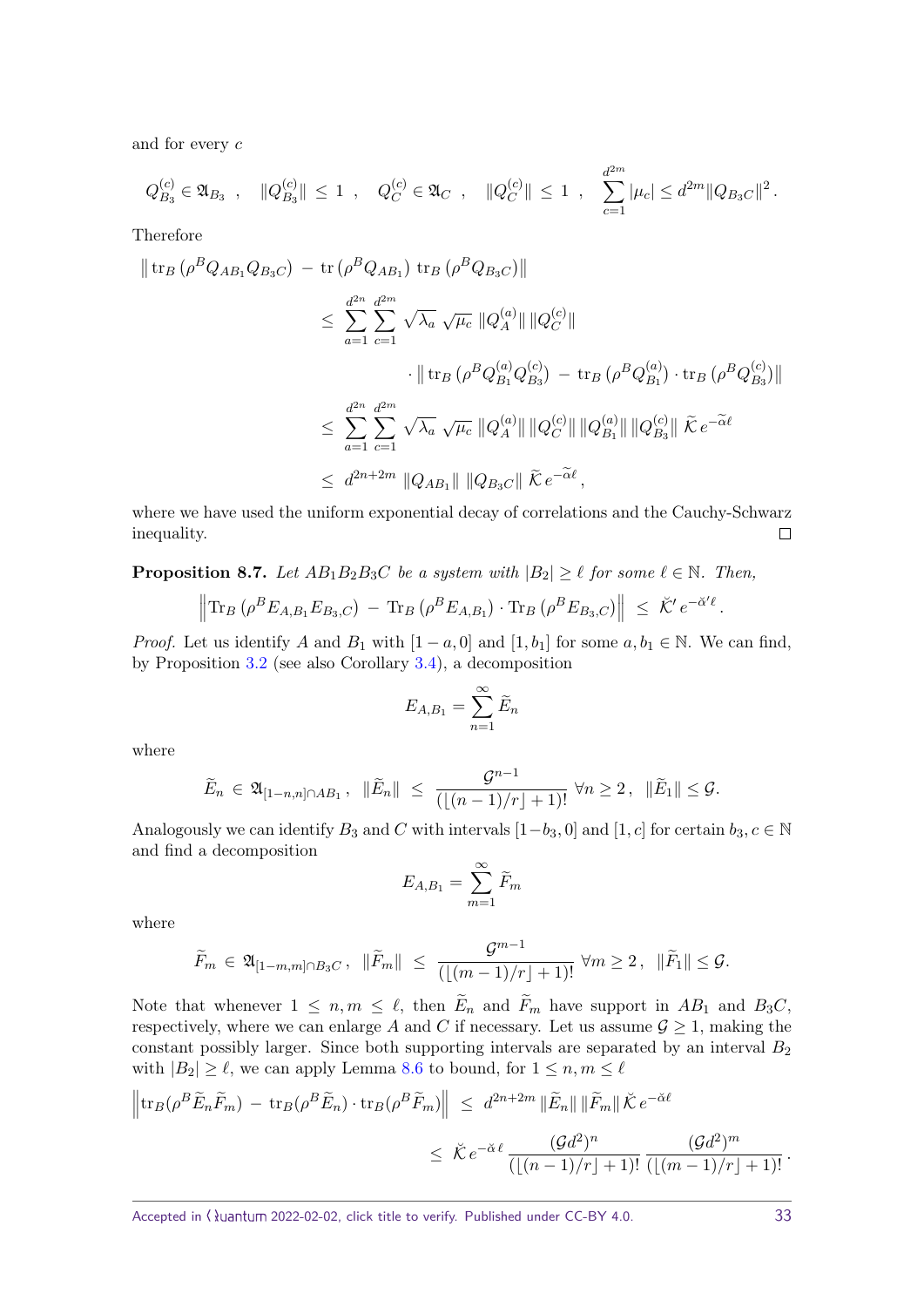and for every $c$

$$Q_{B_3}^{(c)} \in \mathfrak{A}_{B_3} \ , \quad \|Q_{B_3}^{(c)}\| \leq 1 \ , \quad Q_C^{(c)} \in \mathfrak{A}_C \ , \quad \|Q_C^{(c)}\| \leq 1 \ , \quad \sum_{c=1}^{d^{2m}} |\mu_c| \leq d^{2m} \|Q_{B_3 C}\|^2 .$$

Therefore

$$\begin{aligned}
\| \operatorname{tr}_B (\rho^B Q_{AB_1} Q_{B_3 C}) \, - \, \operatorname{tr} (\rho^B Q_{AB_1}) \, \operatorname{tr}_B (\rho^B Q_{B_3 C}) \| & \\
\leq \sum_{a=1}^{d^{2n}} \sum_{c=1}^{d^{2m}} \sqrt{\lambda_a} \, \sqrt{\mu_c} \, \|Q_A^{(a)}\| \, \|Q_C^{(c)}\| & \\
\cdot \| \operatorname{tr}_B (\rho^B Q_{B_1}^{(a)} Q_{B_3}^{(c)}) \, - \, \operatorname{tr}_B (\rho^B Q_{B_1}^{(a)}) \cdot \operatorname{tr}_B (\rho^B Q_{B_3}^{(c)}) \| & \\
\leq \sum_{a=1}^{d^{2n}} \sum_{c=1}^{d^{2m}} \sqrt{\lambda_a} \, \sqrt{\mu_c} \, \|Q_A^{(a)}\| \, \|Q_C^{(c)}\| \, \|Q_{B_1}^{(a)}\| \, \|Q_{B_3}^{(c)}\| \, \widetilde{\mathcal{K}} \, e^{-\widetilde{\alpha} \ell} & \\
\leq d^{2n+2m} \, \|Q_{AB_1}\| \, \|Q_{B_3 C}\| \, \widetilde{\mathcal{K}} \, e^{-\widetilde{\alpha} \ell} , &
\end{aligned}$$

where we have used the uniform exponential decay of correlations and the Cauchy-Schwarz inequality. □

**Proposition 8.7.** *Let $AB_1B_2B_3C$ be a system with $|B_2| \geq \ell$ for some $\ell \in \mathbb{N}$. Then,*

$$\left\| \operatorname{Tr}_B (\rho^B E_{A,B_1} E_{B_3,C}) \, - \, \operatorname{Tr}_B (\rho^B E_{A,B_1}) \cdot \operatorname{Tr}_B (\rho^B E_{B_3,C}) \right\| \, \leq \, \breve{\mathcal{K}}' \, e^{-\breve{\alpha}' \ell} .$$

*Proof.* Let us identify $A$ and $B_1$ with $[1-a, 0]$ and $[1, b_1]$ for some $a, b_1 \in \mathbb{N}$. We can find, by Proposition 3.2 (see also Corollary 3.4), a decomposition

$$E_{A,B_1} = \sum_{n=1}^{\infty} \widetilde{E}_n$$

where

$$\widetilde{E}_n \, \in \, \mathfrak{A}_{[1-n,n] \cap AB_1} \, , \ \ \|\widetilde{E}_n\| \, \leq \, \frac{\mathcal{G}^{n-1}}{(\lfloor (n-1)/r \rfloor + 1)!} \; \forall n \geq 2 \, , \ \ \|\widetilde{E}_1\| \leq \mathcal{G}.$$

Analogously we can identify $B_3$ and $C$ with intervals $[1-b_3, 0]$ and $[1, c]$ for certain $b_3, c \in \mathbb{N}$ and find a decomposition

$$E_{A,B_1} = \sum_{m=1}^{\infty} \widetilde{F}_m$$

where

$$\widetilde{F}_m \, \in \, \mathfrak{A}_{[1-m,m] \cap B_3 C} \, , \ \ \|\widetilde{F}_m\| \, \leq \, \frac{\mathcal{G}^{m-1}}{(\lfloor (m-1)/r \rfloor + 1)!} \; \forall m \geq 2 \, , \ \ \|\widetilde{F}_1\| \leq \mathcal{G}.$$

Note that whenever $1 \leq n, m \leq \ell$, then $\widetilde{E}_n$ and $\widetilde{F}_m$ have support in $AB_1$ and $B_3C$, respectively, where we can enlarge $A$ and $C$ if necessary. Let us assume $\mathcal{G} \geq 1$, making the constant possibly larger. Since both supporting intervals are separated by an interval $B_2$ with $|B_2| \geq \ell$, we can apply Lemma 8.6 to bound, for $1 \leq n, m \leq \ell$

$$\begin{aligned}
\left\| \operatorname{tr}_B(\rho^B \widetilde{E}_n \widetilde{F}_m) \, - \, \operatorname{tr}_B(\rho^B \widetilde{E}_n) \cdot \operatorname{tr}_B(\rho^B \widetilde{F}_m) \right\| \, & \leq \, d^{2n+2m} \, \|\widetilde{E}_n\| \, \|\widetilde{F}_m\| \, \breve{\mathcal{K}} \, e^{-\breve{\alpha} \ell} \\
& \leq \, \breve{\mathcal{K}} \, e^{-\breve{\alpha} \, \ell} \, \frac{(\mathcal{G} d^2)^n}{(\lfloor (n-1)/r \rfloor + 1)!} \, \frac{(\mathcal{G} d^2)^m}{(\lfloor (m-1)/r \rfloor + 1)!} .
\end{aligned}$$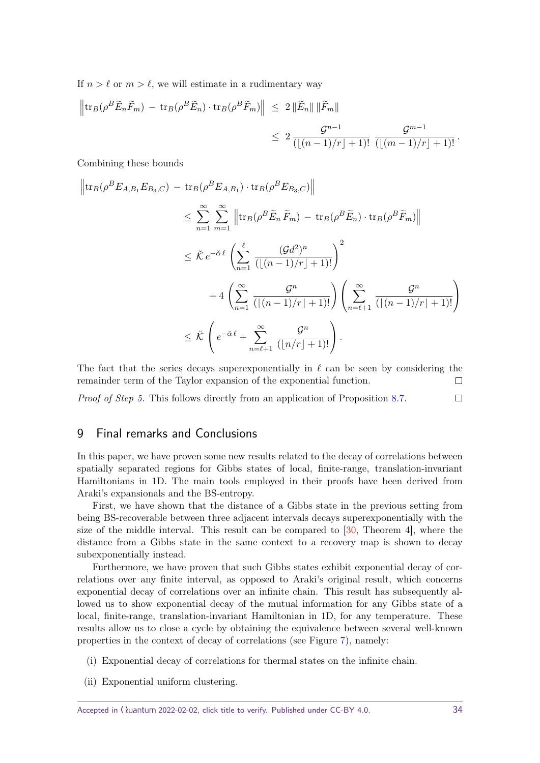If $n > \ell$ or $m > \ell$, we will estimate in a rudimentary way

$$
\begin{aligned}
\left\| \operatorname{tr}_B(\rho^B \widetilde{E}_n \widetilde{F}_m) \,-\, \operatorname{tr}_B(\rho^B \widetilde{E}_n) \cdot \operatorname{tr}_B(\rho^B \widetilde{F}_m) \right\| \;&\leq\; 2\, \|\widetilde{E}_n\|\, \|\widetilde{F}_m\| \\
&\leq\; 2\, \frac{\mathcal{G}^{n-1}}{(\lfloor (n-1)/r \rfloor + 1)!}\; \frac{\mathcal{G}^{m-1}}{(\lfloor (m-1)/r \rfloor + 1)!}\,.
\end{aligned}
$$

Combining these bounds

$$
\begin{aligned}
&\left\| \operatorname{tr}_B(\rho^B E_{A,B_1} E_{B_3,C}) \,-\, \operatorname{tr}_B(\rho^B E_{A,B_1}) \cdot \operatorname{tr}_B(\rho^B E_{B_3,C}) \right\| \\
&\qquad \leq \sum_{n=1}^{\infty} \sum_{m=1}^{\infty} \left\| \operatorname{tr}_B(\rho^B \widetilde{E}_n \, \widetilde{F}_m) \,-\, \operatorname{tr}_B(\rho^B \widetilde{E}_n) \cdot \operatorname{tr}_B(\rho^B \widetilde{F}_m) \right\| \\
&\qquad \leq \breve{\mathcal{K}}\, e^{-\breve{\alpha}\,\ell} \left( \sum_{n=1}^{\ell} \frac{(\mathcal{G} d^2)^n}{(\lfloor (n-1)/r \rfloor + 1)!} \right)^2 \\
&\qquad\qquad + 4 \left( \sum_{n=1}^{\infty} \frac{\mathcal{G}^n}{(\lfloor (n-1)/r \rfloor + 1)!} \right) \left( \sum_{n=\ell+1}^{\infty} \frac{\mathcal{G}^n}{(\lfloor (n-1)/r \rfloor + 1)!} \right) \\
&\qquad \leq \breve{\mathcal{K}} \left( e^{-\breve{\alpha}\,\ell} + \sum_{n=\ell+1}^{\infty} \frac{\mathcal{G}^n}{(\lfloor n/r \rfloor + 1)!} \right).
\end{aligned}
$$

The fact that the series decays superexponentially in $\ell$ can be seen by considering the remainder term of the Taylor expansion of the exponential function. ∎

*Proof of Step 5.* This follows directly from an application of Proposition 8.7. ∎

## 9 Final remarks and Conclusions

In this paper, we have proven some new results related to the decay of correlations between spatially separated regions for Gibbs states of local, finite-range, translation-invariant Hamiltonians in 1D. The main tools employed in their proofs have been derived from Araki's expansionals and the BS-entropy.

First, we have shown that the distance of a Gibbs state in the previous setting from being BS-recoverable between three adjacent intervals decays superexponentially with the size of the middle interval. This result can be compared to [30, Theorem 4], where the distance from a Gibbs state in the same context to a recovery map is shown to decay subexponentially instead.

Furthermore, we have proven that such Gibbs states exhibit exponential decay of correlations over any finite interval, as opposed to Araki's original result, which concerns exponential decay of correlations over an infinite chain. This result has subsequently allowed us to show exponential decay of the mutual information for any Gibbs state of a local, finite-range, translation-invariant Hamiltonian in 1D, for any temperature. These results allow us to close a cycle by obtaining the equivalence between several well-known properties in the context of decay of correlations (see Figure 7), namely:

(i) Exponential decay of correlations for thermal states on the infinite chain.

(ii) Exponential uniform clustering.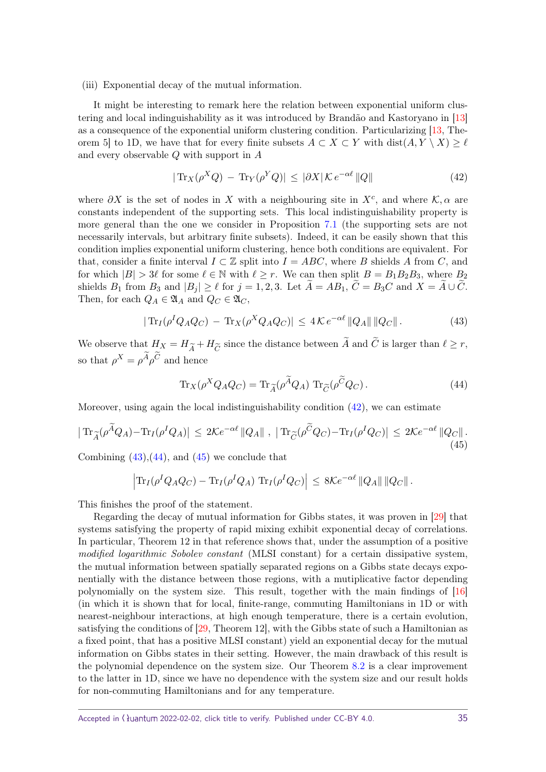(iii) Exponential decay of the mutual information.

It might be interesting to remark here the relation between exponential uniform clustering and local indinguishability as it was introduced by Brandão and Kastoryano in [13] as a consequence of the exponential uniform clustering condition. Particularizing [13, Theorem 5] to 1D, we have that for every finite subsets $A \subset X \subset Y$ with $\operatorname{dist}(A, Y \setminus X) \geq \ell$ and every observable $Q$ with support in $A$

$$|\operatorname{Tr}_X(\rho^X Q) \, - \, \operatorname{Tr}_Y(\rho^Y Q)| \, \leq \, |\partial X| \, \mathcal{K} \, e^{-\alpha \ell} \, \|Q\| \tag{42}$$

where $\partial X$ is the set of nodes in $X$ with a neighbouring site in $X^c$, and where $\mathcal{K}, \alpha$ are constants independent of the supporting sets. This local indistinguishability property is more general than the one we consider in Proposition 7.1 (the supporting sets are not necessarily intervals, but arbitrary finite subsets). Indeed, it can be easily shown that this condition implies exponential uniform clustering, hence both conditions are equivalent. For that, consider a finite interval $I \subset \mathbb{Z}$ split into $I = ABC$, where $B$ shields $A$ from $C$, and for which $|B| > 3\ell$ for some $\ell \in \mathbb{N}$ with $\ell \geq r$. We can then split $B = B_1 B_2 B_3$, where $B_2$ shields $B_1$ from $B_3$ and $|B_j| \geq \ell$ for $j = 1, 2, 3$. Let $\widetilde{A} = AB_1$, $\widetilde{C} = B_3 C$ and $X = \widetilde{A} \cup \widetilde{C}$. Then, for each $Q_A \in \mathfrak{A}_A$ and $Q_C \in \mathfrak{A}_C$,

$$|\operatorname{Tr}_I(\rho^I Q_A Q_C) \, - \, \operatorname{Tr}_X(\rho^X Q_A Q_C)| \, \leq \, 4 \, \mathcal{K} \, e^{-\alpha \ell} \, \|Q_A\| \, \|Q_C\| \, . \tag{43}$$

We observe that $H_X = H_{\widetilde{A}} + H_{\widetilde{C}}$ since the distance between $\widetilde{A}$ and $\widetilde{C}$ is larger than $\ell \geq r$, so that $\rho^X = \rho^{\widetilde{A}} \rho^{\widetilde{C}}$ and hence

$$\operatorname{Tr}_X(\rho^X Q_A Q_C) = \operatorname{Tr}_{\widetilde{A}}(\rho^{\widetilde{A}} Q_A) \, \operatorname{Tr}_{\widetilde{C}}(\rho^{\widetilde{C}} Q_C) \, . \tag{44}$$

Moreover, using again the local indistinguishability condition (42), we can estimate

$$\left| \operatorname{Tr}_{\widetilde{A}}(\rho^{\widetilde{A}} Q_A) - \operatorname{Tr}_I(\rho^I Q_A) \right| \, \leq \, 2\mathcal{K} e^{-\alpha \ell} \, \|Q_A\| \; , \; \left| \operatorname{Tr}_{\widetilde{C}}(\rho^{\widetilde{C}} Q_C) - \operatorname{Tr}_I(\rho^I Q_C) \right| \, \leq \, 2\mathcal{K} e^{-\alpha \ell} \, \|Q_C\| \, . \tag{45}$$

Combining (43),(44), and (45) we conclude that

$$\left| \operatorname{Tr}_I(\rho^I Q_A Q_C) - \operatorname{Tr}_I(\rho^I Q_A) \, \operatorname{Tr}_I(\rho^I Q_C) \right| \, \leq \, 8\mathcal{K} e^{-\alpha \ell} \, \|Q_A\| \, \|Q_C\| \, .$$

This finishes the proof of the statement.

Regarding the decay of mutual information for Gibbs states, it was proven in [29] that systems satisfying the property of rapid mixing exhibit exponential decay of correlations. In particular, Theorem 12 in that reference shows that, under the assumption of a positive *modified logarithmic Sobolev constant* (MLSI constant) for a certain dissipative system, the mutual information between spatially separated regions on a Gibbs state decays exponentially with the distance between those regions, with a mutiplicative factor depending polynomially on the system size. This result, together with the main findings of [16] (in which it is shown that for local, finite-range, commuting Hamiltonians in 1D or with nearest-neighbour interactions, at high enough temperature, there is a certain evolution, satisfying the conditions of [29, Theorem 12], with the Gibbs state of such a Hamiltonian as a fixed point, that has a positive MLSI constant) yield an exponential decay for the mutual information on Gibbs states in their setting. However, the main drawback of this result is the polynomial dependence on the system size. Our Theorem 8.2 is a clear improvement to the latter in 1D, since we have no dependence with the system size and our result holds for non-commuting Hamiltonians and for any temperature.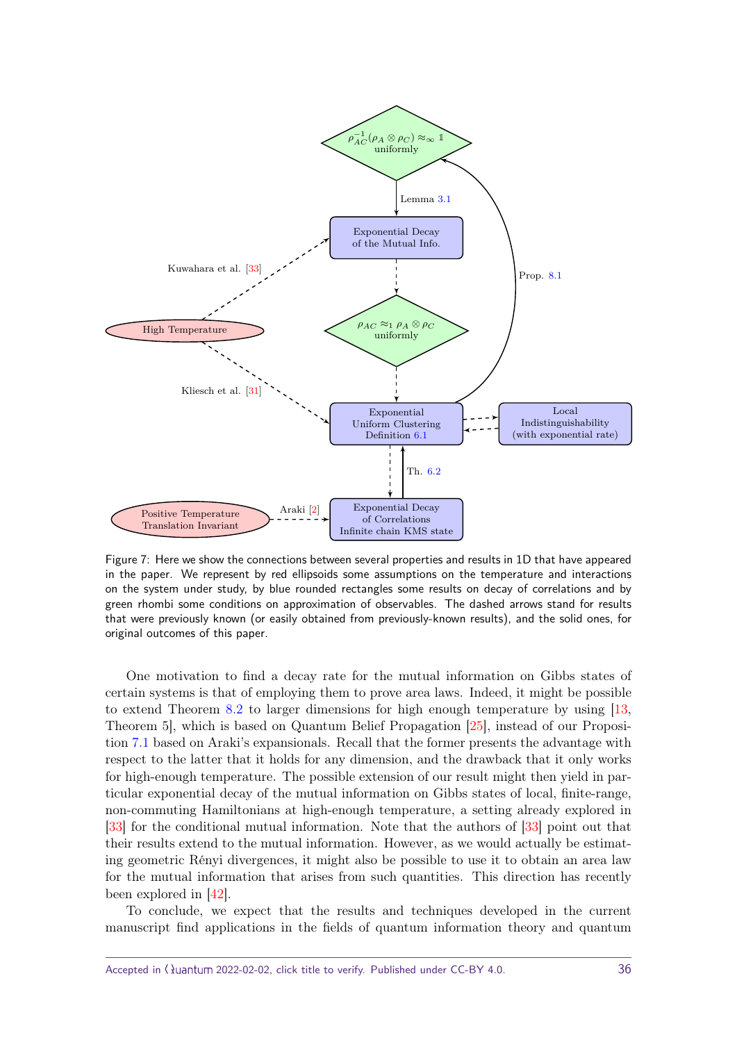Figure 7: Here we show the connections between several properties and results in 1D that have appeared in the paper. We represent by red ellipsoids some assumptions on the temperature and interactions on the system under study, by blue rounded rectangles some results on decay of correlations and by green rhombi some conditions on approximation of observables. The dashed arrows stand for results that were previously known (or easily obtained from previously-known results), and the solid ones, for original outcomes of this paper.

One motivation to find a decay rate for the mutual information on Gibbs states of certain systems is that of employing them to prove area laws. Indeed, it might be possible to extend Theorem 8.2 to larger dimensions for high enough temperature by using [13, Theorem 5], which is based on Quantum Belief Propagation [25], instead of our Proposition 7.1 based on Araki's expansionals. Recall that the former presents the advantage with respect to the latter that it holds for any dimension, and the drawback that it only works for high-enough temperature. The possible extension of our result might then yield in particular exponential decay of the mutual information on Gibbs states of local, finite-range, non-commuting Hamiltonians at high-enough temperature, a setting already explored in [33] for the conditional mutual information. Note that the authors of [33] point out that their results extend to the mutual information. However, as we would actually be estimating geometric Rényi divergences, it might also be possible to use it to obtain an area law for the mutual information that arises from such quantities. This direction has recently been explored in [42].

To conclude, we expect that the results and techniques developed in the current manuscript find applications in the fields of quantum information theory and quantum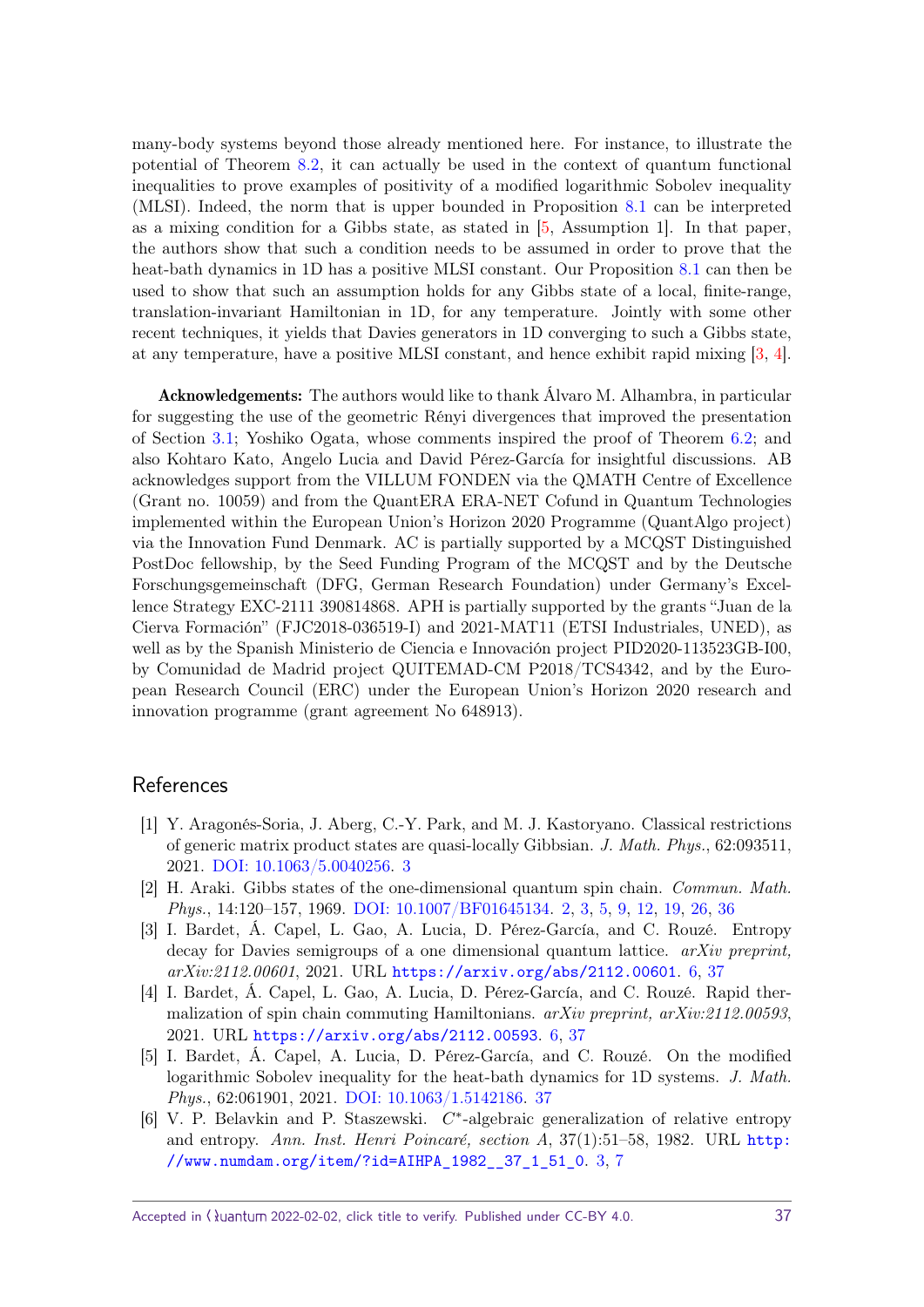many-body systems beyond those already mentioned here. For instance, to illustrate the potential of Theorem 8.2, it can actually be used in the context of quantum functional inequalities to prove examples of positivity of a modified logarithmic Sobolev inequality (MLSI). Indeed, the norm that is upper bounded in Proposition 8.1 can be interpreted as a mixing condition for a Gibbs state, as stated in [5, Assumption 1]. In that paper, the authors show that such a condition needs to be assumed in order to prove that the heat-bath dynamics in 1D has a positive MLSI constant. Our Proposition 8.1 can then be used to show that such an assumption holds for any Gibbs state of a local, finite-range, translation-invariant Hamiltonian in 1D, for any temperature. Jointly with some other recent techniques, it yields that Davies generators in 1D converging to such a Gibbs state, at any temperature, have a positive MLSI constant, and hence exhibit rapid mixing [3, 4].

**Acknowledgements:** The authors would like to thank Álvaro M. Alhambra, in particular for suggesting the use of the geometric Rényi divergences that improved the presentation of Section 3.1; Yoshiko Ogata, whose comments inspired the proof of Theorem 6.2; and also Kohtaro Kato, Angelo Lucia and David Pérez-García for insightful discussions. AB acknowledges support from the VILLUM FONDEN via the QMATH Centre of Excellence (Grant no. 10059) and from the QuantERA ERA-NET Cofund in Quantum Technologies implemented within the European Union's Horizon 2020 Programme (QuantAlgo project) via the Innovation Fund Denmark. AC is partially supported by a MCQST Distinguished PostDoc fellowship, by the Seed Funding Program of the MCQST and by the Deutsche Forschungsgemeinschaft (DFG, German Research Foundation) under Germany's Excellence Strategy EXC-2111 390814868. APH is partially supported by the grants "Juan de la Cierva Formación" (FJC2018-036519-I) and 2021-MAT11 (ETSI Industriales, UNED), as well as by the Spanish Ministerio de Ciencia e Innovación project PID2020-113523GB-I00, by Comunidad de Madrid project QUITEMAD-CM P2018/TCS4342, and by the European Research Council (ERC) under the European Union's Horizon 2020 research and innovation programme (grant agreement No 648913).

## References

[1] Y. Aragonés-Soria, J. Aberg, C.-Y. Park, and M. J. Kastoryano. Classical restrictions of generic matrix product states are quasi-locally Gibbsian. *J. Math. Phys.*, 62:093511, 2021. DOI: 10.1063/5.0040256. 3

[2] H. Araki. Gibbs states of the one-dimensional quantum spin chain. *Commun. Math. Phys.*, 14:120–157, 1969. DOI: 10.1007/BF01645134. 2, 3, 5, 9, 12, 19, 26, 36

[3] I. Bardet, Á. Capel, L. Gao, A. Lucia, D. Pérez-García, and C. Rouzé. Entropy decay for Davies semigroups of a one dimensional quantum lattice. *arXiv preprint, arXiv:2112.00601*, 2021. URL https://arxiv.org/abs/2112.00601. 6, 37

[4] I. Bardet, Á. Capel, L. Gao, A. Lucia, D. Pérez-García, and C. Rouzé. Rapid thermalization of spin chain commuting Hamiltonians. *arXiv preprint, arXiv:2112.00593*, 2021. URL https://arxiv.org/abs/2112.00593. 6, 37

[5] I. Bardet, Á. Capel, A. Lucia, D. Pérez-García, and C. Rouzé. On the modified logarithmic Sobolev inequality for the heat-bath dynamics for 1D systems. *J. Math. Phys.*, 62:061901, 2021. DOI: 10.1063/1.5142186. 37

[6] V. P. Belavkin and P. Staszewski. $C^*$-algebraic generalization of relative entropy and entropy. *Ann. Inst. Henri Poincaré, section A*, 37(1):51–58, 1982. URL http://www.numdam.org/item/?id=AIHPA_1982__37_1_51_0. 3, 7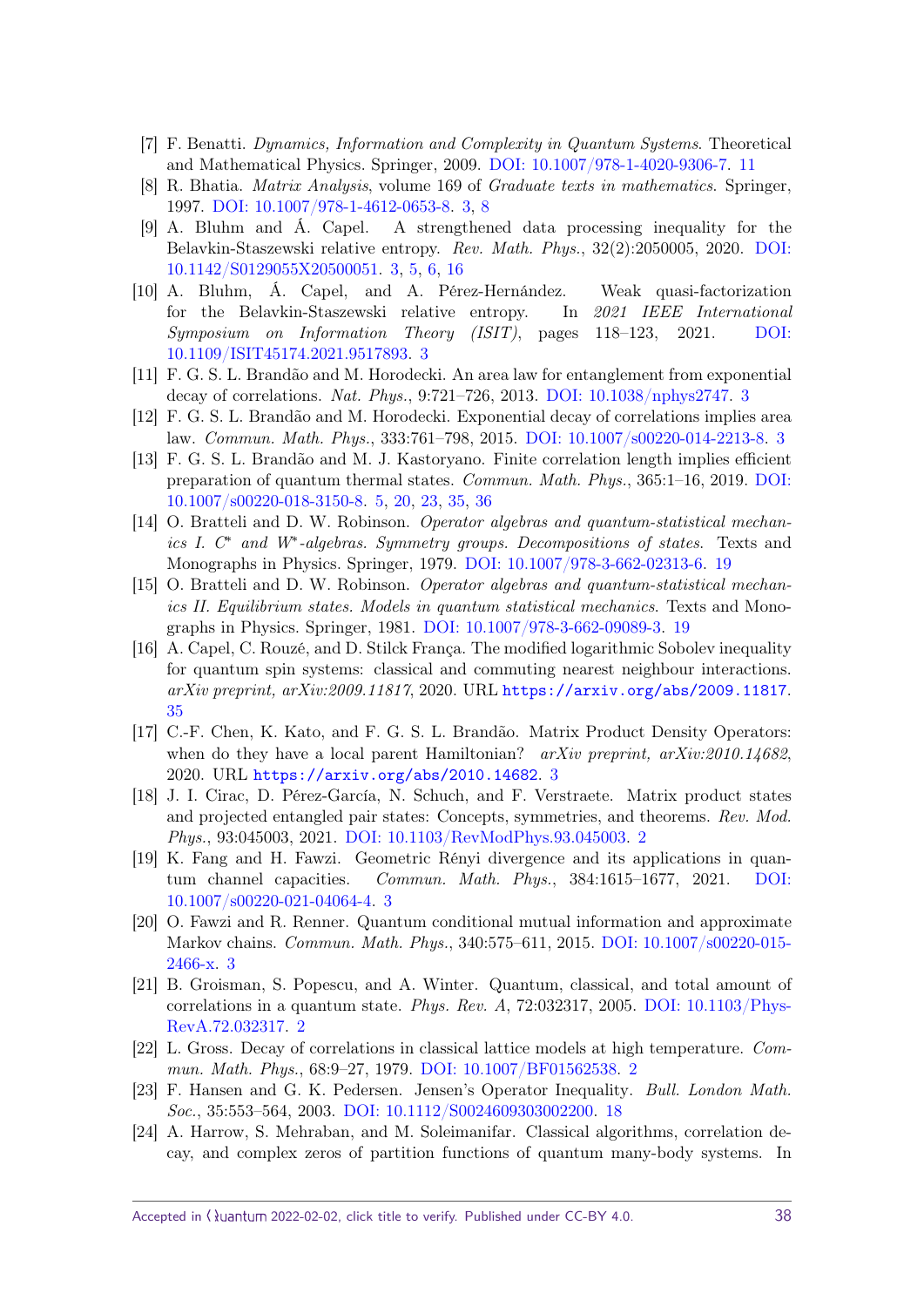[7] F. Benatti. *Dynamics, Information and Complexity in Quantum Systems*. Theoretical and Mathematical Physics. Springer, 2009. DOI: 10.1007/978-1-4020-9306-7. 11

[8] R. Bhatia. *Matrix Analysis*, volume 169 of *Graduate texts in mathematics*. Springer, 1997. DOI: 10.1007/978-1-4612-0653-8. 3, 8

[9] A. Bluhm and Á. Capel. A strengthened data processing inequality for the Belavkin-Staszewski relative entropy. *Rev. Math. Phys.*, 32(2):2050005, 2020. DOI: 10.1142/S0129055X20500051. 3, 5, 6, 16

[10] A. Bluhm, Á. Capel, and A. Pérez-Hernández. Weak quasi-factorization for the Belavkin-Staszewski relative entropy. In *2021 IEEE International Symposium on Information Theory (ISIT)*, pages 118–123, 2021. DOI: 10.1109/ISIT45174.2021.9517893. 3

[11] F. G. S. L. Brandão and M. Horodecki. An area law for entanglement from exponential decay of correlations. *Nat. Phys.*, 9:721–726, 2013. DOI: 10.1038/nphys2747. 3

[12] F. G. S. L. Brandão and M. Horodecki. Exponential decay of correlations implies area law. *Commun. Math. Phys.*, 333:761–798, 2015. DOI: 10.1007/s00220-014-2213-8. 3

[13] F. G. S. L. Brandão and M. J. Kastoryano. Finite correlation length implies efficient preparation of quantum thermal states. *Commun. Math. Phys.*, 365:1–16, 2019. DOI: 10.1007/s00220-018-3150-8. 5, 20, 23, 35, 36

[14] O. Bratteli and D. W. Robinson. *Operator algebras and quantum-statistical mechanics I. C\* and W\*-algebras. Symmetry groups. Decompositions of states*. Texts and Monographs in Physics. Springer, 1979. DOI: 10.1007/978-3-662-02313-6. 19

[15] O. Bratteli and D. W. Robinson. *Operator algebras and quantum-statistical mechanics II. Equilibrium states. Models in quantum statistical mechanics*. Texts and Monographs in Physics. Springer, 1981. DOI: 10.1007/978-3-662-09089-3. 19

[16] A. Capel, C. Rouzé, and D. Stilck França. The modified logarithmic Sobolev inequality for quantum spin systems: classical and commuting nearest neighbour interactions. *arXiv preprint, arXiv:2009.11817*, 2020. URL `https://arxiv.org/abs/2009.11817`. 35

[17] C.-F. Chen, K. Kato, and F. G. S. L. Brandão. Matrix Product Density Operators: when do they have a local parent Hamiltonian? *arXiv preprint, arXiv:2010.14682*, 2020. URL `https://arxiv.org/abs/2010.14682`. 3

[18] J. I. Cirac, D. Pérez-García, N. Schuch, and F. Verstraete. Matrix product states and projected entangled pair states: Concepts, symmetries, and theorems. *Rev. Mod. Phys.*, 93:045003, 2021. DOI: 10.1103/RevModPhys.93.045003. 2

[19] K. Fang and H. Fawzi. Geometric Rényi divergence and its applications in quantum channel capacities. *Commun. Math. Phys.*, 384:1615–1677, 2021. DOI: 10.1007/s00220-021-04064-4. 3

[20] O. Fawzi and R. Renner. Quantum conditional mutual information and approximate Markov chains. *Commun. Math. Phys.*, 340:575–611, 2015. DOI: 10.1007/s00220-015-2466-x. 3

[21] B. Groisman, S. Popescu, and A. Winter. Quantum, classical, and total amount of correlations in a quantum state. *Phys. Rev. A*, 72:032317, 2005. DOI: 10.1103/PhysRevA.72.032317. 2

[22] L. Gross. Decay of correlations in classical lattice models at high temperature. *Commun. Math. Phys.*, 68:9–27, 1979. DOI: 10.1007/BF01562538. 2

[23] F. Hansen and G. K. Pedersen. Jensen's Operator Inequality. *Bull. London Math. Soc.*, 35:553–564, 2003. DOI: 10.1112/S0024609303002200. 18

[24] A. Harrow, S. Mehraban, and M. Soleimanifar. Classical algorithms, correlation decay, and complex zeros of partition functions of quantum many-body systems. In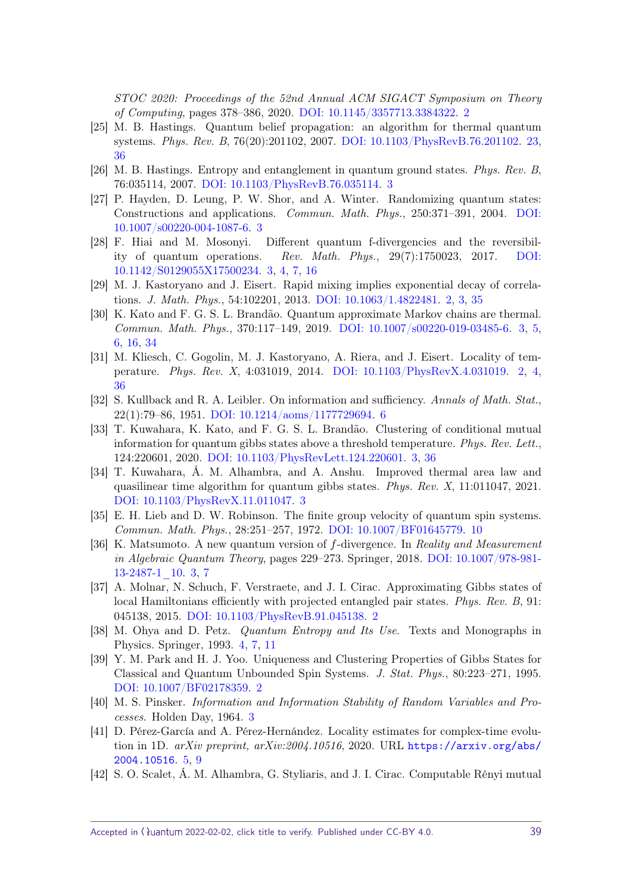*STOC 2020: Proceedings of the 52nd Annual ACM SIGACT Symposium on Theory of Computing*, pages 378–386, 2020. DOI: 10.1145/3357713.3384322. 2

[25] M. B. Hastings. Quantum belief propagation: an algorithm for thermal quantum systems. *Phys. Rev. B*, 76(20):201102, 2007. DOI: 10.1103/PhysRevB.76.201102. 23, 36

[26] M. B. Hastings. Entropy and entanglement in quantum ground states. *Phys. Rev. B*, 76:035114, 2007. DOI: 10.1103/PhysRevB.76.035114. 3

[27] P. Hayden, D. Leung, P. W. Shor, and A. Winter. Randomizing quantum states: Constructions and applications. *Commun. Math. Phys.*, 250:371–391, 2004. DOI: 10.1007/s00220-004-1087-6. 3

[28] F. Hiai and M. Mosonyi. Different quantum f-divergencies and the reversibility of quantum operations. *Rev. Math. Phys.*, 29(7):1750023, 2017. DOI: 10.1142/S0129055X17500234. 3, 4, 7, 16

[29] M. J. Kastoryano and J. Eisert. Rapid mixing implies exponential decay of correlations. *J. Math. Phys.*, 54:102201, 2013. DOI: 10.1063/1.4822481. 2, 3, 35

[30] K. Kato and F. G. S. L. Brandão. Quantum approximate Markov chains are thermal. *Commun. Math. Phys.*, 370:117–149, 2019. DOI: 10.1007/s00220-019-03485-6. 3, 5, 6, 16, 34

[31] M. Kliesch, C. Gogolin, M. J. Kastoryano, A. Riera, and J. Eisert. Locality of temperature. *Phys. Rev. X*, 4:031019, 2014. DOI: 10.1103/PhysRevX.4.031019. 2, 4, 36

[32] S. Kullback and R. A. Leibler. On information and sufficiency. *Annals of Math. Stat.*, 22(1):79–86, 1951. DOI: 10.1214/aoms/1177729694. 6

[33] T. Kuwahara, K. Kato, and F. G. S. L. Brandão. Clustering of conditional mutual information for quantum gibbs states above a threshold temperature. *Phys. Rev. Lett.*, 124:220601, 2020. DOI: 10.1103/PhysRevLett.124.220601. 3, 36

[34] T. Kuwahara, Á. M. Alhambra, and A. Anshu. Improved thermal area law and quasilinear time algorithm for quantum gibbs states. *Phys. Rev. X*, 11:011047, 2021. DOI: 10.1103/PhysRevX.11.011047. 3

[35] E. H. Lieb and D. W. Robinson. The finite group velocity of quantum spin systems. *Commun. Math. Phys.*, 28:251–257, 1972. DOI: 10.1007/BF01645779. 10

[36] K. Matsumoto. A new quantum version of $f$-divergence. In *Reality and Measurement in Algebraic Quantum Theory*, pages 229–273. Springer, 2018. DOI: 10.1007/978-981-13-2487-1_10. 3, 7

[37] A. Molnar, N. Schuch, F. Verstraete, and J. I. Cirac. Approximating Gibbs states of local Hamiltonians efficiently with projected entangled pair states. *Phys. Rev. B*, 91: 045138, 2015. DOI: 10.1103/PhysRevB.91.045138. 2

[38] M. Ohya and D. Petz. *Quantum Entropy and Its Use.* Texts and Monographs in Physics. Springer, 1993. 4, 7, 11

[39] Y. M. Park and H. J. Yoo. Uniqueness and Clustering Properties of Gibbs States for Classical and Quantum Unbounded Spin Systems. *J. Stat. Phys.*, 80:223–271, 1995. DOI: 10.1007/BF02178359. 2

[40] M. S. Pinsker. *Information and Information Stability of Random Variables and Processes.* Holden Day, 1964. 3

[41] D. Pérez-García and A. Pérez-Hernández. Locality estimates for complex-time evolution in 1D. *arXiv preprint, arXiv:2004.10516*, 2020. URL `https://arxiv.org/abs/2004.10516`. 5, 9

[42] S. O. Scalet, Á. M. Alhambra, G. Styliaris, and J. I. Cirac. Computable Rényi mutual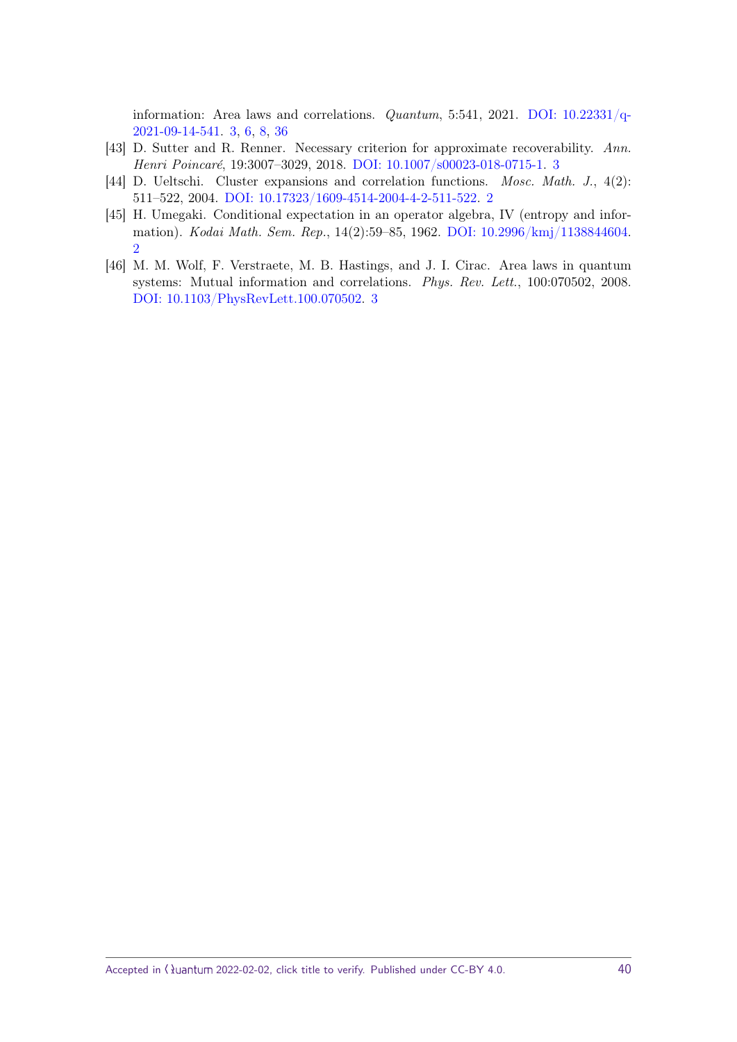information: Area laws and correlations. *Quantum*, 5:541, 2021. DOI: 10.22331/q-2021-09-14-541. 3, 6, 8, 36

[43] D. Sutter and R. Renner. Necessary criterion for approximate recoverability. *Ann. Henri Poincaré*, 19:3007–3029, 2018. DOI: 10.1007/s00023-018-0715-1. 3

[44] D. Ueltschi. Cluster expansions and correlation functions. *Mosc. Math. J.*, 4(2): 511–522, 2004. DOI: 10.17323/1609-4514-2004-4-2-511-522. 2

[45] H. Umegaki. Conditional expectation in an operator algebra, IV (entropy and information). *Kodai Math. Sem. Rep.*, 14(2):59–85, 1962. DOI: 10.2996/kmj/1138844604. 2

[46] M. M. Wolf, F. Verstraete, M. B. Hastings, and J. I. Cirac. Area laws in quantum systems: Mutual information and correlations. *Phys. Rev. Lett.*, 100:070502, 2008. DOI: 10.1103/PhysRevLett.100.070502. 3